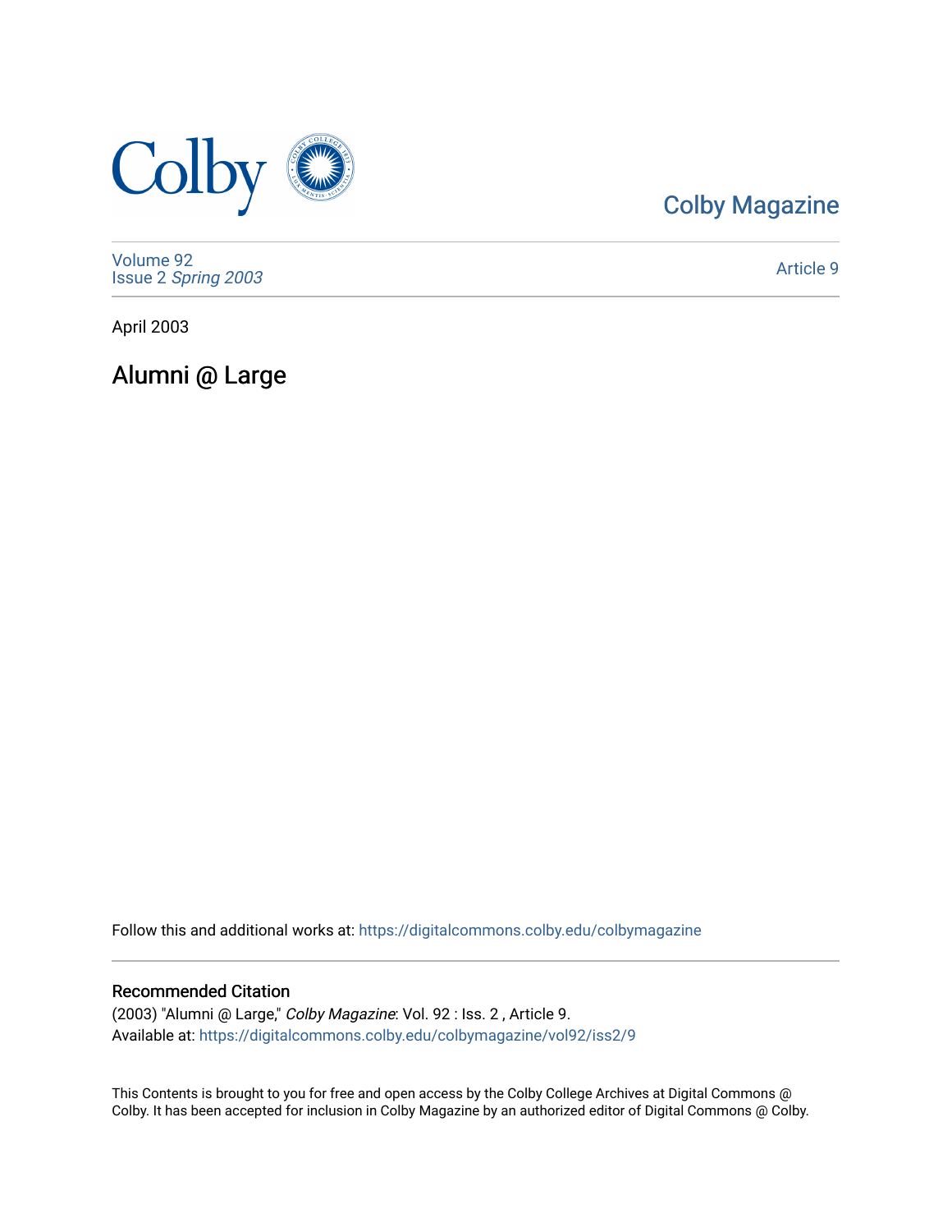Colby Magazine

Volume 92
Issue 2 *Spring 2003*

Article 9

April 2003

# Alumni @ Large

Follow this and additional works at: https://digitalcommons.colby.edu/colbymagazine

## Recommended Citation

(2003) "Alumni @ Large," *Colby Magazine*: Vol. 92 : Iss. 2 , Article 9.
Available at: https://digitalcommons.colby.edu/colbymagazine/vol92/iss2/9

This Contents is brought to you for free and open access by the Colby College Archives at Digital Commons @ Colby. It has been accepted for inclusion in Colby Magazine by an authorized editor of Digital Commons @ Colby.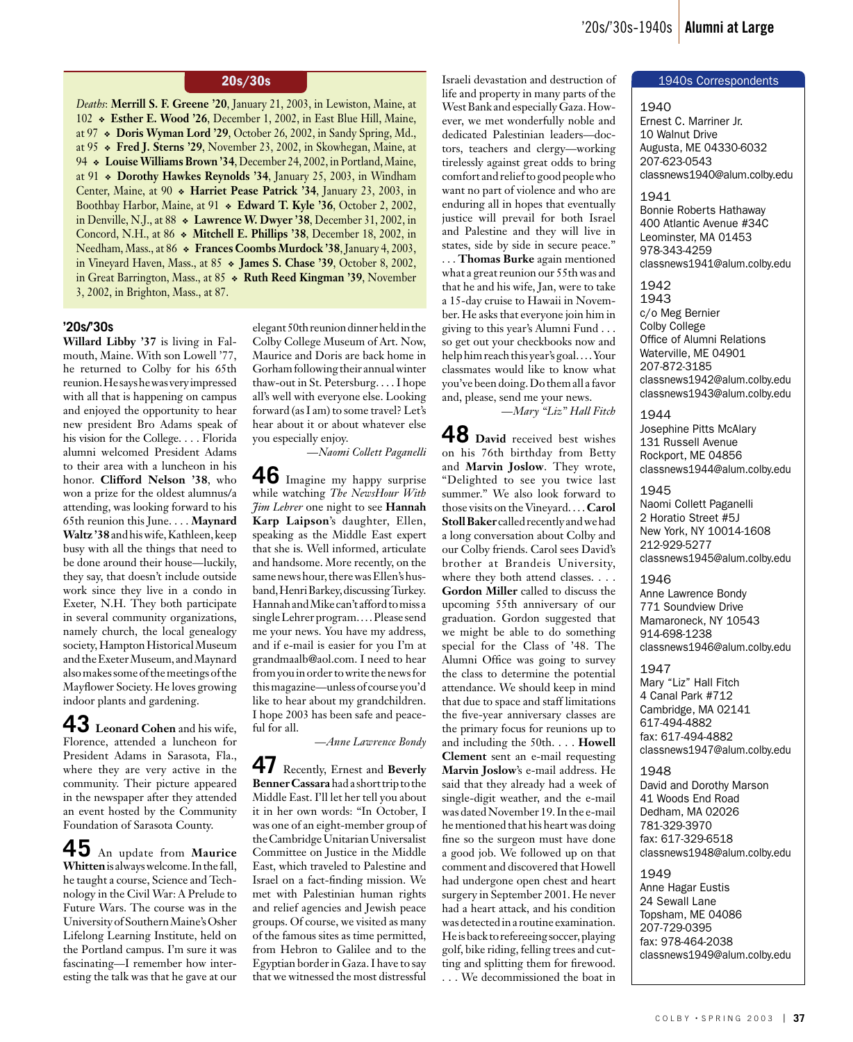## 20s/30s

*Deaths*: **Merrill S. F. Greene '20**, January 21, 2003, in Lewiston, Maine, at 102 ❖ **Esther E. Wood '26**, December 1, 2002, in East Blue Hill, Maine, at 97 ❖ **Doris Wyman Lord '29**, October 26, 2002, in Sandy Spring, Md., at 95 ❖ **Fred J. Sterns '29**, November 23, 2002, in Skowhegan, Maine, at 94 ❖ **Louise Williams Brown '34**, December 24, 2002, in Portland, Maine, at 91 ❖ **Dorothy Hawkes Reynolds '34**, January 25, 2003, in Windham Center, Maine, at 90 ❖ **Harriet Pease Patrick '34**, January 23, 2003, in Boothbay Harbor, Maine, at 91 ❖ **Edward T. Kyle '36**, October 2, 2002, in Denville, N.J., at 88 ❖ **Lawrence W. Dwyer '38**, December 31, 2002, in Concord, N.H., at 86 ❖ **Mitchell E. Phillips '38**, December 18, 2002, in Needham, Mass., at 86 ❖ **Frances Coombs Murdock '38**, January 4, 2003, in Vineyard Haven, Mass., at 85 ❖ **James S. Chase '39**, October 8, 2002, in Great Barrington, Mass., at 85 ❖ **Ruth Reed Kingman '39**, November 3, 2002, in Brighton, Mass., at 87.

### '20s/'30s

**Willard Libby '37** is living in Falmouth, Maine. With son Lowell '77, he returned to Colby for his 65th reunion. He says he was very impressed with all that is happening on campus and enjoyed the opportunity to hear new president Bro Adams speak of his vision for the College. . . . Florida alumni welcomed President Adams to their area with a luncheon in his honor. **Clifford Nelson '38**, who won a prize for the oldest alumnus/a attending, was looking forward to his 65th reunion this June. . . . **Maynard Waltz '38** and his wife, Kathleen, keep busy with all the things that need to be done around their house—luckily, they say, that doesn't include outside work since they live in a condo in Exeter, N.H. They both participate in several community organizations, namely church, the local genealogy society, Hampton Historical Museum and the Exeter Museum, and Maynard also makes some of the meetings of the Mayflower Society. He loves growing indoor plants and gardening.

**43** **Leonard Cohen** and his wife, Florence, attended a luncheon for President Adams in Sarasota, Fla., where they are very active in the community. Their picture appeared in the newspaper after they attended an event hosted by the Community Foundation of Sarasota County.

**45** An update from **Maurice Whitten** is always welcome. In the fall, he taught a course, Science and Technology in the Civil War: A Prelude to Future Wars. The course was in the University of Southern Maine's Osher Lifelong Learning Institute, held on the Portland campus. I'm sure it was fascinating—I remember how interesting the talk was that he gave at our elegant 50th reunion dinner held in the Colby College Museum of Art. Now, Maurice and Doris are back home in Gorham following their annual winter thaw-out in St. Petersburg. . . . I hope all's well with everyone else. Looking forward (as I am) to some travel? Let's hear about it or about whatever else you especially enjoy.

—*Naomi Collett Paganelli*

**46** Imagine my happy surprise while watching *The NewsHour With Jim Lehrer* one night to see **Hannah Karp Laipson**'s daughter, Ellen, speaking as the Middle East expert that she is. Well informed, articulate and handsome. More recently, on the same news hour, there was Ellen's husband, Henri Barkey, discussing Turkey. Hannah and Mike can't afford to miss a single Lehrer program. . . . Please send me your news. You have my address, and if e-mail is easier for you I'm at grandmaalb@aol.com. I need to hear from you in order to write the news for this magazine—unless of course you'd like to hear about my grandchildren. I hope 2003 has been safe and peaceful for all.

—*Anne Lawrence Bondy*

**47** Recently, Ernest and **Beverly Benner Cassara** had a short trip to the Middle East. I'll let her tell you about it in her own words: "In October, I was one of an eight-member group of the Cambridge Unitarian Universalist Committee on Justice in the Middle East, which traveled to Palestine and Israel on a fact-finding mission. We met with Palestinian human rights and relief agencies and Jewish peace groups. Of course, we visited as many of the famous sites as time permitted, from Hebron to Galilee and to the Egyptian border in Gaza. I have to say that we witnessed the most distressful Israeli devastation and destruction of life and property in many parts of the West Bank and especially Gaza. However, we met wonderfully noble and dedicated Palestinian leaders—doctors, teachers and clergy—working tirelessly against great odds to bring comfort and relief to good people who want no part of violence and who are enduring all in hopes that eventually justice will prevail for both Israel and Palestine and they will live in states, side by side in secure peace." . . . **Thomas Burke** again mentioned what a great reunion our 55th was and that he and his wife, Jan, were to take a 15-day cruise to Hawaii in November. He asks that everyone join him in giving to this year's Alumni Fund . . . so get out your checkbooks now and help him reach this year's goal. . . . Your classmates would like to know what you've been doing. Do them all a favor and, please, send me your news.

—*Mary "Liz" Hall Fitch*

**48** **David** received best wishes on his 76th birthday from Betty and **Marvin Joslow**. They wrote, "Delighted to see you twice last summer." We also look forward to those visits on the Vineyard. . . . **Carol Stoll Baker** called recently and we had a long conversation about Colby and our Colby friends. Carol sees David's brother at Brandeis University, where they both attend classes. . . . **Gordon Miller** called to discuss the upcoming 55th anniversary of our graduation. Gordon suggested that we might be able to do something special for the Class of '48. The Alumni Office was going to survey the class to determine the potential attendance. We should keep in mind that due to space and staff limitations the five-year anniversary classes are the primary focus for reunions up to and including the 50th. . . . **Howell Clement** sent an e-mail requesting **Marvin Joslow**'s e-mail address. He said that they already had a week of single-digit weather, and the e-mail was dated November 19. In the e-mail he mentioned that his heart was doing fine so the surgeon must have done a good job. We followed up on that comment and discovered that Howell had undergone open chest and heart surgery in September 2001. He never had a heart attack, and his condition was detected in a routine examination. He is back to refereeing soccer, playing golf, bike riding, felling trees and cutting and splitting them for firewood. . . . We decommissioned the boat in

### 1940s Correspondents

1940
Ernest C. Marriner Jr.
10 Walnut Drive
Augusta, ME 04330-6032
207-623-0543
classnews1940@alum.colby.edu

1941
Bonnie Roberts Hathaway
400 Atlantic Avenue #34C
Leominster, MA 01453
978-343-4259
classnews1941@alum.colby.edu

1942
1943
c/o Meg Bernier
Colby College
Office of Alumni Relations
Waterville, ME 04901
207-872-3185
classnews1942@alum.colby.edu
classnews1943@alum.colby.edu

1944
Josephine Pitts McAlary
131 Russell Avenue
Rockport, ME 04856
classnews1944@alum.colby.edu

1945
Naomi Collett Paganelli
2 Horatio Street #5J
New York, NY 10014-1608
212-929-5277
classnews1945@alum.colby.edu

1946
Anne Lawrence Bondy
771 Soundview Drive
Mamaroneck, NY 10543
914-698-1238
classnews1946@alum.colby.edu

1947
Mary "Liz" Hall Fitch
4 Canal Park #712
Cambridge, MA 02141
617-494-4882
fax: 617-494-4882
classnews1947@alum.colby.edu

1948
David and Dorothy Marson
41 Woods End Road
Dedham, MA 02026
781-329-3970
fax: 617-329-6518
classnews1948@alum.colby.edu

1949
Anne Hagar Eustis
24 Sewall Lane
Topsham, ME 04086
207-729-0395
fax: 978-464-2038
classnews1949@alum.colby.edu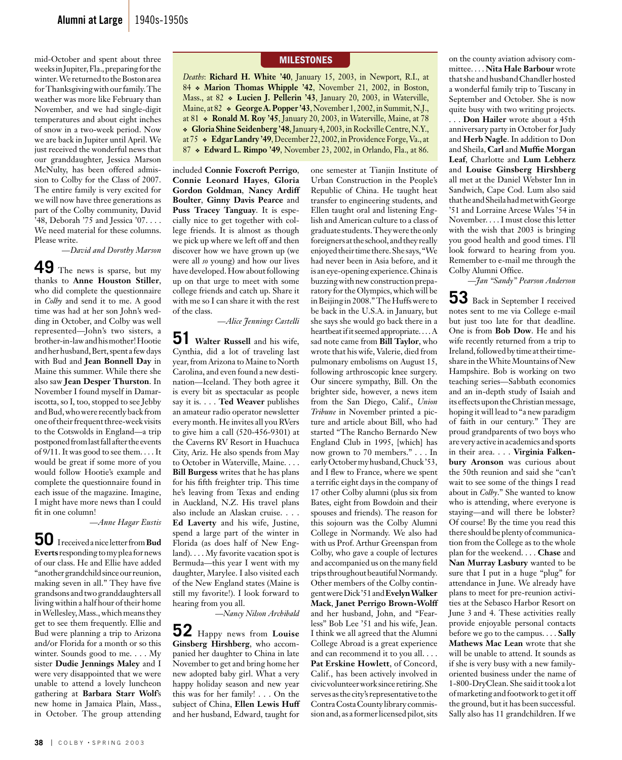mid-October and spent about three weeks in Jupiter, Fla., preparing for the winter. We returned to the Boston area for Thanksgiving with our family. The weather was more like February than November, and we had single-digit temperatures and about eight inches of snow in a two-week period. Now we are back in Jupiter until April. We just received the wonderful news that our granddaughter, Jessica Marson McNulty, has been offered admission to Colby for the Class of 2007. The entire family is very excited for we will now have three generations as part of the Colby community, David '48, Deborah '75 and Jessica '07. . . . We need material for these columns. Please write.

*—David and Dorothy Marson*

## MILESTONES

*Deaths*: **Richard H. White '40**, January 15, 2003, in Newport, R.I., at 84 ❖ **Marion Thomas Whipple '42**, November 21, 2002, in Boston, Mass., at 82 ❖ **Lucien J. Pellerin '43**, January 20, 2003, in Waterville, Maine, at 82 ❖ **George A. Popper '43**, November 1, 2002, in Summit, N.J., at 81 ❖ **Ronald M. Roy '45**, January 20, 2003, in Waterville, Maine, at 78 ❖ **Gloria Shine Seidenberg '48**, January 4, 2003, in Rockville Centre, N.Y., at 75 ❖ **Edgar Landry '49**, December 22, 2002, in Providence Forge, Va., at 87 ❖ **Edward L. Rimpo '49**, November 23, 2002, in Orlando, Fla., at 86.

## 49

The news is sparse, but my thanks to **Anne Houston Stiller**, who did complete the questionnaire in *Colby* and send it to me. A good time was had at her son John's wedding in October, and Colby was well represented—John's two sisters, a brother-in-law and his mother! Hootie and her husband, Bert, spent a few days with Bud and **Jean Bonnell Day** in Maine this summer. While there she also saw **Jean Desper Thurston**. In November I found myself in Damariscotta, so I, too, stopped to see Jebby and Bud, who were recently back from one of their frequent three-week visits to the Cotswolds in England—a trip postponed from last fall after the events of 9/11. It was good to see them. . . . It would be great if some more of you would follow Hootie's example and complete the questionnaire found in each issue of the magazine. Imagine, I might have more news than I could fit in one column!

*—Anne Hagar Eustis*

## 50

I received a nice letter from **Bud Everts** responding to my plea for news of our class. He and Ellie have added "another grandchild since our reunion, making seven in all." They have five grandsons and two granddaughters all living within a half hour of their home in Wellesley, Mass., which means they get to see them frequently. Ellie and Bud were planning a trip to Arizona and/or Florida for a month or so this winter. Sounds good to me. . . . My sister **Dudie Jennings Maley** and I were very disappointed that we were unable to attend a lovely luncheon gathering at **Barbara Starr Wolf**'s new home in Jamaica Plain, Mass., in October. The group attending included **Connie Foxcroft Perrigo**, **Connie Leonard Hayes**, **Gloria Gordon Goldman**, **Nancy Ardiff Boulter**, **Ginny Davis Pearce** and **Puss Tracey Tanguay**. It is especially nice to get together with college friends. It is almost as though we pick up where we left off and then discover how we have grown up (we were all *so* young) and how our lives have developed. How about following up on that urge to meet with some college friends and catch up. Share it with me so I can share it with the rest of the class.

*—Alice Jennings Castelli*

## 51

**Walter Russell** and his wife, Cynthia, did a lot of traveling last year, from Arizona to Maine to North Carolina, and even found a new destination—Iceland. They both agree it is every bit as spectacular as people say it is. . . . **Ted Weaver** publishes an amateur radio operator newsletter every month. He invites all you RVers to give him a call (520-456-9301) at the Caverns RV Resort in Huachuca City, Ariz. He also spends from May to October in Waterville, Maine. . . . **Bill Bearse** writes that he has plans for his fifth freighter trip. This time he's leaving from Texas and ending in Auckland, N.Z. His travel plans also include an Alaskan cruise. . . . **Ed Laverty** and his wife, Justine, spend a large part of the winter in Florida (as does half of New England). . . . My favorite vacation spot is Bermuda—this year I went with my daughter, Marylee. I also visited each of the New England states (Maine is still my favorite!). I look forward to hearing from you all.

*—Nancy Nilson Archibald*

## 52

Happy news from **Louise Ginsberg Hirshberg**, who accompanied her daughter to China in late November to get and bring home her new adopted baby girl. What a very happy holiday season and new year this was for her family! . . . On the subject of China, **Ellen Lewis Huff** and her husband, Edward, taught for one semester at Tianjin Institute of Urban Construction in the People's Republic of China. He taught heat transfer to engineering students, and Ellen taught oral and listening English and American culture to a class of graduate students. They were the only foreigners at the school, and they really enjoyed their time there. She says, "We had never been in Asia before, and it is an eye-opening experience. China is buzzing with new construction preparatory for the Olympics, which will be in Beijing in 2008." The Huffs were to be back in the U.S.A. in January, but she says she would go back there in a heartbeat if it seemed appropriate. . . . A sad note came from **Bill Taylor**, who wrote that his wife, Valerie, died from pulmonary embolisms on August 15, following arthroscopic knee surgery. Our sincere sympathy, Bill. On the brighter side, however, a news item from the San Diego, Calif., *Union Tribune* in November printed a picture and article about Bill, who had started "The Rancho Bernardo New England Club in 1995, [which] has now grown to 70 members." . . . In early October my husband, Chuck '53, and I flew to France, where we spent a terrific eight days in the company of 17 other Colby alumni (plus six from Bates, eight from Bowdoin and their spouses and friends). The reason for this sojourn was the Colby Alumni College in Normandy. We also had with us Prof. Arthur Greenspan from Colby, who gave a couple of lectures and accompanied us on the many field trips throughout beautiful Normandy. Other members of the Colby contingent were Dick '51 and **Evelyn Walker Mack**, **Janet Perrigo Brown-Wolff** and her husband, John, and "Fearless" Bob Lee '51 and his wife, Jean. I think we all agreed that the Alumni College Abroad is a great experience and can recommend it to you all. . . . **Pat Erskine Howlett**, of Concord, Calif., has been actively involved in civic volunteer work since retiring. She serves as the city's representative to the Contra Costa County library commission and, as a former licensed pilot, sits on the county aviation advisory committee. . . . **Nita Hale Barbour** wrote that she and husband Chandler hosted a wonderful family trip to Tuscany in September and October. She is now quite busy with two writing projects. . . . **Don Hailer** wrote about a 45th anniversary party in October for Judy and **Herb Nagle**. In addition to Don and Sheila, **Carl** and **Muffie Morgan Leaf**, Charlotte and **Lum Lebherz** and **Louise Ginsberg Hirshberg** all met at the Daniel Webster Inn in Sandwich, Cape Cod. Lum also said that he and Sheila had met with George '51 and Lorraine Arcese Wales '54 in November. . . . I must close this letter with the wish that 2003 is bringing you good health and good times. I'll look forward to hearing from you. Remember to e-mail me through the Colby Alumni Office.

*—Jan "Sandy" Pearson Anderson*

## 53

Back in September I received notes sent to me via College e-mail but just too late for that deadline. One is from **Bob Dow**. He and his wife recently returned from a trip to Ireland, followed by time at their timeshare in the White Mountains of New Hampshire. Bob is working on two teaching series—Sabbath economics and an in-depth study of Isaiah and its effects upon the Christian message, hoping it will lead to "a new paradigm of faith in our century." They are proud grandparents of two boys who are very active in academics and sports in their area. . . . **Virginia Falkenbury Aronson** was curious about the 50th reunion and said she "can't wait to see some of the things I read about in *Colby*." She wanted to know who is attending, where everyone is staying—and will there be lobster? Of course! By the time you read this there should be plenty of communication from the College as to the whole plan for the weekend. . . . **Chase** and **Nan Murray Lasbury** wanted to be sure that I put in a huge "plug" for attendance in June. We already have plans to meet for pre-reunion activities at the Sebasco Harbor Resort on June 3 and 4. These activities really provide enjoyable personal contacts before we go to the campus. . . . **Sally Mathews Mac Lean** wrote that she will be unable to attend. It sounds as if she is very busy with a new family-oriented business under the name of 1-800-DryClean. She said it took a lot of marketing and footwork to get it off the ground, but it has been successful. Sally also has 11 grandchildren. If we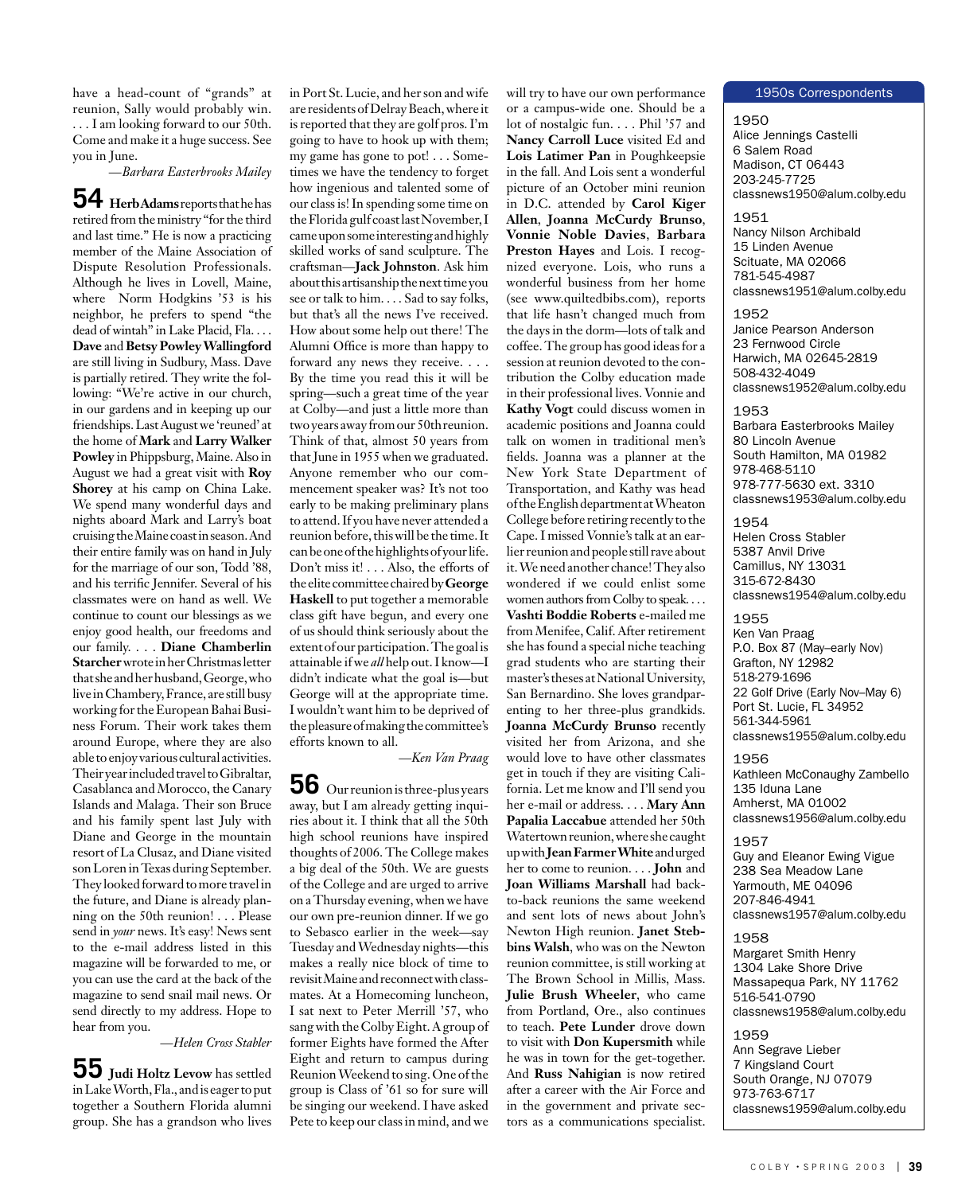have a head-count of "grands" at reunion, Sally would probably win. . . . I am looking forward to our 50th. Come and make it a huge success. See you in June.

*—Barbara Easterbrooks Mailey*

**54** **Herb Adams** reports that he has retired from the ministry "for the third and last time." He is now a practicing member of the Maine Association of Dispute Resolution Professionals. Although he lives in Lovell, Maine, where Norm Hodgkins '53 is his neighbor, he prefers to spend "the dead of wintah" in Lake Placid, Fla. . . . **Dave** and **Betsy Powley Wallingford** are still living in Sudbury, Mass. Dave is partially retired. They write the following: "We're active in our church, in our gardens and in keeping up our friendships. Last August we 'reuned' at the home of **Mark** and **Larry Walker Powley** in Phippsburg, Maine. Also in August we had a great visit with **Roy Shorey** at his camp on China Lake. We spend many wonderful days and nights aboard Mark and Larry's boat cruising the Maine coast in season. And their entire family was on hand in July for the marriage of our son, Todd '88, and his terrific Jennifer. Several of his classmates were on hand as well. We continue to count our blessings as we enjoy good health, our freedoms and our family. . . . **Diane Chamberlin Starcher** wrote in her Christmas letter that she and her husband, George, who live in Chambery, France, are still busy working for the European Bahai Business Forum. Their work takes them around Europe, where they are also able to enjoy various cultural activities. Their year included travel to Gibraltar, Casablanca and Morocco, the Canary Islands and Malaga. Their son Bruce and his family spent last July with Diane and George in the mountain resort of La Clusaz, and Diane visited son Loren in Texas during September. They looked forward to more travel in the future, and Diane is already planning on the 50th reunion! . . . Please send in *your* news. It's easy! News sent to the e-mail address listed in this magazine will be forwarded to me, or you can use the card at the back of the magazine to send snail mail news. Or send directly to my address. Hope to hear from you.

*—Helen Cross Stabler*

**55** **Judi Holtz Levow** has settled in Lake Worth, Fla., and is eager to put together a Southern Florida alumni group. She has a grandson who lives in Port St. Lucie, and her son and wife are residents of Delray Beach, where it is reported that they are golf pros. I'm going to have to hook up with them; my game has gone to pot! . . . Sometimes we have the tendency to forget how ingenious and talented some of our class is! In spending some time on the Florida gulf coast last November, I came upon some interesting and highly skilled works of sand sculpture. The craftsman—**Jack Johnston**. Ask him about this artisanship the next time you see or talk to him. . . . Sad to say folks, but that's all the news I've received. How about some help out there! The Alumni Office is more than happy to forward any news they receive. . . . By the time you read this it will be spring—such a great time of the year at Colby—and just a little more than two years away from our 50th reunion. Think of that, almost 50 years from that June in 1955 when we graduated. Anyone remember who our commencement speaker was? It's not too early to be making preliminary plans to attend. If you have never attended a reunion before, this will be the time. It can be one of the highlights of your life. Don't miss it! . . . Also, the efforts of the elite committee chaired by **George Haskell** to put together a memorable class gift have begun, and every one of us should think seriously about the extent of our participation. The goal is attainable if we *all* help out. I know—I didn't indicate what the goal is—but George will at the appropriate time. I wouldn't want him to be deprived of the pleasure of making the committee's efforts known to all.

*—Ken Van Praag*

**56** Our reunion is three-plus years away, but I am already getting inquiries about it. I think that all the 50th high school reunions have inspired thoughts of 2006. The College makes a big deal of the 50th. We are guests of the College and are urged to arrive on a Thursday evening, when we have our own pre-reunion dinner. If we go to Sebasco earlier in the week—say Tuesday and Wednesday nights—this makes a really nice block of time to revisit Maine and reconnect with classmates. At a Homecoming luncheon, I sat next to Peter Merrill '57, who sang with the Colby Eight. A group of former Eights have formed the After Eight and return to campus during Reunion Weekend to sing. One of the group is Class of '61 so for sure will be singing our weekend. I have asked Pete to keep our class in mind, and we will try to have our own performance or a campus-wide one. Should be a lot of nostalgic fun. . . . Phil '57 and **Nancy Carroll Luce** visited Ed and **Lois Latimer Pan** in Poughkeepsie in the fall. And Lois sent a wonderful picture of an October mini reunion in D.C. attended by **Carol Kiger Allen**, **Joanna McCurdy Brunso**, **Vonnie Noble Davies**, **Barbara Preston Hayes** and Lois. I recognized everyone. Lois, who runs a wonderful business from her home (see www.quiltedbibs.com), reports that life hasn't changed much from the days in the dorm—lots of talk and coffee. The group has good ideas for a session at reunion devoted to the contribution the Colby education made in their professional lives. Vonnie and **Kathy Vogt** could discuss women in academic positions and Joanna could talk on women in traditional men's fields. Joanna was a planner at the New York State Department of Transportation, and Kathy was head of the English department at Wheaton College before retiring recently to the Cape. I missed Vonnie's talk at an earlier reunion and people still rave about it. We need another chance! They also wondered if we could enlist some women authors from Colby to speak. . . . **Vashti Boddie Roberts** e-mailed me from Menifee, Calif. After retirement she has found a special niche teaching grad students who are starting their master's theses at National University, San Bernardino. She loves grandparenting to her three-plus grandkids. **Joanna McCurdy Brunso** recently visited her from Arizona, and she would love to have other classmates get in touch if they are visiting California. Let me know and I'll send you her e-mail or address. . . . **Mary Ann Papalia Laccabue** attended her 50th Watertown reunion, where she caught up with **Jean Farmer White** and urged her to come to reunion. . . . **John** and **Joan Williams Marshall** had back-to-back reunions the same weekend and sent lots of news about John's Newton High reunion. **Janet Stebbins Walsh**, who was on the Newton reunion committee, is still working at The Brown School in Millis, Mass. **Julie Brush Wheeler**, who came from Portland, Ore., also continues to teach. **Pete Lunder** drove down to visit with **Don Kupersmith** while he was in town for the get-together. And **Russ Nahigian** is now retired after a career with the Air Force and in the government and private sectors as a communications specialist.

## 1950s Correspondents

**1950**
Alice Jennings Castelli
6 Salem Road
Madison, CT 06443
203-245-7725
classnews1950@alum.colby.edu

**1951**
Nancy Nilson Archibald
15 Linden Avenue
Scituate, MA 02066
781-545-4987
classnews1951@alum.colby.edu

**1952**
Janice Pearson Anderson
23 Fernwood Circle
Harwich, MA 02645-2819
508-432-4049
classnews1952@alum.colby.edu

**1953**
Barbara Easterbrooks Mailey
80 Lincoln Avenue
South Hamilton, MA 01982
978-468-5110
978-777-5630 ext. 3310
classnews1953@alum.colby.edu

**1954**
Helen Cross Stabler
5387 Anvil Drive
Camillus, NY 13031
315-672-8430
classnews1954@alum.colby.edu

**1955**
Ken Van Praag
P.O. Box 87 (May–early Nov)
Grafton, NY 12982
518-279-1696
22 Golf Drive (Early Nov–May 6)
Port St. Lucie, FL 34952
561-344-5961
classnews1955@alum.colby.edu

**1956**
Kathleen McConaughy Zambello
135 Iduna Lane
Amherst, MA 01002
classnews1956@alum.colby.edu

**1957**
Guy and Eleanor Ewing Vigue
238 Sea Meadow Lane
Yarmouth, ME 04096
207-846-4941
classnews1957@alum.colby.edu

**1958**
Margaret Smith Henry
1304 Lake Shore Drive
Massapequa Park, NY 11762
516-541-0790
classnews1958@alum.colby.edu

**1959**
Ann Segrave Lieber
7 Kingsland Court
South Orange, NJ 07079
973-763-6717
classnews1959@alum.colby.edu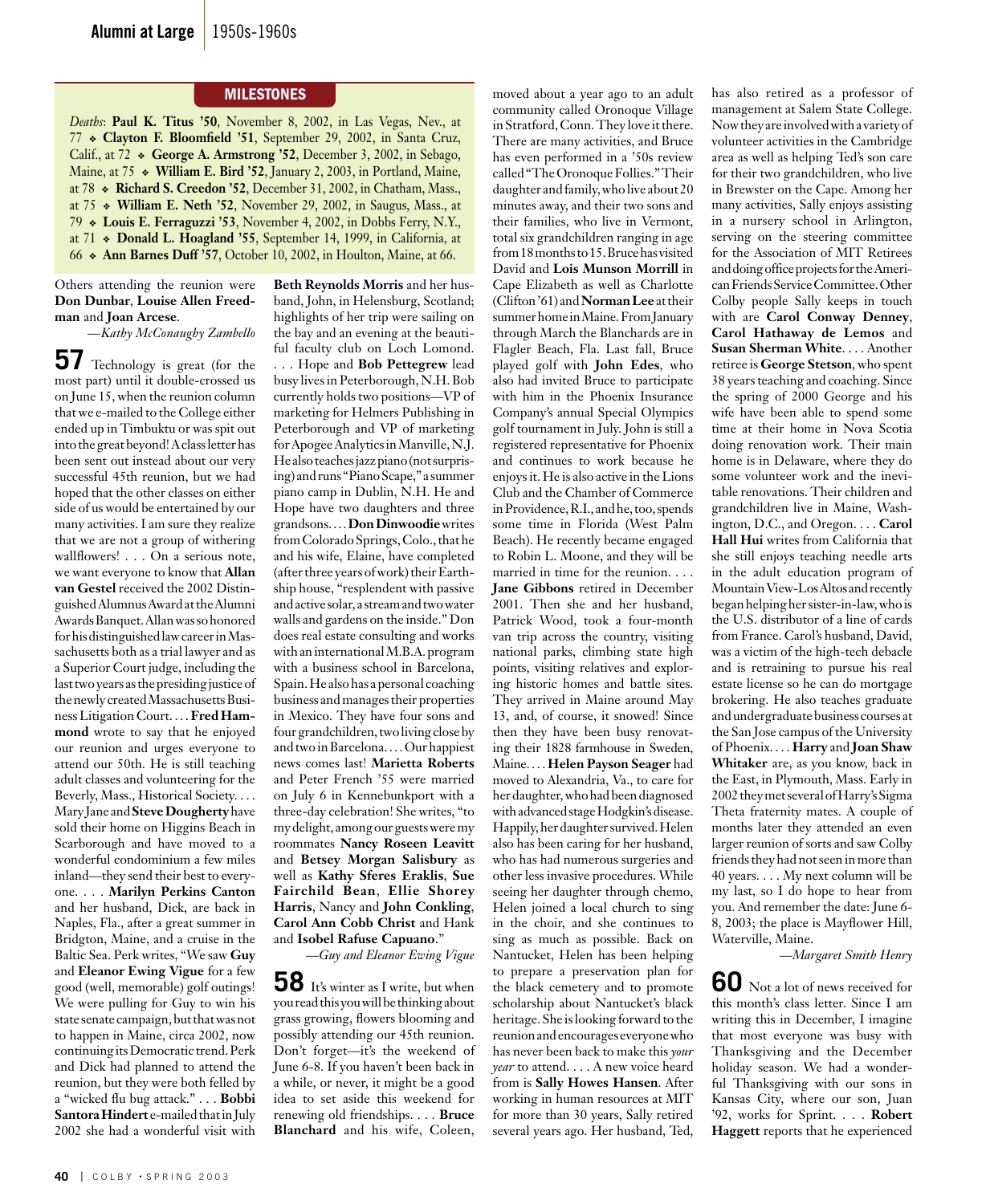## MILESTONES

*Deaths*: **Paul K. Titus '50**, November 8, 2002, in Las Vegas, Nev., at 77 ❖ **Clayton F. Bloomfield '51**, September 29, 2002, in Santa Cruz, Calif., at 72 ❖ **George A. Armstrong '52**, December 3, 2002, in Sebago, Maine, at 75 ❖ **William E. Bird '52**, January 2, 2003, in Portland, Maine, at 78 ❖ **Richard S. Creedon '52**, December 31, 2002, in Chatham, Mass., at 75 ❖ **William E. Neth '52**, November 29, 2002, in Saugus, Mass., at 79 ❖ **Louis E. Ferraguzzi '53**, November 4, 2002, in Dobbs Ferry, N.Y., at 71 ❖ **Donald L. Hoagland '55**, September 14, 1999, in California, at 66 ❖ **Ann Barnes Duff '57**, October 10, 2002, in Houlton, Maine, at 66.

Others attending the reunion were **Don Dunbar**, **Louise Allen Freedman** and **Joan Arcese**.

*—Kathy McConaughy Zambello*

**57** Technology is great (for the most part) until it double-crossed us on June 15, when the reunion column that we e-mailed to the College either ended up in Timbuktu or was spit out into the great beyond! A class letter has been sent out instead about our very successful 45th reunion, but we had hoped that the other classes on either side of us would be entertained by our many activities. I am sure they realize that we are not a group of withering wallflowers! . . . On a serious note, we want everyone to know that **Allan van Gestel** received the 2002 Distinguished Alumnus Award at the Alumni Awards Banquet. Allan was so honored for his distinguished law career in Massachusetts both as a trial lawyer and as a Superior Court judge, including the last two years as the presiding justice of the newly created Massachusetts Business Litigation Court. . . . **Fred Hammond** wrote to say that he enjoyed our reunion and urges everyone to attend our 50th. He is still teaching adult classes and volunteering for the Beverly, Mass., Historical Society. . . . Mary Jane and **Steve Dougherty** have sold their home on Higgins Beach in Scarborough and have moved to a wonderful condominium a few miles inland—they send their best to everyone. . . . **Marilyn Perkins Canton** and her husband, Dick, are back in Naples, Fla., after a great summer in Bridgton, Maine, and a cruise in the Baltic Sea. Perk writes, "We saw **Guy** and **Eleanor Ewing Vigue** for a few good (well, memorable) golf outings! We were pulling for Guy to win his state senate campaign, but that was not to happen in Maine, circa 2002, now continuing its Democratic trend. Perk and Dick had planned to attend the reunion, but they were both felled by a "wicked flu bug attack." . . . **Bobbi Santora Hindert** e-mailed that in July 2002 she had a wonderful visit with **Beth Reynolds Morris** and her husband, John, in Helensburg, Scotland; highlights of her trip were sailing on the bay and an evening at the beautiful faculty club on Loch Lomond. . . . Hope and **Bob Pettegrew** lead busy lives in Peterborough, N.H. Bob currently holds two positions—VP of marketing for Helmers Publishing in Peterborough and VP of marketing for Apogee Analytics in Manville, N.J. He also teaches jazz piano (not surprising) and runs "Piano Scape," a summer piano camp in Dublin, N.H. He and Hope have two daughters and three grandsons. . . . **Don Dinwoodie** writes from Colorado Springs, Colo., that he and his wife, Elaine, have completed (after three years of work) their Earthship house, "resplendent with passive and active solar, a stream and two water walls and gardens on the inside." Don does real estate consulting and works with an international M.B.A. program with a business school in Barcelona, Spain. He also has a personal coaching business and manages their properties in Mexico. They have four sons and four grandchildren, two living close by and two in Barcelona. . . . Our happiest news comes last! **Marietta Roberts** and Peter French '55 were married on July 6 in Kennebunkport with a three-day celebration! She writes, "to my delight, among our guests were my roommates **Nancy Roseen Leavitt** and **Betsey Morgan Salisbury** as well as **Kathy Sferes Eraklis**, **Sue Fairchild Bean**, **Ellie Shorey Harris**, Nancy and **John Conkling**, **Carol Ann Cobb Christ** and Hank and **Isobel Rafuse Capuano**."

*—Guy and Eleanor Ewing Vigue*

**58** It's winter as I write, but when you read this you will be thinking about grass growing, flowers blooming and possibly attending our 45th reunion. Don't forget—it's the weekend of June 6-8. If you haven't been back in a while, or never, it might be a good idea to set aside this weekend for renewing old friendships. . . . **Bruce Blanchard** and his wife, Coleen, moved about a year ago to an adult community called Oronoque Village in Stratford, Conn. They love it there. There are many activities, and Bruce has even performed in a '50s review called "The Oronoque Follies." Their daughter and family, who live about 20 minutes away, and their two sons and their families, who live in Vermont, total six grandchildren ranging in age from 18 months to 15. Bruce has visited David and **Lois Munson Morrill** in Cape Elizabeth as well as Charlotte (Clifton '61) and **Norman Lee** at their summer home in Maine. From January through March the Blanchards are in Flagler Beach, Fla. Last fall, Bruce played golf with **John Edes**, who also had invited Bruce to participate with him in the Phoenix Insurance Company's annual Special Olympics golf tournament in July. John is still a registered representative for Phoenix and continues to work because he enjoys it. He is also active in the Lions Club and the Chamber of Commerce in Providence, R.I., and he, too, spends some time in Florida (West Palm Beach). He recently became engaged to Robin L. Moone, and they will be married in time for the reunion. . . . **Jane Gibbons** retired in December 2001. Then she and her husband, Patrick Wood, took a four-month van trip across the country, visiting national parks, climbing state high points, visiting relatives and exploring historic homes and battle sites. They arrived in Maine around May 13, and, of course, it snowed! Since then they have been busy renovating their 1828 farmhouse in Sweden, Maine. . . . **Helen Payson Seager** had moved to Alexandria, Va., to care for her daughter, who had been diagnosed with advanced stage Hodgkin's disease. Happily, her daughter survived. Helen also has been caring for her husband, who has had numerous surgeries and other less invasive procedures. While seeing her daughter through chemo, Helen joined a local church to sing in the choir, and she continues to sing as much as possible. Back on Nantucket, Helen has been helping to prepare a preservation plan for the black cemetery and to promote scholarship about Nantucket's black heritage. She is looking forward to the reunion and encourages everyone who has never been back to make this *your year* to attend. . . . A new voice heard from is **Sally Howes Hansen**. After working in human resources at MIT for more than 30 years, Sally retired several years ago. Her husband, Ted, has also retired as a professor of management at Salem State College. Now they are involved with a variety of volunteer activities in the Cambridge area as well as helping Ted's son care for their two grandchildren, who live in Brewster on the Cape. Among her many activities, Sally enjoys assisting in a nursery school in Arlington, serving on the steering committee for the Association of MIT Retirees and doing office projects for the American Friends Service Committee. Other Colby people Sally keeps in touch with are **Carol Conway Denney**, **Carol Hathaway de Lemos** and **Susan Sherman White**. . . . Another retiree is **George Stetson**, who spent 38 years teaching and coaching. Since the spring of 2000 George and his wife have been able to spend some time at their home in Nova Scotia doing renovation work. Their main home is in Delaware, where they do some volunteer work and the inevitable renovations. Their children and grandchildren live in Maine, Washington, D.C., and Oregon. . . . **Carol Hall Hui** writes from California that she still enjoys teaching needle arts in the adult education program of Mountain View-Los Altos and recently began helping her sister-in-law, who is the U.S. distributor of a line of cards from France. Carol's husband, David, was a victim of the high-tech debacle and is retraining to pursue his real estate license so he can do mortgage brokering. He also teaches graduate and undergraduate business courses at the San Jose campus of the University of Phoenix. . . . **Harry** and **Joan Shaw Whitaker** are, as you know, back in the East, in Plymouth, Mass. Early in 2002 they met several of Harry's Sigma Theta fraternity mates. A couple of months later they attended an even larger reunion of sorts and saw Colby friends they had not seen in more than 40 years. . . . My next column will be my last, so I do hope to hear from you. And remember the date: June 6-8, 2003; the place is Mayflower Hill, Waterville, Maine.

*—Margaret Smith Henry*

**60** Not a lot of news received for this month's class letter. Since I am writing this in December, I imagine that most everyone was busy with Thanksgiving and the December holiday season. We had a wonderful Thanksgiving with our sons in Kansas City, where our son, Juan '92, works for Sprint. . . . **Robert Haggett** reports that he experienced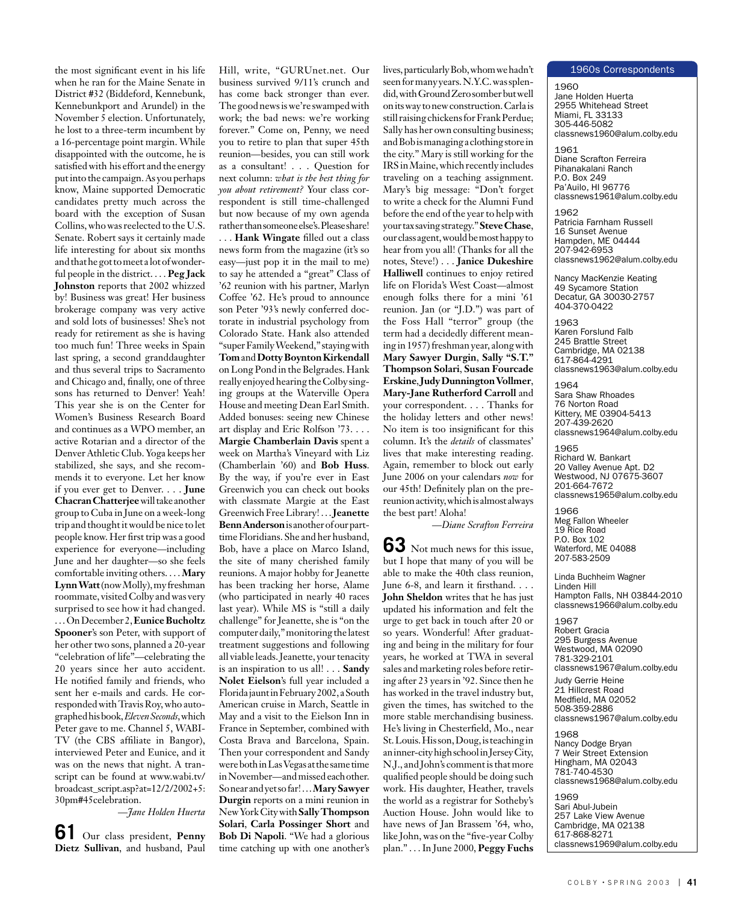the most significant event in his life when he ran for the Maine Senate in District #32 (Biddeford, Kennebunk, Kennebunkport and Arundel) in the November 5 election. Unfortunately, he lost to a three-term incumbent by a 16-percentage point margin. While disappointed with the outcome, he is satisfied with his effort and the energy put into the campaign. As you perhaps know, Maine supported Democratic candidates pretty much across the board with the exception of Susan Collins, who was reelected to the U.S. Senate. Robert says it certainly made life interesting for about six months and that he got to meet a lot of wonderful people in the district. . . . **Peg Jack Johnston** reports that 2002 whizzed by! Business was great! Her business brokerage company was very active and sold lots of businesses! She's not ready for retirement as she is having too much fun! Three weeks in Spain last spring, a second granddaughter and thus several trips to Sacramento and Chicago and, finally, one of three sons has returned to Denver! Yeah! This year she is on the Center for Women's Business Research Board and continues as a WPO member, an active Rotarian and a director of the Denver Athletic Club. Yoga keeps her stabilized, she says, and she recommends it to everyone. Let her know if you ever get to Denver. . . . **June Chacran Chatterjee** will take another group to Cuba in June on a week-long trip and thought it would be nice to let people know. Her first trip was a good experience for everyone—including June and her daughter—so she feels comfortable inviting others. . . . **Mary Lynn Watt** (now Molly), my freshman roommate, visited Colby and was very surprised to see how it had changed. . . . On December 2, **Eunice Bucholtz Spooner**'s son Peter, with support of her other two sons, planned a 20-year "celebration of life"—celebrating the 20 years since her auto accident. He notified family and friends, who sent her e-mails and cards. He corresponded with Travis Roy, who autographed his book, *Eleven Seconds*, which Peter gave to me. Channel 5, WABI-TV (the CBS affiliate in Bangor), interviewed Peter and Eunice, and it was on the news that night. A transcript can be found at www.wabi.tv/broadcast_script.asp?at=12/2/2002+5:30pm#45celebration.

*—Jane Holden Huerta*

**61** Our class president, **Penny Dietz Sullivan**, and husband, Paul Hill, write, "GURUnet.net. Our business survived 9/11's crunch and has come back stronger than ever. The good news is we're swamped with work; the bad news: we're working forever." Come on, Penny, we need you to retire to plan that super 45th reunion—besides, you can still work as a consultant! . . . Question for next column: *what is the best thing for you about retirement?* Your class correspondent is still time-challenged but now because of my own agenda rather than someone else's. Please share! . . . **Hank Wingate** filled out a class news form from the magazine (it's so easy—just pop it in the mail to me) to say he attended a "great" Class of '62 reunion with his partner, Marlyn Coffee '62. He's proud to announce son Peter '93's newly conferred doctorate in industrial psychology from Colorado State. Hank also attended "super Family Weekend," staying with **Tom** and **Dotty Boynton Kirkendall** on Long Pond in the Belgrades. Hank really enjoyed hearing the Colby singing groups at the Waterville Opera House and meeting Dean Earl Smith. Added bonuses: seeing new Chinese art display and Eric Rolfson '73. . . . **Margie Chamberlain Davis** spent a week on Martha's Vineyard with Liz (Chamberlain '60) and **Bob Huss**. By the way, if you're ever in East Greenwich you can check out books with classmate Margie at the East Greenwich Free Library! . . . **Jeanette Benn Anderson** is another of our part-time Floridians. She and her husband, Bob, have a place on Marco Island, the site of many cherished family reunions. A major hobby for Jeanette has been tracking her horse, Alame (who participated in nearly 40 races last year). While MS is "still a daily challenge" for Jeanette, she is "on the computer daily," monitoring the latest treatment suggestions and following all viable leads. Jeanette, your tenacity is an inspiration to us all! . . . **Sandy Nolet Eielson**'s full year included a Florida jaunt in February 2002, a South American cruise in March, Seattle in May and a visit to the Eielson Inn in France in September, combined with Costa Brava and Barcelona, Spain. Then your correspondent and Sandy were both in Las Vegas at the same time in November—and missed each other. So near and yet so far! . . . **Mary Sawyer Durgin** reports on a mini reunion in New York City with **Sally Thompson Solari**, **Carla Possinger Short** and **Bob Di Napoli**. "We had a glorious time catching up with one another's lives, particularly Bob, whom we hadn't seen for many years. N.Y.C. was splendid, with Ground Zero somber but well on its way to new construction. Carla is still raising chickens for Frank Perdue; Sally has her own consulting business; and Bob is managing a clothing store in the city." Mary is still working for the IRS in Maine, which recently includes traveling on a teaching assignment. Mary's big message: "Don't forget to write a check for the Alumni Fund before the end of the year to help with your tax saving strategy." **Steve Chase**, our class agent, would be most happy to hear from you all! (Thanks for all the notes, Steve!) . . . **Janice Dukeshire Halliwell** continues to enjoy retired life on Florida's West Coast—almost enough folks there for a mini '61 reunion. Jan (or "J.D.") was part of the Foss Hall "terror" group (the term had a decidedly different meaning in 1957) freshman year, along with **Mary Sawyer Durgin**, **Sally "S.T." Thompson Solari**, **Susan Fourcade Erskine**, **Judy Dunnington Vollmer**, **Mary-Jane Rutherford Carroll** and your correspondent. . . . Thanks for the holiday letters and other news! No item is too insignificant for this column. It's the *details* of classmates' lives that make interesting reading. Again, remember to block out early June 2006 on your calendars *now* for our 45th! Definitely plan on the pre-reunion activity, which is almost always the best part! Aloha!

*—Diane Scrafton Ferreira*

**63** Not much news for this issue, but I hope that many of you will be able to make the 40th class reunion, June 6-8, and learn it firsthand. . . . **John Sheldon** writes that he has just updated his information and felt the urge to get back in touch after 20 or so years. Wonderful! After graduating and being in the military for four years, he worked at TWA in several sales and marketing roles before retiring after 23 years in '92. Since then he has worked in the travel industry but, given the times, has switched to the more stable merchandising business. He's living in Chesterfield, Mo., near St. Louis. His son, Doug, is teaching in an inner-city high school in Jersey City, N.J., and John's comment is that more qualified people should be doing such work. His daughter, Heather, travels the world as a registrar for Sotheby's Auction House. John would like to have news of Jan Brassem '64, who, like John, was on the "five-year Colby plan." . . . In June 2000, **Peggy Fuchs**

## 1960s Correspondents

**1960**
Jane Holden Huerta
2955 Whitehead Street
Miami, FL 33133
305-446-5082
classnews1960@alum.colby.edu

**1961**
Diane Scrafton Ferreira
Pihanakalani Ranch
P.O. Box 249
Pa'Auilo, HI 96776
classnews1961@alum.colby.edu

**1962**
Patricia Farnham Russell
16 Sunset Avenue
Hampden, ME 04444
207-942-6953
classnews1962@alum.colby.edu

Nancy MacKenzie Keating
49 Sycamore Station
Decatur, GA 30030-2757
404-370-0422

**1963**
Karen Forslund Falb
245 Brattle Street
Cambridge, MA 02138
617-864-4291
classnews1963@alum.colby.edu

**1964**
Sara Shaw Rhoades
76 Norton Road
Kittery, ME 03904-5413
207-439-2620
classnews1964@alum.colby.edu

**1965**
Richard W. Bankart
20 Valley Avenue Apt. D2
Westwood, NJ 07675-3607
201-664-7672
classnews1965@alum.colby.edu

**1966**
Meg Fallon Wheeler
19 Rice Road
P.O. Box 102
Waterford, ME 04088
207-583-2509

Linda Buchheim Wagner
Linden Hill
Hampton Falls, NH 03844-2010
classnews1966@alum.colby.edu

**1967**
Robert Gracia
295 Burgess Avenue
Westwood, MA 02090
781-329-2101
classnews1967@alum.colby.edu

Judy Gerrie Heine
21 Hillcrest Road
Medfield, MA 02052
508-359-2886
classnews1967@alum.colby.edu

**1968**
Nancy Dodge Bryan
7 Weir Street Extension
Hingham, MA 02043
781-740-4530
classnews1968@alum.colby.edu

**1969**
Sari Abul-Jubein
257 Lake View Avenue
Cambridge, MA 02138
617-868-8271
classnews1969@alum.colby.edu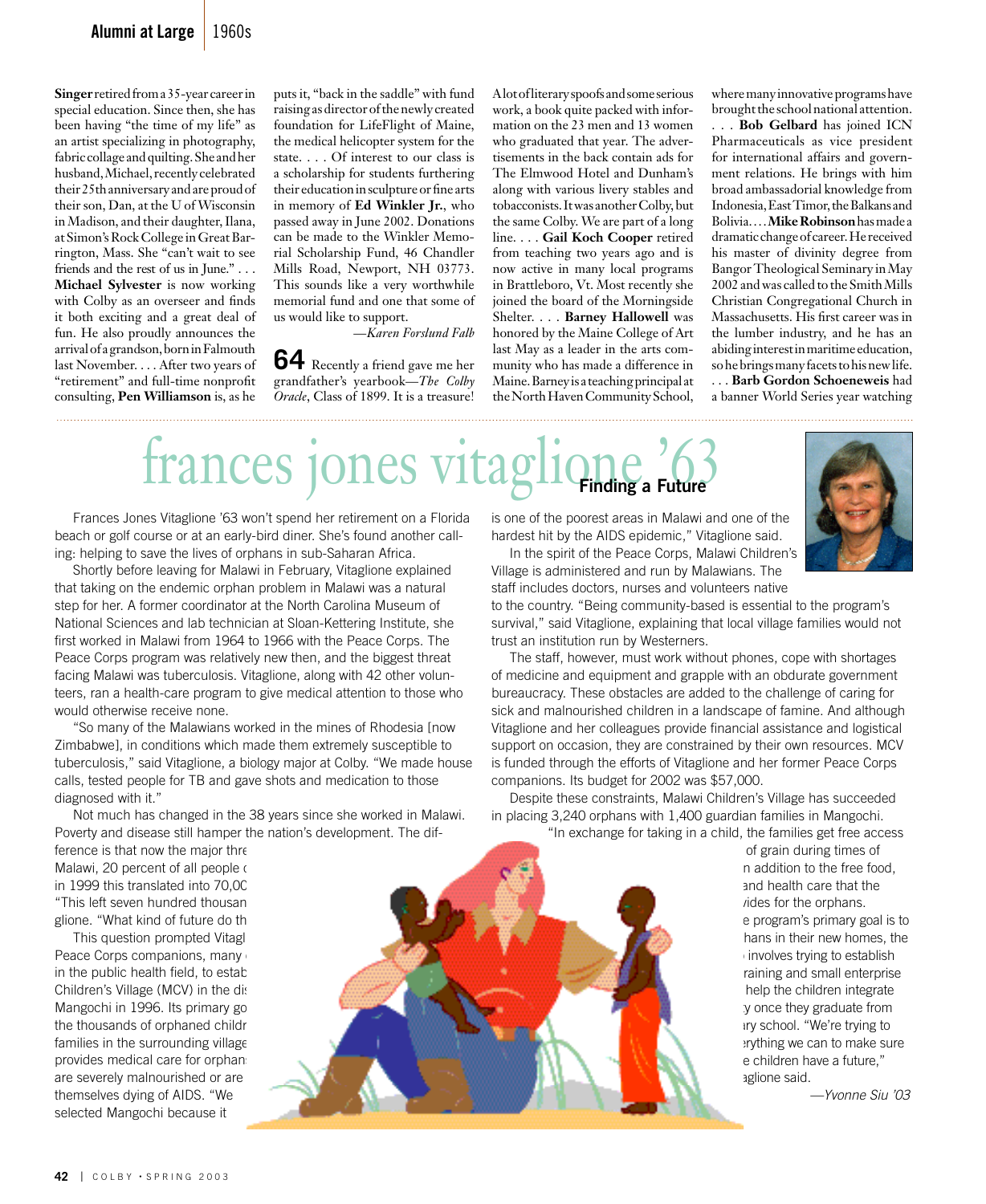**Singer** retired from a 35-year career in special education. Since then, she has been having "the time of my life" as an artist specializing in photography, fabric collage and quilting. She and her husband, Michael, recently celebrated their 25th anniversary and are proud of their son, Dan, at the U of Wisconsin in Madison, and their daughter, Ilana, at Simon's Rock College in Great Barrington, Mass. She "can't wait to see friends and the rest of us in June." . . . **Michael Sylvester** is now working with Colby as an overseer and finds it both exciting and a great deal of fun. He also proudly announces the arrival of a grandson, born in Falmouth last November. . . . After two years of "retirement" and full-time nonprofit consulting, **Pen Williamson** is, as he puts it, "back in the saddle" with fund raising as director of the newly created foundation for LifeFlight of Maine, the medical helicopter system for the state. . . . Of interest to our class is a scholarship for students furthering their education in sculpture or fine arts in memory of **Ed Winkler Jr.**, who passed away in June 2002. Donations can be made to the Winkler Memorial Scholarship Fund, 46 Chandler Mills Road, Newport, NH 03773. This sounds like a very worthwhile memorial fund and one that some of us would like to support.

*—Karen Forslund Falb*

**64** Recently a friend gave me her grandfather's yearbook—*The Colby Oracle*, Class of 1899. It is a treasure! A lot of literary spoofs and some serious work, a book quite packed with information on the 23 men and 13 women who graduated that year. The advertisements in the back contain ads for The Elmwood Hotel and Dunham's along with various livery stables and tobacconists. It was another Colby, but the same Colby. We are part of a long line. . . . **Gail Koch Cooper** retired from teaching two years ago and is now active in many local programs in Brattleboro, Vt. Most recently she joined the board of the Morningside Shelter. . . . **Barney Hallowell** was honored by the Maine College of Art last May as a leader in the arts community who has made a difference in Maine. Barney is a teaching principal at the North Haven Community School, where many innovative programs have brought the school national attention. . . . **Bob Gelbard** has joined ICN Pharmaceuticals as vice president for international affairs and government relations. He brings with him broad ambassadorial knowledge from Indonesia, East Timor, the Balkans and Bolivia. . . . **Mike Robinson** has made a dramatic change of career. He received his master of divinity degree from Bangor Theological Seminary in May 2002 and was called to the Smith Mills Christian Congregational Church in Massachusetts. His first career was in the lumber industry, and he has an abiding interest in maritime education, so he brings many facets to his new life. . . . **Barb Gordon Schoeneweis** had a banner World Series year watching

## frances jones vitaglione '63

### Finding a Future

Frances Jones Vitaglione '63 won't spend her retirement on a Florida beach or golf course or at an early-bird diner. She's found another calling: helping to save the lives of orphans in sub-Saharan Africa.

Shortly before leaving for Malawi in February, Vitaglione explained that taking on the endemic orphan problem in Malawi was a natural step for her. A former coordinator at the North Carolina Museum of National Sciences and lab technician at Sloan-Kettering Institute, she first worked in Malawi from 1964 to 1966 with the Peace Corps. The Peace Corps program was relatively new then, and the biggest threat facing Malawi was tuberculosis. Vitaglione, along with 42 other volunteers, ran a health-care program to give medical attention to those who would otherwise receive none.

"So many of the Malawians worked in the mines of Rhodesia [now Zimbabwe], in conditions which made them extremely susceptible to tuberculosis," said Vitaglione, a biology major at Colby. "We made house calls, tested people for TB and gave shots and medication to those diagnosed with it."

Not much has changed in the 38 years since she worked in Malawi. Poverty and disease still hamper the nation's development. The difference is that now the major thre Malawi, 20 percent of all people c in 1999 this translated into 70,00 "This left seven hundred thousan glione. "What kind of future do th

This question prompted Vitagl Peace Corps companions, many in the public health field, to estab Children's Village (MCV) in the dis Mangochi in 1996. Its primary go the thousands of orphaned childr families in the surrounding village provides medical care for orphan are severely malnourished or are themselves dying of AIDS. "We selected Mangochi because it is one of the poorest areas in Malawi and one of the hardest hit by the AIDS epidemic," Vitaglione said.

In the spirit of the Peace Corps, Malawi Children's Village is administered and run by Malawians. The staff includes doctors, nurses and volunteers native to the country. "Being community-based is essential to the program's survival," said Vitaglione, explaining that local village families would not trust an institution run by Westerners.

The staff, however, must work without phones, cope with shortages of medicine and equipment and grapple with an obdurate government bureaucracy. These obstacles are added to the challenge of caring for sick and malnourished children in a landscape of famine. And although Vitaglione and her colleagues provide financial assistance and logistical support on occasion, they are constrained by their own resources. MCV is funded through the efforts of Vitaglione and her former Peace Corps companions. Its budget for 2002 was $57,000.

Despite these constraints, Malawi Children's Village has succeeded in placing 3,240 orphans with 1,400 guardian families in Mangochi. "In exchange for taking in a child, the families get free access of grain during times of n addition to the free food, and health care that the vides for the orphans. e program's primary goal is to hans in their new homes, the involves trying to establish raining and small enterprise help the children integrate y once they graduate from ary school. "We're trying to erything we can to make sure e children have a future," aglione said.

*—Yvonne Siu '03*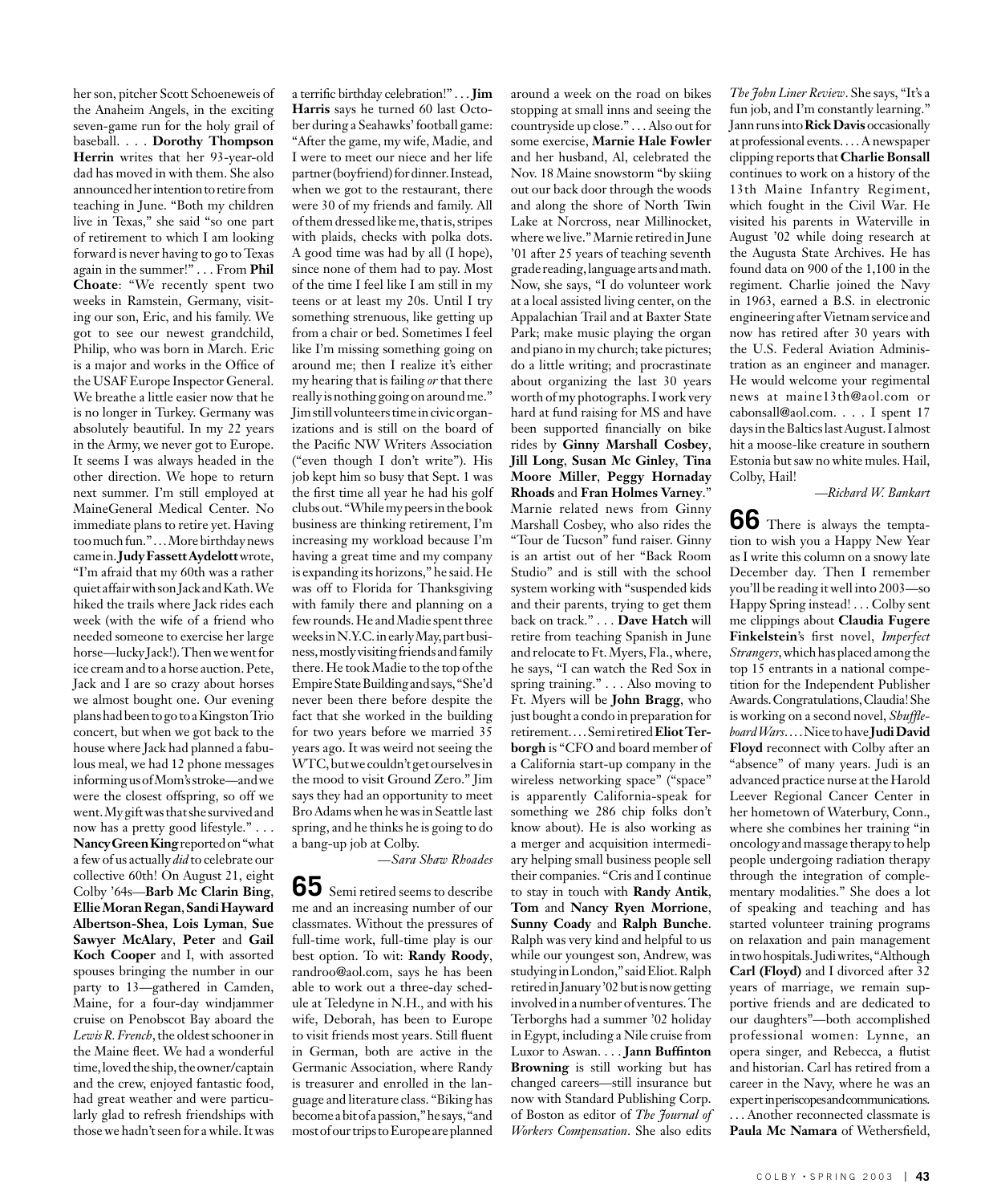her son, pitcher Scott Schoeneweis of the Anaheim Angels, in the exciting seven-game run for the holy grail of baseball. . . . **Dorothy Thompson Herrin** writes that her 93-year-old dad has moved in with them. She also announced her intention to retire from teaching in June. "Both my children live in Texas," she said "so one part of retirement to which I am looking forward is never having to go to Texas again in the summer!" . . . From **Phil Choate**: "We recently spent two weeks in Ramstein, Germany, visiting our son, Eric, and his family. We got to see our newest grandchild, Philip, who was born in March. Eric is a major and works in the Office of the USAF Europe Inspector General. We breathe a little easier now that he is no longer in Turkey. Germany was absolutely beautiful. In my 22 years in the Army, we never got to Europe. It seems I was always headed in the other direction. We hope to return next summer. I'm still employed at MaineGeneral Medical Center. No immediate plans to retire yet. Having too much fun." . . . More birthday news came in. **Judy Fassett Aydelott** wrote, "I'm afraid that my 60th was a rather quiet affair with son Jack and Kath. We hiked the trails where Jack rides each week (with the wife of a friend who needed someone to exercise her large horse—lucky Jack!). Then we went for ice cream and to a horse auction. Pete, Jack and I are so crazy about horses we almost bought one. Our evening plans had been to go to a Kingston Trio concert, but when we got back to the house where Jack had planned a fabulous meal, we had 12 phone messages informing us of Mom's stroke—and we were the closest offspring, so off we went. My gift was that she survived and now has a pretty good lifestyle." . . . **Nancy Green King** reported on "what a few of us actually *did* to celebrate our collective 60th! On August 21, eight Colby '64s—**Barb Mc Clarin Bing**, **Ellie Moran Regan**, **Sandi Hayward Albertson-Shea**, **Lois Lyman**, **Sue Sawyer McAlary**, **Peter** and **Gail Koch Cooper** and I, with assorted spouses bringing the number in our party to 13—gathered in Camden, Maine, for a four-day windjammer cruise on Penobscot Bay aboard the *Lewis R. French*, the oldest schooner in the Maine fleet. We had a wonderful time, loved the ship, the owner/captain and the crew, enjoyed fantastic food, had great weather and were particularly glad to refresh friendships with those we hadn't seen for a while. It was a terrific birthday celebration!" . . . **Jim Harris** says he turned 60 last October during a Seahawks' football game: "After the game, my wife, Madie, and I were to meet our niece and her life partner (boyfriend) for dinner. Instead, when we got to the restaurant, there were 30 of my friends and family. All of them dressed like me, that is, stripes with plaids, checks with polka dots. A good time was had by all (I hope), since none of them had to pay. Most of the time I feel like I am still in my teens or at least my 20s. Until I try something strenuous, like getting up from a chair or bed. Sometimes I feel like I'm missing something going on around me; then I realize it's either my hearing that is failing *or* that there really is nothing going on around me." Jim still volunteers time in civic organizations and is still on the board of the Pacific NW Writers Association ("even though I don't write"). His job kept him so busy that Sept. 1 was the first time all year he had his golf clubs out. "While my peers in the book business are thinking retirement, I'm increasing my workload because I'm having a great time and my company is expanding its horizons," he said. He was off to Florida for Thanksgiving with family there and planning on a few rounds. He and Madie spent three weeks in N.Y.C. in early May, part business, mostly visiting friends and family there. He took Madie to the top of the Empire State Building and says, "She'd never been there before despite the fact that she worked in the building for two years before we married 35 years ago. It was weird not seeing the WTC, but we couldn't get ourselves in the mood to visit Ground Zero." Jim says they had an opportunity to meet Bro Adams when he was in Seattle last spring, and he thinks he is going to do a bang-up job at Colby.

*—Sara Shaw Rhoades*

**65** Semi retired seems to describe me and an increasing number of our classmates. Without the pressures of full-time work, full-time play is our best option. To wit: **Randy Roody**, randroo@aol.com, says he has been able to work out a three-day schedule at Teledyne in N.H., and with his wife, Deborah, has been to Europe to visit friends most years. Still fluent in German, both are active in the Germanic Association, where Randy is treasurer and enrolled in the language and literature class. "Biking has become a bit of a passion," he says, "and most of our trips to Europe are planned around a week on the road on bikes stopping at small inns and seeing the countryside up close." . . . Also out for some exercise, **Marnie Hale Fowler** and her husband, Al, celebrated the Nov. 18 Maine snowstorm "by skiing out our back door through the woods and along the shore of North Twin Lake at Norcross, near Millinocket, where we live." Marnie retired in June '01 after 25 years of teaching seventh grade reading, language arts and math. Now, she says, "I do volunteer work at a local assisted living center, on the Appalachian Trail and at Baxter State Park; make music playing the organ and piano in my church; take pictures; do a little writing; and procrastinate about organizing the last 30 years worth of my photographs. I work very hard at fund raising for MS and have been supported financially on bike rides by **Ginny Marshall Cosbey**, **Jill Long**, **Susan Mc Ginley**, **Tina Moore Miller**, **Peggy Hornaday Rhoads** and **Fran Holmes Varney**." Marnie related news from Ginny Marshall Cosbey, who also rides the "Tour de Tucson" fund raiser. Ginny is an artist out of her "Back Room Studio" and is still with the school system working with "suspended kids and their parents, trying to get them back on track." . . . **Dave Hatch** will retire from teaching Spanish in June and relocate to Ft. Myers, Fla., where, he says, "I can watch the Red Sox in spring training." . . . Also moving to Ft. Myers will be **John Bragg**, who just bought a condo in preparation for retirement. . . . Semi retired **Eliot Terborgh** is "CFO and board member of a California start-up company in the wireless networking space" ("space" is apparently California-speak for something we 286 chip folks don't know about). He is also working as a merger and acquisition intermediary helping small business people sell their companies. "Cris and I continue to stay in touch with **Randy Antik**, **Tom** and **Nancy Ryen Morrione**, **Sunny Coady** and **Ralph Bunche**. Ralph was very kind and helpful to us while our youngest son, Andrew, was studying in London," said Eliot. Ralph retired in January '02 but is now getting involved in a number of ventures. The Terborghs had a summer '02 holiday in Egypt, including a Nile cruise from Luxor to Aswan. . . . **Jann Buffinton Browning** is still working but has changed careers—still insurance but now with Standard Publishing Corp. of Boston as editor of *The Journal of Workers Compensation*. She also edits *The John Liner Review*. She says, "It's a fun job, and I'm constantly learning." Jann runs into **Rick Davis** occasionally at professional events. . . . A newspaper clipping reports that **Charlie Bonsall** continues to work on a history of the 13th Maine Infantry Regiment, which fought in the Civil War. He visited his parents in Waterville in August '02 while doing research at the Augusta State Archives. He has found data on 900 of the 1,100 in the regiment. Charlie joined the Navy in 1963, earned a B.S. in electronic engineering after Vietnam service and now has retired after 30 years with the U.S. Federal Aviation Administration as an engineer and manager. He would welcome your regimental news at maine13th@aol.com or cabonsall@aol.com. . . . I spent 17 days in the Baltics last August. I almost hit a moose-like creature in southern Estonia but saw no white mules. Hail, Colby, Hail!

*—Richard W. Bankart*

**66** There is always the temptation to wish you a Happy New Year as I write this column on a snowy late December day. Then I remember you'll be reading it well into 2003—so Happy Spring instead! . . . Colby sent me clippings about **Claudia Fugere Finkelstein**'s first novel, *Imperfect Strangers*, which has placed among the top 15 entrants in a national competition for the Independent Publisher Awards. Congratulations, Claudia! She is working on a second novel, *Shuffleboard Wars*. . . . Nice to have **Judi David Floyd** reconnect with Colby after an "absence" of many years. Judi is an advanced practice nurse at the Harold Leever Regional Cancer Center in her hometown of Waterbury, Conn., where she combines her training "in oncology and massage therapy to help people undergoing radiation therapy through the integration of complementary modalities." She does a lot of speaking and teaching and has started volunteer training programs on relaxation and pain management in two hospitals. Judi writes, "Although **Carl (Floyd)** and I divorced after 32 years of marriage, we remain supportive friends and are dedicated to our daughters"—both accomplished professional women: Lynne, an opera singer, and Rebecca, a flutist and historian. Carl has retired from a career in the Navy, where he was an expert in periscopes and communications. . . . Another reconnected classmate is **Paula Mc Namara** of Wethersfield,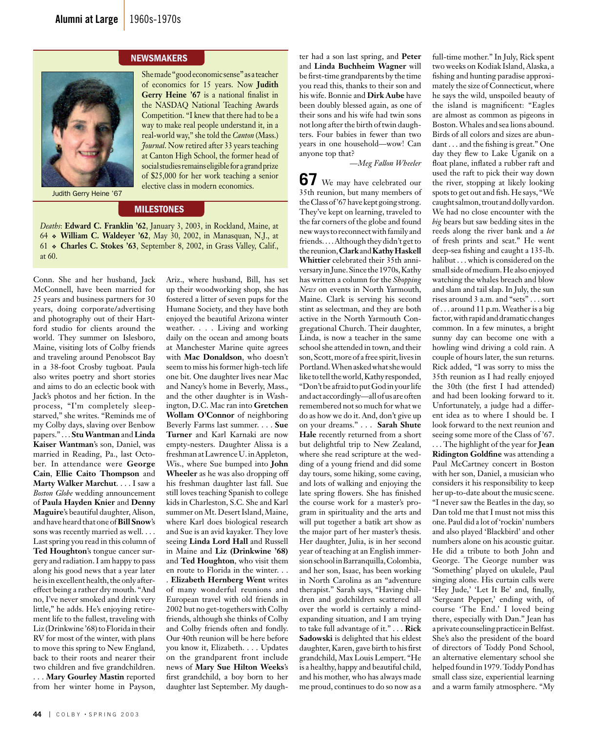## NEWSMAKERS

She made "good economic sense" as a teacher of economics for 15 years. Now **Judith Gerry Heine '67** is a national finalist in the NASDAQ National Teaching Awards Competition. "I knew that there had to be a way to make real people understand it, in a real-world way," she told the *Canton* (Mass.) *Journal*. Now retired after 33 years teaching at Canton High School, the former head of social studies remains eligible for a grand prize of $25,000 for her work teaching a senior elective class in modern economics.

Judith Gerry Heine '67

## MILESTONES

*Deaths*: **Edward C. Franklin '62**, January 3, 2003, in Rockland, Maine, at 64 ❖ **William C. Waldeyer '62**, May 30, 2002, in Manasquan, N.J., at 61 ❖ **Charles C. Stokes '63**, September 8, 2002, in Grass Valley, Calif., at 60.

Conn. She and her husband, Jack McConnell, have been married for 25 years and business partners for 30 years, doing corporate/advertising and photography out of their Hartford studio for clients around the world. They summer on Islesboro, Maine, visiting lots of Colby friends and traveling around Penobscot Bay in a 38-foot Crosby tugboat. Paula also writes poetry and short stories and aims to do an eclectic book with Jack's photos and her fiction. In the process, "I'm completely sleep-starved," she writes. "Reminds me of my Colby days, slaving over Benbow papers." . . . **Stu Wantman** and **Linda Kaiser Wantman**'s son, Daniel, was married in Reading, Pa., last October. In attendance were **George Cain**, **Ellie Caito Thompson** and **Marty Walker Marchut**. . . . I saw a *Boston Globe* wedding announcement of **Paula Hayden Knier** and **Denny Maguire**'s beautiful daughter, Alison, and have heard that one of **Bill Snow**'s sons was recently married as well. . . . Last spring you read in this column of **Ted Houghton**'s tongue cancer surgery and radiation. I am happy to pass along his good news that a year later he is in excellent health, the only after-effect being a rather dry mouth. "And no, I've never smoked and drink very little," he adds. He's enjoying retirement life to the fullest, traveling with Liz (Drinkwine '68) to Florida in their RV for most of the winter, with plans to move this spring to New England, back to their roots and nearer their two children and five grandchildren. . . . **Mary Gourley Mastin** reported from her winter home in Payson, Ariz., where husband, Bill, has set up their woodworking shop, she has fostered a litter of seven pups for the Humane Society, and they have both enjoyed the beautiful Arizona winter weather. . . . Living and working daily on the ocean and among boats at Manchester Marine quite agrees with **Mac Donaldson**, who doesn't seem to miss his former high-tech life one bit. One daughter lives near Mac and Nancy's home in Beverly, Mass., and the other daughter is in Washington, D.C. Mac ran into **Gretchen Wollam O'Connor** of neighboring Beverly Farms last summer. . . . **Sue Turner** and Karl Karnaki are now empty-nesters. Daughter Alissa is a freshman at Lawrence U. in Appleton, Wis., where Sue bumped into **John Wheeler** as he was also dropping off his freshman daughter last fall. Sue still loves teaching Spanish to college kids in Charleston, S.C. She and Karl summer on Mt. Desert Island, Maine, where Karl does biological research and Sue is an avid kayaker. They love seeing **Linda Lord Hall** and Russell in Maine and **Liz (Drinkwine '68)** and **Ted Houghton**, who visit them en route to Florida in the winter. . . . **Elizabeth Hernberg Went** writes of many wonderful reunions and European travel with old friends in 2002 but no get-togethers with Colby friends, although she thinks of Colby and Colby friends often and fondly. Our 40th reunion will be here before you know it, Elizabeth. . . . Updates on the grandparent front include news of **Mary Sue Hilton Weeks**'s first grandchild, a boy born to her daughter last September. My daughter had a son last spring, and **Peter** and **Linda Buchheim Wagner** will be first-time grandparents by the time you read this, thanks to their son and his wife. Bonnie and **Dirk Aube** have been doubly blessed again, as one of their sons and his wife had twin sons not long after the birth of twin daughters. Four babies in fewer than two years in one household—wow! Can anyone top that?

*—Meg Fallon Wheeler*

**67** We may have celebrated our 35th reunion, but many members of the Class of '67 have kept going strong. They've kept on learning, traveled to the far corners of the globe and found new ways to reconnect with family and friends. . . . Although they didn't get to the reunion, **Clark** and **Kathy Haskell Whittier** celebrated their 35th anniversary in June. Since the 1970s, Kathy has written a column for the *Shopping News* on events in North Yarmouth, Maine. Clark is serving his second stint as selectman, and they are both active in the North Yarmouth Congregational Church. Their daughter, Linda, is now a teacher in the same school she attended in town, and their son, Scott, more of a free spirit, lives in Portland. When asked what she would like to tell the world, Kathy responded, "Don't be afraid to put God in your life and act accordingly—all of us are often remembered not so much for what we do as how we do it. And, don't give up on your dreams." . . . **Sarah Shute Hale** recently returned from a short but delightful trip to New Zealand, where she read scripture at the wedding of a young friend and did some day tours, some hiking, some caving, and lots of walking and enjoying the late spring flowers. She has finished the course work for a master's program in spirituality and the arts and will put together a batik art show as the major part of her master's thesis. Her daughter, Julia, is in her second year of teaching at an English immersion school in Barranquilla, Colombia, and her son, Isaac, has been working in North Carolina as an "adventure therapist." Sarah says, "Having children and godchildren scattered all over the world is certainly a mind-expanding situation, and I am trying to take full advantage of it." . . . **Rick Sadowski** is delighted that his eldest daughter, Karen, gave birth to his first grandchild, Max Louis Lempert. "He is a healthy, happy and beautiful child, and his mother, who has always made me proud, continues to do so now as a full-time mother." In July, Rick spent two weeks on Kodiak Island, Alaska, a fishing and hunting paradise approximately the size of Connecticut, where he says the wild, unspoiled beauty of the island is magnificent: "Eagles are almost as common as pigeons in Boston. Whales and sea lions abound. Birds of all colors and sizes are abundant . . . and the fishing is great." One day they flew to Lake Uganik on a float plane, inflated a rubber raft and used the raft to pick their way down the river, stopping at likely looking spots to get out and fish. He says, "We caught salmon, trout and dolly vardon. We had no close encounter with the *big* bears but saw bedding sites in the reeds along the river bank and a *lot* of fresh prints and scat." He went deep-sea fishing and caught a 135-lb. halibut . . . which is considered on the small side of medium. He also enjoyed watching the whales breach and blow and slam and tail slap. In July, the sun rises around 3 a.m. and "sets" . . . sort of . . . around 11 p.m. Weather is a big factor, with rapid and dramatic changes common. In a few minutes, a bright sunny day can become one with a howling wind driving a cold rain. A couple of hours later, the sun returns. Rick added, "I was sorry to miss the 35th reunion as I had really enjoyed the 30th (the first I had attended) and had been looking forward to it. Unfortunately, a judge had a different idea as to where I should be. I look forward to the next reunion and seeing some more of the Class of '67. . . . The highlight of the year for **Jean Ridington Goldfine** was attending a Paul McCartney concert in Boston with her son, Daniel, a musician who considers it his responsibility to keep her up-to-date about the music scene. "I never saw the Beatles in the day, so Dan told me that I must not miss this one. Paul did a lot of 'rockin' numbers and also played 'Blackbird' and other numbers alone on his acoustic guitar. He did a tribute to both John and George. The George number was 'Something' played on ukulele, Paul singing alone. His curtain calls were 'Hey Jude,' 'Let It Be' and, finally, 'Sergeant Pepper,' ending with, of course 'The End.' I loved being there, especially with Dan." Jean has a private counseling practice in Belfast. She's also the president of the board of directors of Toddy Pond School, an alternative elementary school she helped found in 1979. Toddy Pond has small class size, experiential learning and a warm family atmosphere. "My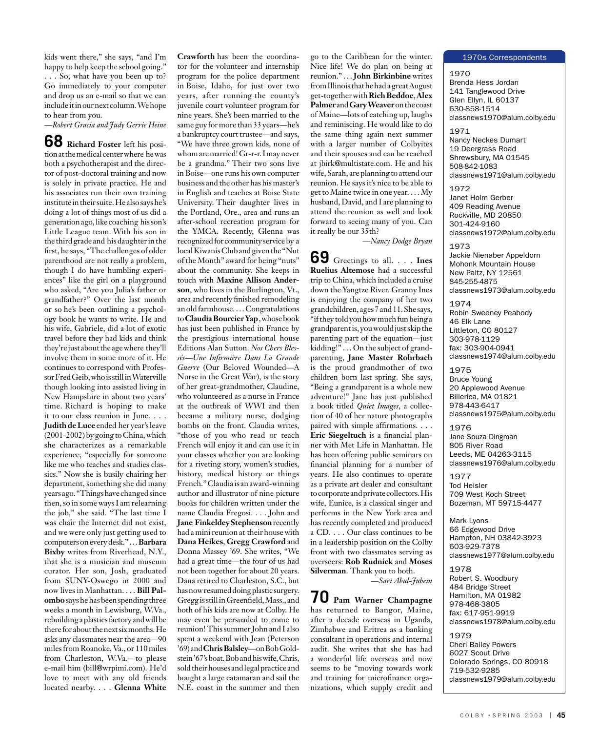kids went there," she says, "and I'm happy to help keep the school going." . . . So, what have you been up to? Go immediately to your computer and drop us an e-mail so that we can include it in our next column. We hope to hear from you.

*—Robert Gracia and Judy Gerrie Heine*

**68** **Richard Foster** left his position at the medical center where he was both a psychotherapist and the director of post-doctoral training and now is solely in private practice. He and his associates run their own training institute in their suite. He also says he's doing a lot of things most of us did a generation ago, like coaching his son's Little League team. With his son in the third grade and his daughter in the first, he says, "The challenges of older parenthood are not really a problem, though I do have humbling experiences" like the girl on a playground who asked, "Are you Julia's father or grandfather?" Over the last month or so he's been outlining a psychology book he wants to write. He and his wife, Gabriele, did a lot of exotic travel before they had kids and think they're just about the age where they'll involve them in some more of it. He continues to correspond with Professor Fred Geib, who is still in Waterville though looking into assisted living in New Hampshire in about two years' time. Richard is hoping to make it to our class reunion in June. . . . **Judith de Luce** ended her year's leave (2001-2002) by going to China, which she characterizes as a remarkable experience, "especially for someone like me who teaches and studies classics." Now she is busily chairing her department, something she did many years ago. "Things have changed since then, so in some ways I am relearning the job," she said. "The last time I was chair the Internet did not exist, and we were only just getting used to computers on every desk." . . . **Barbara Bixby** writes from Riverhead, N.Y., that she is a musician and museum curator. Her son, Josh, graduated from SUNY-Oswego in 2000 and now lives in Manhattan. . . . **Bill Palombo** says he has been spending three weeks a month in Lewisburg, W.Va., rebuilding a plastics factory and will be there for about the next six months. He asks any classmates near the area—90 miles from Roanoke, Va., or 110 miles from Charleston, W.Va.—to please e-mail him (bill@wrpimi.com). He'd love to meet with any old friends located nearby. . . . **Glenna White Crawforth** has been the coordinator for the volunteer and internship program for the police department in Boise, Idaho, for just over two years, after running the county's juvenile court volunteer program for nine years. She's been married to the same guy for more than 33 years—he's a bankruptcy court trustee—and says, "We have three grown kids, none of whom are married! Gr-r-r. I may never be a grandma." Their two sons live in Boise—one runs his own computer business and the other has his master's in English and teaches at Boise State University. Their daughter lives in the Portland, Ore., area and runs an after-school recreation program for the YMCA. Recently, Glenna was recognized for community service by a local Kiwanis Club and given the "Nut of the Month" award for being "nuts" about the community. She keeps in touch with **Maxine Allison Anderson**, who lives in the Burlington, Vt., area and recently finished remodeling an old farmhouse. . . . Congratulations to **Claudia Bourcier Yap**, whose book has just been published in France by the prestigious international house Editions Alan Sutton. *Nos Chers Blessés—Une Infirmière Dans La Grande Guerre* (Our Beloved Wounded—A Nurse in the Great War), is the story of her great-grandmother, Claudine, who volunteered as a nurse in France at the outbreak of WWI and then became a military nurse, dodging bombs on the front. Claudia writes, "those of you who read or teach French will enjoy it and can use it in your classes whether you are looking for a riveting story, women's studies, history, medical history or things French." Claudia is an award-winning author and illustrator of nine picture books for children written under the name Claudia Fregosi. . . . John and **Jane Finkeldey Stephenson** recently had a mini reunion at their house with **Dana Heikes**, **Gregg Crawford** and Donna Massey '69. She writes, "We had a great time—the four of us had not been together for about 20 years. Dana retired to Charleston, S.C., but has now resumed doing plastic surgery. Gregg is still in Greenfield, Mass., and both of his kids are now at Colby. He may even be persuaded to come to reunion! This summer John and I also spent a weekend with Jean (Peterson '69) and **Chris Balsley**—on Bob Goldstein '67's boat. Bob and his wife, Chris, sold their houses and legal practice and bought a large catamaran and sail the N.E. coast in the summer and then go to the Caribbean for the winter. Nice life! We do plan on being at reunion." . . . **John Birkinbine** writes from Illinois that he had a great August get-together with **Rich Beddoe**, **Alex Palmer** and **Gary Weaver** on the coast of Maine—lots of catching up, laughs and reminiscing. He would like to do the same thing again next summer with a larger number of Colbyites and their spouses and can be reached at jbirk@multistate.com. He and his wife, Sarah, are planning to attend our reunion. He says it's nice to be able to get to Maine twice in one year. . . . My husband, David, and I are planning to attend the reunion as well and look forward to seeing many of you. Can it really be our 35th?

*—Nancy Dodge Bryan*

**69** Greetings to all. . . . **Ines Ruelius Altemose** had a successful trip to China, which included a cruise down the Yangtze River. Granny Ines is enjoying the company of her two grandchildren, ages 7 and 11. She says, "if they told you how much fun being a grandparent is, you would just skip the parenting part of the equation—just kidding!" . . . On the subject of grandparenting, **Jane Master Rohrbach** is the proud grandmother of two children born last spring. She says, "Being a grandparent is a whole new adventure!" Jane has just published a book titled *Quiet Images*, a collection of 40 of her nature photographs paired with simple affirmations. . . . **Eric Siegeltuch** is a financial planner with Met Life in Manhattan. He has been offering public seminars on financial planning for a number of years. He also continues to operate as a private art dealer and consultant to corporate and private collectors. His wife, Eunice, is a classical singer and performs in the New York area and has recently completed and produced a CD. . . . Our class continues to be in a leadership position on the Colby front with two classmates serving as overseers: **Rob Rudnick** and **Moses Silverman**. Thank you to both.

*—Sari Abul-Jubein*

**70** **Pam Warner Champagne** has returned to Bangor, Maine, after a decade overseas in Uganda, Zimbabwe and Eritrea as a banking consultant in operations and internal audit. She writes that she has had a wonderful life overseas and now seems to be "moving towards work and training for microfinance organizations, which supply credit and

## 1970s Correspondents

**1970**
Brenda Hess Jordan
141 Tanglewood Drive
Glen Ellyn, IL 60137
630-858-1514
classnews1970@alum.colby.edu

**1971**
Nancy Neckes Dumart
19 Deergrass Road
Shrewsbury, MA 01545
508-842-1083
classnews1971@alum.colby.edu

**1972**
Janet Holm Gerber
409 Reading Avenue
Rockville, MD 20850
301-424-9160
classnews1972@alum.colby.edu

**1973**
Jackie Nienaber Appeldorn
Mohonk Mountain House
New Paltz, NY 12561
845-255-4875
classnews1973@alum.colby.edu

**1974**
Robin Sweeney Peabody
46 Elk Lane
Littleton, CO 80127
303-978-1129
fax: 303-904-0941
classnews1974@alum.colby.edu

**1975**
Bruce Young
20 Applewood Avenue
Billerica, MA 01821
978-443-6417
classnews1975@alum.colby.edu

**1976**
Jane Souza Dingman
805 River Road
Leeds, ME 04263-3115
classnews1976@alum.colby.edu

**1977**
Tod Heisler
709 West Koch Street
Bozeman, MT 59715-4477

Mark Lyons
66 Edgewood Drive
Hampton, NH 03842-3923
603-929-7378
classnews1977@alum.colby.edu

**1978**
Robert S. Woodbury
484 Bridge Street
Hamilton, MA 01982
978-468-3805
fax: 617-951-9919
classnews1978@alum.colby.edu

**1979**
Cheri Bailey Powers
6027 Scout Drive
Colorado Springs, CO 80918
719-532-9285
classnews1979@alum.colby.edu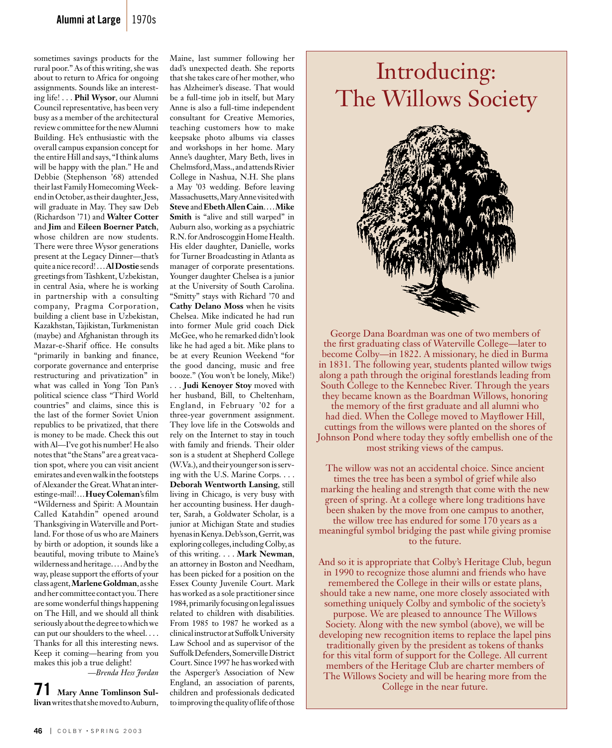sometimes savings products for the rural poor." As of this writing, she was about to return to Africa for ongoing assignments. Sounds like an interesting life! . . . **Phil Wysor**, our Alumni Council representative, has been very busy as a member of the architectural review committee for the new Alumni Building. He's enthusiastic with the overall campus expansion concept for the entire Hill and says, "I think alums will be happy with the plan." He and Debbie (Stephenson '68) attended their last Family Homecoming Weekend in October, as their daughter, Jess, will graduate in May. They saw Deb (Richardson '71) and **Walter Cotter** and **Jim** and **Eileen Boerner Patch**, whose children are now students. There were three Wysor generations present at the Legacy Dinner—that's quite a nice record! . . . **Al Dostie** sends greetings from Tashkent, Uzbekistan, in central Asia, where he is working in partnership with a consulting company, Pragma Corporation, building a client base in Uzbekistan, Kazakhstan, Tajikistan, Turkmenistan (maybe) and Afghanistan through its Mazar-e-Sharif office. He consults "primarily in banking and finance, corporate governance and enterprise restructuring and privatization" in what was called in Yong Ton Pan's political science class "Third World countries" and claims, since this is the last of the former Soviet Union republics to be privatized, that there is money to be made. Check this out with Al—I've got his number! He also notes that "the Stans" are a great vacation spot, where you can visit ancient emirates and even walk in the footsteps of Alexander the Great. What an interesting e-mail! . . . **Huey Coleman**'s film "Wilderness and Spirit: A Mountain Called Katahdin" opened around Thanksgiving in Waterville and Portland. For those of us who are Mainers by birth or adoption, it sounds like a beautiful, moving tribute to Maine's wilderness and heritage. . . . And by the way, please support the efforts of your class agent, **Marlene Goldman**, as she and her committee contact you. There are some wonderful things happening on The Hill, and we should all think seriously about the degree to which we can put our shoulders to the wheel. . . . Thanks for all this interesting news. Keep it coming—hearing from you makes this job a true delight!

*—Brenda Hess Jordan*

## 71

**Mary Anne Tomlinson Sullivan** writes that she moved to Auburn, Maine, last summer following her dad's unexpected death. She reports that she takes care of her mother, who has Alzheimer's disease. That would be a full-time job in itself, but Mary Anne is also a full-time independent consultant for Creative Memories, teaching customers how to make keepsake photo albums via classes and workshops in her home. Mary Anne's daughter, Mary Beth, lives in Chelmsford, Mass., and attends Rivier College in Nashua, N.H. She plans a May '03 wedding. Before leaving Massachusetts, Mary Anne visited with **Steve** and **Ebeth Allen Cain**. . . . **Mike Smith** is "alive and still warped" in Auburn also, working as a psychiatric R.N. for Androscoggin Home Health. His elder daughter, Danielle, works for Turner Broadcasting in Atlanta as manager of corporate presentations. Younger daughter Chelsea is a junior at the University of South Carolina. "Smitty" stays with Richard '70 and **Cathy Delano Moss** when he visits Chelsea. Mike indicated he had run into former Mule grid coach Dick McGee, who he remarked didn't look like he had aged a bit. Mike plans to be at every Reunion Weekend "for the good dancing, music and free booze." (You won't be lonely, Mike!) . . . **Judi Kenoyer Stoy** moved with her husband, Bill, to Cheltenham, England, in February '02 for a three-year government assignment. They love life in the Cotswolds and rely on the Internet to stay in touch with family and friends. Their older son is a student at Shepherd College (W.Va.), and their younger son is serving with the U.S. Marine Corps. . . . **Deborah Wentworth Lansing**, still living in Chicago, is very busy with her accounting business. Her daughter, Sarah, a Goldwater Scholar, is a junior at Michigan State and studies hyenas in Kenya. Deb's son, Gerrit, was exploring colleges, including Colby, as of this writing. . . . **Mark Newman**, an attorney in Boston and Needham, has been picked for a position on the Essex County Juvenile Court. Mark has worked as a sole practitioner since 1984, primarily focusing on legal issues related to children with disabilities. From 1985 to 1987 he worked as a clinical instructor at Suffolk University Law School and as supervisor of the Suffolk Defenders, Somerville District Court. Since 1997 he has worked with the Asperger's Association of New England, an association of parents, children and professionals dedicated to improving the quality of life of those

# Introducing: The Willows Society

George Dana Boardman was one of two members of the first graduating class of Waterville College—later to become Colby—in 1822. A missionary, he died in Burma in 1831. The following year, students planted willow twigs along a path through the original forestlands leading from South College to the Kennebec River. Through the years they became known as the Boardman Willows, honoring the memory of the first graduate and all alumni who had died. When the College moved to Mayflower Hill, cuttings from the willows were planted on the shores of Johnson Pond where today they softly embellish one of the most striking views of the campus.

The willow was not an accidental choice. Since ancient times the tree has been a symbol of grief while also marking the healing and strength that come with the new green of spring. At a college where long traditions have been shaken by the move from one campus to another, the willow tree has endured for some 170 years as a meaningful symbol bridging the past while giving promise to the future.

And so it is appropriate that Colby's Heritage Club, begun in 1990 to recognize those alumni and friends who have remembered the College in their wills or estate plans, should take a new name, one more closely associated with something uniquely Colby and symbolic of the society's purpose. We are pleased to announce The Willows Society. Along with the new symbol (above), we will be developing new recognition items to replace the lapel pins traditionally given by the president as tokens of thanks for this vital form of support for the College. All current members of the Heritage Club are charter members of The Willows Society and will be hearing more from the College in the near future.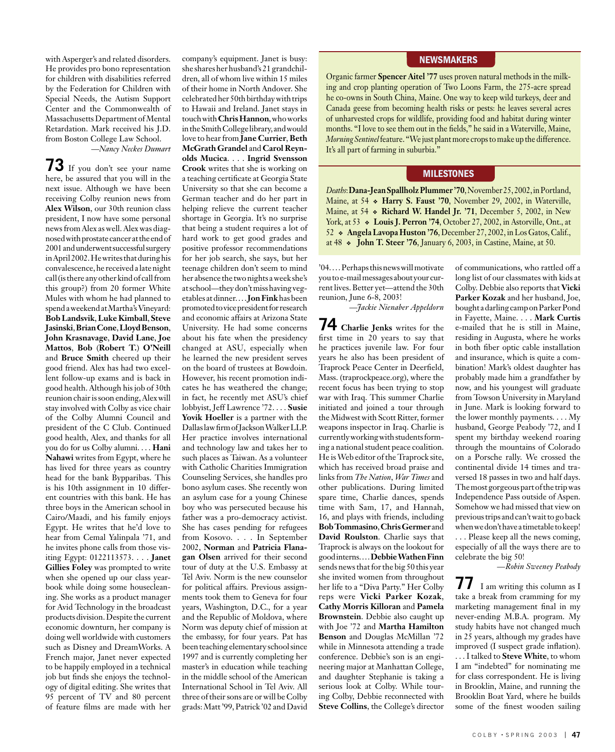with Asperger's and related disorders. He provides pro bono representation for children with disabilities referred by the Federation for Children with Special Needs, the Autism Support Center and the Commonwealth of Massachusetts Department of Mental Retardation. Mark received his J.D. from Boston College Law School.

*—Nancy Neckes Dumart*

**73** If you don't see your name here, be assured that you will in the next issue. Although we have been receiving Colby reunion news from **Alex Wilson**, our 30th reunion class president, I now have some personal news from Alex as well. Alex was diagnosed with prostate cancer at the end of 2001 and underwent successful surgery in April 2002. He writes that during his convalescence, he received a late night call (is there any other kind of call from this group?) from 20 former White Mules with whom he had planned to spend a weekend at Martha's Vineyard: **Bob Landsvik**, **Luke Kimball**, **Steve Jasinski**, **Brian Cone**, **Lloyd Benson**, **John Krasnavage**, **David Lane**, **Joe Mattos**, **Bob (Robert T.) O'Neill** and **Bruce Smith** cheered up their good friend. Alex has had two excellent follow-up exams and is back in good health. Although his job of 30th reunion chair is soon ending, Alex will stay involved with Colby as vice chair of the Colby Alumni Council and president of the C Club. Continued good health, Alex, and thanks for all you do for us Colby alumni. . . . **Hani Nahawi** writes from Egypt, where he has lived for three years as country head for the bank Byparibas. This is his 10th assignment in 10 different countries with this bank. He has three boys in the American school in Cairo/Maadi, and his family enjoys Egypt. He writes that he'd love to hear from Cemal Yalinpala '71, and he invites phone calls from those visiting Egypt: 0122113573. . . . **Janet Gillies Foley** was prompted to write when she opened up our class yearbook while doing some housecleaning. She works as a product manager for Avid Technology in the broadcast products division. Despite the current economic downturn, her company is doing well worldwide with customers such as Disney and DreamWorks. A French major, Janet never expected to be happily employed in a technical job but finds she enjoys the technology of digital editing. She writes that 95 percent of TV and 80 percent of feature films are made with her company's equipment. Janet is busy: she shares her husband's 21 grandchildren, all of whom live within 15 miles of their home in North Andover. She celebrated her 50th birthday with trips to Hawaii and Ireland. Janet stays in touch with **Chris Hannon**, who works in the Smith College library, and would love to hear from **Jane Currier**, **Beth McGrath Grandel** and **Carol Reynolds Mucica**. . . . **Ingrid Svensson Crook** writes that she is working on a teaching certificate at Georgia State University so that she can become a German teacher and do her part in helping relieve the current teacher shortage in Georgia. It's no surprise that being a student requires a lot of hard work to get good grades and positive professor recommendations for her job search, she says, but her teenage children don't seem to mind her absence the two nights a week she's at school—they don't miss having vegetables at dinner. . . . **Jon Fink** has been promoted to vice president for research and economic affairs at Arizona State University. He had some concerns about his fate when the presidency changed at ASU, especially when he learned the new president serves on the board of trustees at Bowdoin. However, his recent promotion indicates he has weathered the change; in fact, he recently met ASU's chief lobbyist, Jeff Lawrence '72. . . . **Susie Yovik Hoeller** is a partner with the Dallas law firm of Jackson Walker LLP. Her practice involves international and technology law and takes her to such places as Taiwan. As a volunteer with Catholic Charities Immigration Counseling Services, she handles pro bono asylum cases. She recently won an asylum case for a young Chinese boy who was persecuted because his father was a pro-democracy activist. She has cases pending for refugees from Kosovo. . . . In September 2002, **Norman** and **Patricia Flanagan Olsen** arrived for their second tour of duty at the U.S. Embassy at Tel Aviv. Norm is the new counselor for political affairs. Previous assignments took them to Geneva for four years, Washington, D.C., for a year and the Republic of Moldova, where Norm was deputy chief of mission at the embassy, for four years. Pat has been teaching elementary school since 1997 and is currently completing her master's in education while teaching in the middle school of the American International School in Tel Aviv. All three of their sons are or will be Colby grads: Matt '99, Patrick '02 and David '04. . . . Perhaps this news will motivate you to e-mail messages about your current lives. Better yet—attend the 30th reunion, June 6-8, 2003!

*—Jackie Nienaber Appeldorn*

**74** **Charlie Jenks** writes for the first time in 20 years to say that he practices juvenile law. For four years he also has been president of Traprock Peace Center in Deerfield, Mass. (traprockpeace.org), where the recent focus has been trying to stop war with Iraq. This summer Charlie initiated and joined a tour through the Midwest with Scott Ritter, former weapons inspector in Iraq. Charlie is currently working with students forming a national student peace coalition. He is Web editor of the Traprock site, which has received broad praise and links from *The Nation*, *War Times* and other publications. During limited spare time, Charlie dances, spends time with Sam, 17, and Hannah, 16, and plays with friends, including **Bob Tommasino**, **Chris Germer** and **David Roulston**. Charlie says that Traprock is always on the lookout for good interns. . . . **Debbie Wathen Finn** sends news that for the big 50 this year she invited women from throughout her life to a "Diva Party." Her Colby reps were **Vicki Parker Kozak**, **Cathy Morris Killoran** and **Pamela Brownstein**. Debbie also caught up with Joe '72 and **Martha Hamilton Benson** and Douglas McMillan '72 while in Minnesota attending a trade conference. Debbie's son is an engineering major at Manhattan College, and daughter Stephanie is taking a serious look at Colby. While touring Colby, Debbie reconnected with **Steve Collins**, the College's director of communications, who rattled off a long list of our classmates with kids at Colby. Debbie also reports that **Vicki Parker Kozak** and her husband, Joe, bought a darling camp on Parker Pond in Fayette, Maine. . . . **Mark Curtis** e-mailed that he is still in Maine, residing in Augusta, where he works in both fiber optic cable installation and insurance, which is quite a combination! Mark's oldest daughter has probably made him a grandfather by now, and his youngest will graduate from Towson University in Maryland in June. Mark is looking forward to the lower monthly payments. . . . My husband, George Peabody '72, and I spent my birthday weekend roaring through the mountains of Colorado on a Porsche rally. We crossed the continental divide 14 times and traversed 18 passes in two and half days. The most gorgeous part of the trip was Independence Pass outside of Aspen. Somehow we had missed that view on previous trips and can't wait to go back when we don't have a timetable to keep! . . . Please keep all the news coming, especially of all the ways there are to celebrate the big 50!

*—Robin Sweeney Peabody*

**77** I am writing this column as I take a break from cramming for my marketing management final in my never-ending M.B.A. program. My study habits have not changed much in 25 years, although my grades have improved (I suspect grade inflation). . . . I talked to **Steve White**, to whom I am "indebted" for nominating me for class correspondent. He is living in Brooklin, Maine, and running the Brooklin Boat Yard, where he builds some of the finest wooden sailing

## NEWSMAKERS

Organic farmer **Spencer Aitel '77** uses proven natural methods in the milking and crop planting operation of Two Loons Farm, the 275-acre spread he co-owns in South China, Maine. One way to keep wild turkeys, deer and Canada geese from becoming health risks or pests: he leaves several acres of unharvested crops for wildlife, providing food and habitat during winter months. "I love to see them out in the fields," he said in a Waterville, Maine, *Morning Sentinel* feature. "We just plant more crops to make up the difference. It's all part of farming in suburbia."

## MILESTONES

*Deaths*: **Dana-Jean Spallholz Plummer '70**, November 25, 2002, in Portland, Maine, at 54 ❖ **Harry S. Faust '70**, November 29, 2002, in Waterville, Maine, at 54 ❖ **Richard W. Handel Jr. '71**, December 5, 2002, in New York, at 53 ❖ **Louis J. Perron '74**, October 27, 2002, in Astorville, Ont., at 52 ❖ **Angela Lavopa Huston '76**, December 27, 2002, in Los Gatos, Calif., at 48 ❖ **John T. Steer '76**, January 6, 2003, in Castine, Maine, at 50.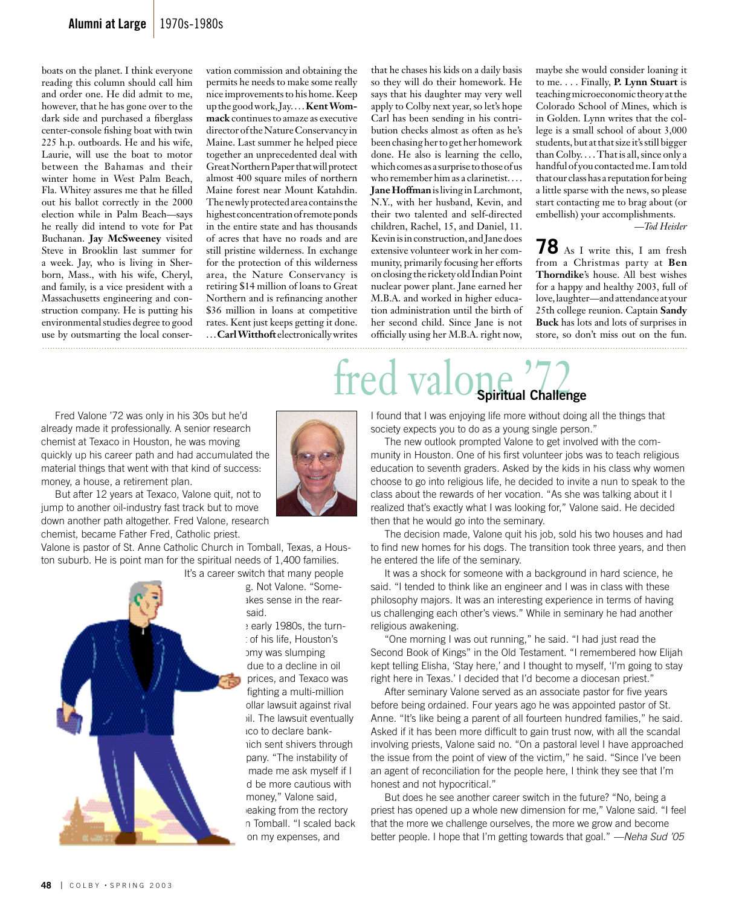boats on the planet. I think everyone reading this column should call him and order one. He did admit to me, however, that he has gone over to the dark side and purchased a fiberglass center-console fishing boat with twin 225 h.p. outboards. He and his wife, Laurie, will use the boat to motor between the Bahamas and their winter home in West Palm Beach, Fla. Whitey assures me that he filled out his ballot correctly in the 2000 election while in Palm Beach—says he really did intend to vote for Pat Buchanan. **Jay McSweeney** visited Steve in Brooklin last summer for a week. Jay, who is living in Sherborn, Mass., with his wife, Cheryl, and family, is a vice president with a Massachusetts engineering and construction company. He is putting his environmental studies degree to good use by outsmarting the local conservation commission and obtaining the permits he needs to make some really nice improvements to his home. Keep up the good work, Jay. . . . **Kent Wommack** continues to amaze as executive director of the Nature Conservancy in Maine. Last summer he helped piece together an unprecedented deal with Great Northern Paper that will protect almost 400 square miles of northern Maine forest near Mount Katahdin. The newly protected area contains the highest concentration of remote ponds in the entire state and has thousands of acres that have no roads and are still pristine wilderness. In exchange for the protection of this wilderness area, the Nature Conservancy is retiring $14 million of loans to Great Northern and is refinancing another $36 million in loans at competitive rates. Kent just keeps getting it done. . . . **Carl Witthoft** electronically writes that he chases his kids on a daily basis so they will do their homework. He says that his daughter may very well apply to Colby next year, so let's hope Carl has been sending in his contribution checks almost as often as he's been chasing her to get her homework done. He also is learning the cello, which comes as a surprise to those of us who remember him as a clarinetist. . . . **Jane Hoffman** is living in Larchmont, N.Y., with her husband, Kevin, and their two talented and self-directed children, Rachel, 15, and Daniel, 11. Kevin is in construction, and Jane does extensive volunteer work in her community, primarily focusing her efforts on closing the rickety old Indian Point nuclear power plant. Jane earned her M.B.A. and worked in higher education administration until the birth of her second child. Since Jane is not officially using her M.B.A. right now, maybe she would consider loaning it to me. . . . Finally, **P. Lynn Stuart** is teaching microeconomic theory at the Colorado School of Mines, which is in Golden. Lynn writes that the college is a small school of about 3,000 students, but at that size it's still bigger than Colby. . . . That is all, since only a handful of you contacted me. I am told that our class has a reputation for being a little sparse with the news, so please start contacting me to brag about (or embellish) your accomplishments.

*—Tod Heisler*

**78** As I write this, I am fresh from a Christmas party at **Ben Thorndike**'s house. All best wishes for a happy and healthy 2003, full of love, laughter—and attendance at your 25th college reunion. Captain **Sandy Buck** has lots and lots of surprises in store, so don't miss out on the fun.

# fred valone '72

## Spiritual Challenge

Fred Valone '72 was only in his 30s but he'd already made it professionally. A senior research chemist at Texaco in Houston, he was moving quickly up his career path and had accumulated the material things that went with that kind of success: money, a house, a retirement plan.

But after 12 years at Texaco, Valone quit, not to jump to another oil-industry fast track but to move down another path altogether. Fred Valone, research chemist, became Father Fred, Catholic priest.

Valone is pastor of St. Anne Catholic Church in Tomball, Texas, a Houston suburb. He is point man for the spiritual needs of 1,400 families.

It's a career switch that many people g. Not Valone. "Some- akes sense in the rear- said.

e early 1980s, the turn- of his life, Houston's omy was slumping due to a decline in oil prices, and Texaco was fighting a multi-million ollar lawsuit against rival il. The lawsuit eventually aco to declare bank- ich sent shivers through pany. "The instability of made me ask myself if I d be more cautious with money," Valone said, eaking from the rectory n Tomball. "I scaled back on my expenses, and I found that I was enjoying life more without doing all the things that society expects you to do as a young single person."

The new outlook prompted Valone to get involved with the community in Houston. One of his first volunteer jobs was to teach religious education to seventh graders. Asked by the kids in his class why women choose to go into religious life, he decided to invite a nun to speak to the class about the rewards of her vocation. "As she was talking about it I realized that's exactly what I was looking for," Valone said. He decided then that he would go into the seminary.

The decision made, Valone quit his job, sold his two houses and had to find new homes for his dogs. The transition took three years, and then he entered the life of the seminary.

It was a shock for someone with a background in hard science, he said. "I tended to think like an engineer and I was in class with these philosophy majors. It was an interesting experience in terms of having us challenging each other's views." While in seminary he had another religious awakening.

"One morning I was out running," he said. "I had just read the Second Book of Kings" in the Old Testament. "I remembered how Elijah kept telling Elisha, 'Stay here,' and I thought to myself, 'I'm going to stay right here in Texas.' I decided that I'd become a diocesan priest."

After seminary Valone served as an associate pastor for five years before being ordained. Four years ago he was appointed pastor of St. Anne. "It's like being a parent of all fourteen hundred families," he said. Asked if it has been more difficult to gain trust now, with all the scandal involving priests, Valone said no. "On a pastoral level I have approached the issue from the point of view of the victim," he said. "Since I've been an agent of reconciliation for the people here, I think they see that I'm honest and not hypocritical."

But does he see another career switch in the future? "No, being a priest has opened up a whole new dimension for me," Valone said. "I feel that the more we challenge ourselves, the more we grow and become better people. I hope that I'm getting towards that goal." *—Neha Sud '05*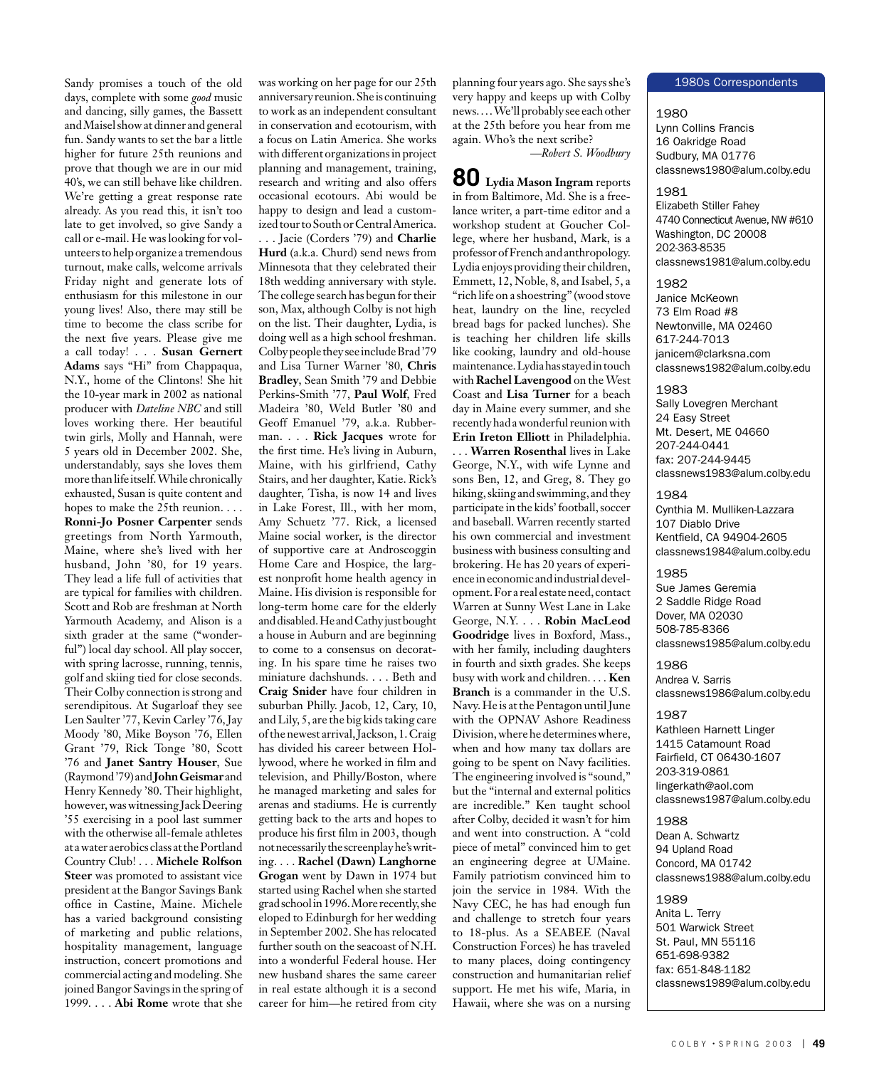Sandy promises a touch of the old days, complete with some *good* music and dancing, silly games, the Bassett and Maisel show at dinner and general fun. Sandy wants to set the bar a little higher for future 25th reunions and prove that though we are in our mid 40's, we can still behave like children. We're getting a great response rate already. As you read this, it isn't too late to get involved, so give Sandy a call or e-mail. He was looking for volunteers to help organize a tremendous turnout, make calls, welcome arrivals Friday night and generate lots of enthusiasm for this milestone in our young lives! Also, there may still be time to become the class scribe for the next five years. Please give me a call today! . . . **Susan Gernert Adams** says "Hi" from Chappaqua, N.Y., home of the Clintons! She hit the 10-year mark in 2002 as national producer with *Dateline NBC* and still loves working there. Her beautiful twin girls, Molly and Hannah, were 5 years old in December 2002. She, understandably, says she loves them more than life itself. While chronically exhausted, Susan is quite content and hopes to make the 25th reunion. . . . **Ronni-Jo Posner Carpenter** sends greetings from North Yarmouth, Maine, where she's lived with her husband, John '80, for 19 years. They lead a life full of activities that are typical for families with children. Scott and Rob are freshman at North Yarmouth Academy, and Alison is a sixth grader at the same ("wonderful") local day school. All play soccer, with spring lacrosse, running, tennis, golf and skiing tied for close seconds. Their Colby connection is strong and serendipitous. At Sugarloaf they see Len Saulter '77, Kevin Carley '76, Jay Moody '80, Mike Boyson '76, Ellen Grant '79, Rick Tonge '80, Scott '76 and **Janet Santry Houser**, Sue (Raymond '79) and **John Geismar** and Henry Kennedy '80. Their highlight, however, was witnessing Jack Deering '55 exercising in a pool last summer with the otherwise all-female athletes at a water aerobics class at the Portland Country Club! . . . **Michele Rolfson Steer** was promoted to assistant vice president at the Bangor Savings Bank office in Castine, Maine. Michele has a varied background consisting of marketing and public relations, hospitality management, language instruction, concert promotions and commercial acting and modeling. She joined Bangor Savings in the spring of 1999. . . . **Abi Rome** wrote that she was working on her page for our 25th anniversary reunion. She is continuing to work as an independent consultant in conservation and ecotourism, with a focus on Latin America. She works with different organizations in project planning and management, training, research and writing and also offers occasional ecotours. Abi would be happy to design and lead a customized tour to South or Central America. . . . Jacie (Corders '79) and **Charlie Hurd** (a.k.a. Churd) send news from Minnesota that they celebrated their 18th wedding anniversary with style. The college search has begun for their son, Max, although Colby is not high on the list. Their daughter, Lydia, is doing well as a high school freshman. Colby people they see include Brad '79 and Lisa Turner Warner '80, **Chris Bradley**, Sean Smith '79 and Debbie Perkins-Smith '77, **Paul Wolf**, Fred Madeira '80, Weld Butler '80 and Geoff Emanuel '79, a.k.a. Rubberman. . . . **Rick Jacques** wrote for the first time. He's living in Auburn, Maine, with his girlfriend, Cathy Stairs, and her daughter, Katie. Rick's daughter, Tisha, is now 14 and lives in Lake Forest, Ill., with her mom, Amy Schuetz '77. Rick, a licensed Maine social worker, is the director of supportive care at Androscoggin Home Care and Hospice, the largest nonprofit home health agency in Maine. His division is responsible for long-term home care for the elderly and disabled. He and Cathy just bought a house in Auburn and are beginning to come to a consensus on decorating. In his spare time he raises two miniature dachshunds. . . . Beth and **Craig Snider** have four children in suburban Philly. Jacob, 12, Cary, 10, and Lily, 5, are the big kids taking care of the newest arrival, Jackson, 1. Craig has divided his career between Hollywood, where he worked in film and television, and Philly/Boston, where he managed marketing and sales for arenas and stadiums. He is currently getting back to the arts and hopes to produce his first film in 2003, though not necessarily the screenplay he's writing. . . . **Rachel (Dawn) Langhorne Grogan** went by Dawn in 1974 but started using Rachel when she started grad school in 1996. More recently, she eloped to Edinburgh for her wedding in September 2002. She has relocated further south on the seacoast of N.H. into a wonderful Federal house. Her new husband shares the same career in real estate although it is a second career for him—he retired from city planning four years ago. She says she's very happy and keeps up with Colby news. . . . We'll probably see each other at the 25th before you hear from me again. Who's the next scribe?

*—Robert S. Woodbury*

**80** **Lydia Mason Ingram** reports in from Baltimore, Md. She is a freelance writer, a part-time editor and a workshop student at Goucher College, where her husband, Mark, is a professor of French and anthropology. Lydia enjoys providing their children, Emmett, 12, Noble, 8, and Isabel, 5, a "rich life on a shoestring" (wood stove heat, laundry on the line, recycled bread bags for packed lunches). She is teaching her children life skills like cooking, laundry and old-house maintenance. Lydia has stayed in touch with **Rachel Lavengood** on the West Coast and **Lisa Turner** for a beach day in Maine every summer, and she recently had a wonderful reunion with **Erin Ireton Elliott** in Philadelphia. . . . **Warren Rosenthal** lives in Lake George, N.Y., with wife Lynne and sons Ben, 12, and Greg, 8. They go hiking, skiing and swimming, and they participate in the kids' football, soccer and baseball. Warren recently started his own commercial and investment business with business consulting and brokering. He has 20 years of experience in economic and industrial development. For a real estate need, contact Warren at Sunny West Lane in Lake George, N.Y. . . . **Robin MacLeod Goodridge** lives in Boxford, Mass., with her family, including daughters in fourth and sixth grades. She keeps busy with work and children. . . . **Ken Branch** is a commander in the U.S. Navy. He is at the Pentagon until June with the OPNAV Ashore Readiness Division, where he determines where, when and how many tax dollars are going to be spent on Navy facilities. The engineering involved is "sound," but the "internal and external politics are incredible." Ken taught school after Colby, decided it wasn't for him and went into construction. A "cold piece of metal" convinced him to get an engineering degree at UMaine. Family patriotism convinced him to join the service in 1984. With the Navy CEC, he has had enough fun and challenge to stretch four years to 18-plus. As a SEABEE (Naval Construction Forces) he has traveled to many places, doing contingency construction and humanitarian relief support. He met his wife, Maria, in Hawaii, where she was on a nursing

### 1980s Correspondents

**1980**
Lynn Collins Francis
16 Oakridge Road
Sudbury, MA 01776
classnews1980@alum.colby.edu

**1981**
Elizabeth Stiller Fahey
4740 Connecticut Avenue, NW #610
Washington, DC 20008
202-363-8535
classnews1981@alum.colby.edu

**1982**
Janice McKeown
73 Elm Road #8
Newtonville, MA 02460
617-244-7013
janicem@clarksna.com
classnews1982@alum.colby.edu

**1983**
Sally Lovegren Merchant
24 Easy Street
Mt. Desert, ME 04660
207-244-0441
fax: 207-244-9445
classnews1983@alum.colby.edu

**1984**
Cynthia M. Mulliken-Lazzara
107 Diablo Drive
Kentfield, CA 94904-2605
classnews1984@alum.colby.edu

**1985**
Sue James Geremia
2 Saddle Ridge Road
Dover, MA 02030
508-785-8366
classnews1985@alum.colby.edu

**1986**
Andrea V. Sarris
classnews1986@alum.colby.edu

**1987**
Kathleen Harnett Linger
1415 Catamount Road
Fairfield, CT 06430-1607
203-319-0861
lingerkath@aol.com
classnews1987@alum.colby.edu

**1988**
Dean A. Schwartz
94 Upland Road
Concord, MA 01742
classnews1988@alum.colby.edu

**1989**
Anita L. Terry
501 Warwick Street
St. Paul, MN 55116
651-698-9382
fax: 651-848-1182
classnews1989@alum.colby.edu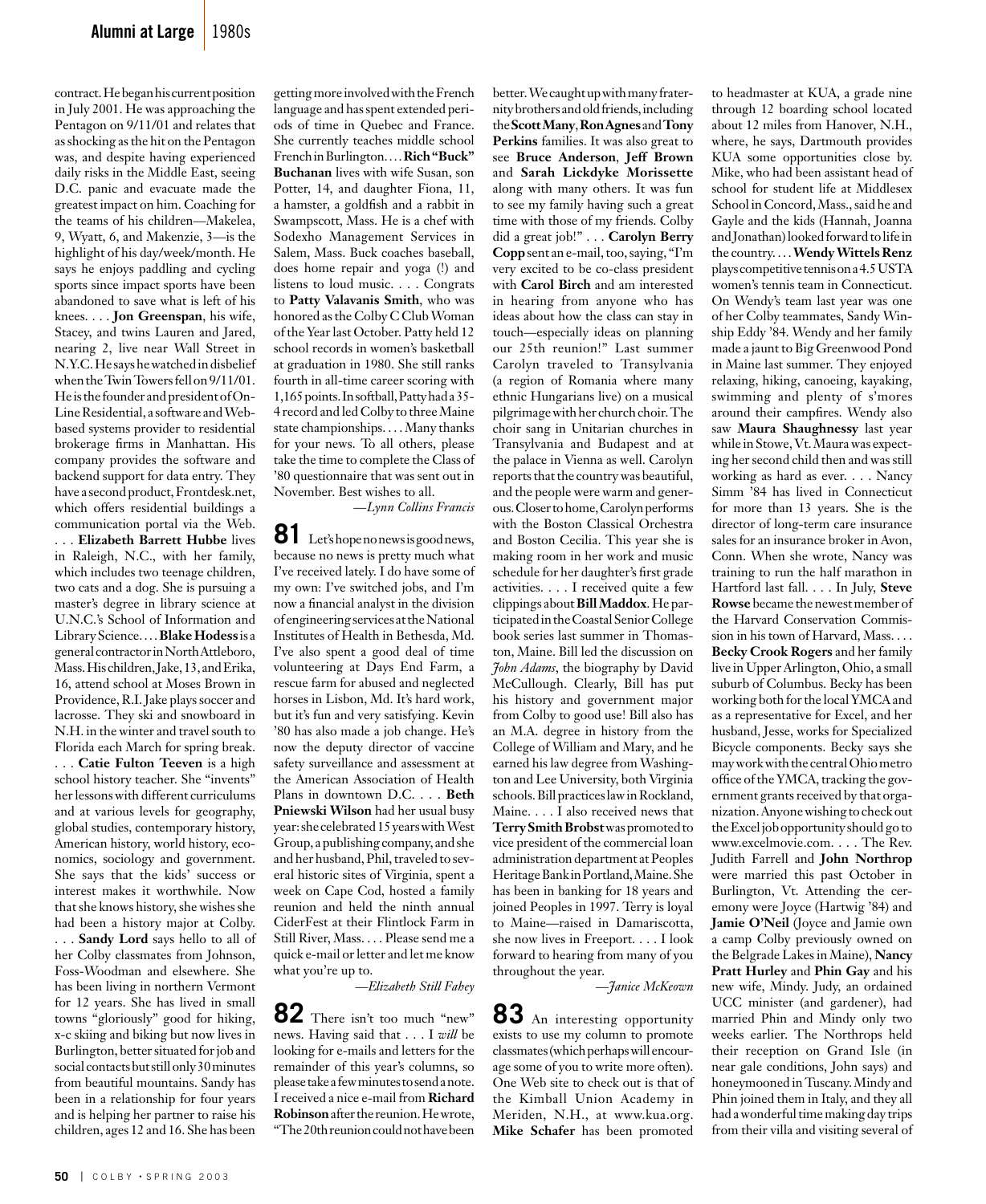contract. He began his current position in July 2001. He was approaching the Pentagon on 9/11/01 and relates that as shocking as the hit on the Pentagon was, and despite having experienced daily risks in the Middle East, seeing D.C. panic and evacuate made the greatest impact on him. Coaching for the teams of his children—Makelea, 9, Wyatt, 6, and Makenzie, 3—is the highlight of his day/week/month. He says he enjoys paddling and cycling sports since impact sports have been abandoned to save what is left of his knees. . . . **Jon Greenspan**, his wife, Stacey, and twins Lauren and Jared, nearing 2, live near Wall Street in N.Y.C. He says he watched in disbelief when the Twin Towers fell on 9/11/01. He is the founder and president of On-Line Residential, a software and Web-based systems provider to residential brokerage firms in Manhattan. His company provides the software and backend support for data entry. They have a second product, Frontdesk.net, which offers residential buildings a communication portal via the Web. . . . **Elizabeth Barrett Hubbe** lives in Raleigh, N.C., with her family, which includes two teenage children, two cats and a dog. She is pursuing a master's degree in library science at U.N.C.'s School of Information and Library Science. . . . **Blake Hodess** is a general contractor in North Attleboro, Mass. His children, Jake, 13, and Erika, 16, attend school at Moses Brown in Providence, R.I. Jake plays soccer and lacrosse. They ski and snowboard in N.H. in the winter and travel south to Florida each March for spring break. . . . **Catie Fulton Teeven** is a high school history teacher. She "invents" her lessons with different curriculums and at various levels for geography, global studies, contemporary history, American history, world history, economics, sociology and government. She says that the kids' success or interest makes it worthwhile. Now that she knows history, she wishes she had been a history major at Colby. . . . **Sandy Lord** says hello to all of her Colby classmates from Johnson, Foss-Woodman and elsewhere. She has been living in northern Vermont for 12 years. She has lived in small towns "gloriously" good for hiking, x-c skiing and biking but now lives in Burlington, better situated for job and social contacts but still only 30 minutes from beautiful mountains. Sandy has been in a relationship for four years and is helping her partner to raise his children, ages 12 and 16. She has been getting more involved with the French language and has spent extended periods of time in Quebec and France. She currently teaches middle school French in Burlington. . . . **Rich "Buck" Buchanan** lives with wife Susan, son Potter, 14, and daughter Fiona, 11, a hamster, a goldfish and a rabbit in Swampscott, Mass. He is a chef with Sodexho Management Services in Salem, Mass. Buck coaches baseball, does home repair and yoga (!) and listens to loud music. . . . Congrats to **Patty Valavanis Smith**, who was honored as the Colby C Club Woman of the Year last October. Patty held 12 school records in women's basketball at graduation in 1980. She still ranks fourth in all-time career scoring with 1,165 points. In softball, Patty had a 35-4 record and led Colby to three Maine state championships. . . . Many thanks for your news. To all others, please take the time to complete the Class of '80 questionnaire that was sent out in November. Best wishes to all.

*—Lynn Collins Francis*

**81** Let's hope no news is good news, because no news is pretty much what I've received lately. I do have some of my own: I've switched jobs, and I'm now a financial analyst in the division of engineering services at the National Institutes of Health in Bethesda, Md. I've also spent a good deal of time volunteering at Days End Farm, a rescue farm for abused and neglected horses in Lisbon, Md. It's hard work, but it's fun and very satisfying. Kevin '80 has also made a job change. He's now the deputy director of vaccine safety surveillance and assessment at the American Association of Health Plans in downtown D.C. . . . **Beth Pniewski Wilson** had her usual busy year: she celebrated 15 years with West Group, a publishing company, and she and her husband, Phil, traveled to several historic sites of Virginia, spent a week on Cape Cod, hosted a family reunion and held the ninth annual CiderFest at their Flintlock Farm in Still River, Mass. . . . Please send me a quick e-mail or letter and let me know what you're up to.

*—Elizabeth Still Fahey*

**82** There isn't too much "new" news. Having said that . . . I *will* be looking for e-mails and letters for the remainder of this year's columns, so please take a few minutes to send a note. I received a nice e-mail from **Richard Robinson** after the reunion. He wrote, "The 20th reunion could not have been better. We caught up with many fraternity brothers and old friends, including the **Scott Many**, **Ron Agnes** and **Tony Perkins** families. It was also great to see **Bruce Anderson**, **Jeff Brown** and **Sarah Lickdyke Morissette** along with many others. It was fun to see my family having such a great time with those of my friends. Colby did a great job!" . . . **Carolyn Berry Copp** sent an e-mail, too, saying, "I'm very excited to be co-class president with **Carol Birch** and am interested in hearing from anyone who has ideas about how the class can stay in touch—especially ideas on planning our 25th reunion!" Last summer Carolyn traveled to Transylvania (a region of Romania where many ethnic Hungarians live) on a musical pilgrimage with her church choir. The choir sang in Unitarian churches in Transylvania and Budapest and at the palace in Vienna as well. Carolyn reports that the country was beautiful, and the people were warm and generous. Closer to home, Carolyn performs with the Boston Classical Orchestra and Boston Cecilia. This year she is making room in her work and music schedule for her daughter's first grade activities. . . . I received quite a few clippings about **Bill Maddox**. He participated in the Coastal Senior College book series last summer in Thomaston, Maine. Bill led the discussion on *John Adams*, the biography by David McCullough. Clearly, Bill has put his history and government major from Colby to good use! Bill also has an M.A. degree in history from the College of William and Mary, and he earned his law degree from Washington and Lee University, both Virginia schools. Bill practices law in Rockland, Maine. . . . I also received news that **Terry Smith Brobst** was promoted to vice president of the commercial loan administration department at Peoples Heritage Bank in Portland, Maine. She has been in banking for 18 years and joined Peoples in 1997. Terry is loyal to Maine—raised in Damariscotta, she now lives in Freeport. . . . I look forward to hearing from many of you throughout the year.

*—Janice McKeown*

**83** An interesting opportunity exists to use my column to promote classmates (which perhaps will encourage some of you to write more often). One Web site to check out is that of the Kimball Union Academy in Meriden, N.H., at www.kua.org. **Mike Schafer** has been promoted to headmaster at KUA, a grade nine through 12 boarding school located about 12 miles from Hanover, N.H., where, he says, Dartmouth provides KUA some opportunities close by. Mike, who had been assistant head of school for student life at Middlesex School in Concord, Mass., said he and Gayle and the kids (Hannah, Joanna and Jonathan) looked forward to life in the country. . . . **Wendy Wittels Renz** plays competitive tennis on a 4.5 USTA women's tennis team in Connecticut. On Wendy's team last year was one of her Colby teammates, Sandy Winship Eddy '84. Wendy and her family made a jaunt to Big Greenwood Pond in Maine last summer. They enjoyed relaxing, hiking, canoeing, kayaking, swimming and plenty of s'mores around their campfires. Wendy also saw **Maura Shaughnessy** last year while in Stowe, Vt. Maura was expecting her second child then and was still working as hard as ever. . . . Nancy Simm '84 has lived in Connecticut for more than 13 years. She is the director of long-term care insurance sales for an insurance broker in Avon, Conn. When she wrote, Nancy was training to run the half marathon in Hartford last fall. . . . In July, **Steve Rowse** became the newest member of the Harvard Conservation Commission in his town of Harvard, Mass. . . . **Becky Crook Rogers** and her family live in Upper Arlington, Ohio, a small suburb of Columbus. Becky has been working both for the local YMCA and as a representative for Excel, and her husband, Jesse, works for Specialized Bicycle components. Becky says she may work with the central Ohio metro office of the YMCA, tracking the government grants received by that organization. Anyone wishing to check out the Excel job opportunity should go to www.excelmovie.com. . . . The Rev. Judith Farrell and **John Northrop** were married this past October in Burlington, Vt. Attending the ceremony were Joyce (Hartwig '84) and **Jamie O'Neil** (Joyce and Jamie own a camp Colby previously owned on the Belgrade Lakes in Maine), **Nancy Pratt Hurley** and **Phin Gay** and his new wife, Mindy. Judy, an ordained UCC minister (and gardener), had married Phin and Mindy only two weeks earlier. The Northrops held their reception on Grand Isle (in near gale conditions, John says) and honeymooned in Tuscany. Mindy and Phin joined them in Italy, and they all had a wonderful time making day trips from their villa and visiting several of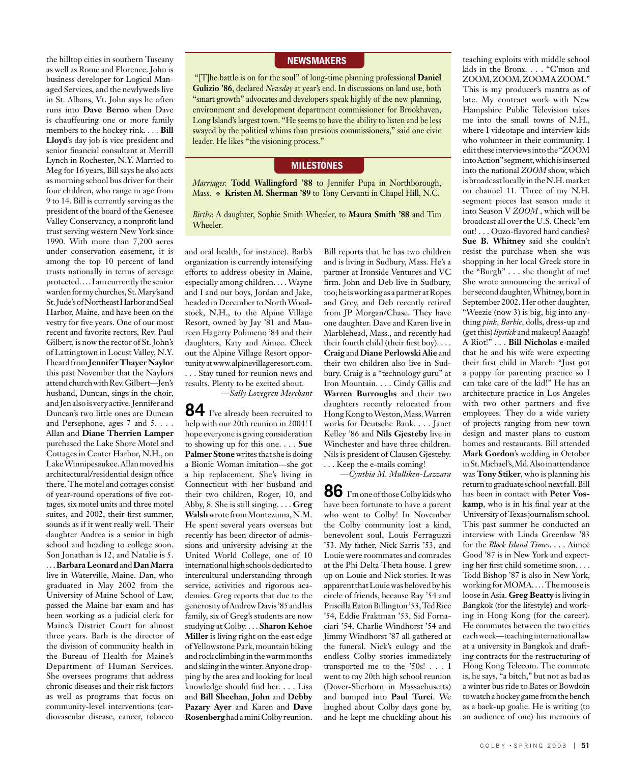the hilltop cities in southern Tuscany as well as Rome and Florence. John is business developer for Logical Managed Services, and the newlyweds live in St. Albans, Vt. John says he often runs into **Dave Berno** when Dave is chauffeuring one or more family members to the hockey rink. . . . **Bill Lloyd**'s day job is vice president and senior financial consultant at Merrill Lynch in Rochester, N.Y. Married to Meg for 16 years, Bill says he also acts as morning school bus driver for their four children, who range in age from 9 to 14. Bill is currently serving as the president of the board of the Genesee Valley Conservancy, a nonprofit land trust serving western New York since 1990. With more than 7,200 acres under conservation easement, it is among the top 10 percent of land trusts nationally in terms of acreage protected. . . . I am currently the senior warden for my churches, St. Mary's and St. Jude's of Northeast Harbor and Seal Harbor, Maine, and have been on the vestry for five years. One of our most recent and favorite rectors, Rev. Paul Gilbert, is now the rector of St. John's of Lattingtown in Locust Valley, N.Y. I heard from **Jennifer Thayer Naylor** this past November that the Naylors attend church with Rev. Gilbert—Jen's husband, Duncan, sings in the choir, and Jen also is very active. Jennifer and Duncan's two little ones are Duncan and Persephone, ages 7 and 5. . . . Allan and **Diane Therrien Lamper** purchased the Lake Shore Motel and Cottages in Center Harbor, N.H., on Lake Winnipesaukee. Allan moved his architectural/residential design office there. The motel and cottages consist of year-round operations of five cottages, six motel units and three motel suites, and 2002, their first summer, sounds as if it went really well. Their daughter Andrea is a senior in high school and heading to college soon. Son Jonathan is 12, and Natalie is 5. . . . **Barbara Leonard** and **Dan Marra** live in Waterville, Maine. Dan, who graduated in May 2002 from the University of Maine School of Law, passed the Maine bar exam and has been working as a judicial clerk for Maine's District Court for almost three years. Barb is the director of the division of community health in the Bureau of Health for Maine's Department of Human Services. She oversees programs that address chronic diseases and their risk factors as well as programs that focus on community-level interventions (cardiovascular disease, cancer, tobacco and oral health, for instance). Barb's organization is currently intensifying efforts to address obesity in Maine, especially among children. . . . Wayne and I and our boys, Jordan and Jake, headed in December to North Woodstock, N.H., to the Alpine Village Resort, owned by Jay '81 and Maureen Hagerty Polimeno '84 and their daughters, Katy and Aimee. Check out the Alpine Village Resort opportunity at www.alpinevillageresort.com. . . . Stay tuned for reunion news and results. Plenty to be excited about.

—*Sally Lovegren Merchant*

## NEWSMAKERS

"[T]he battle is on for the soul" of long-time planning professional **Daniel Gulizio '86**, declared *Newsday* at year's end. In discussions on land use, both "smart growth" advocates and developers speak highly of the new planning, environment and development department commissioner for Brookhaven, Long Island's largest town. "He seems to have the ability to listen and be less swayed by the political whims than previous commissioners," said one civic leader. He likes "the visioning process."

## MILESTONES

*Marriages*: **Todd Wallingford '88** to Jennifer Pupa in Northborough, Mass. ❖ **Kristen M. Sherman '89** to Tony Cervanti in Chapel Hill, N.C.

*Births*: A daughter, Sophie Smith Wheeler, to **Maura Smith '88** and Tim Wheeler.

## 84

I've already been recruited to help with our 20th reunion in 2004! I hope everyone is giving consideration to showing up for this one. . . . **Sue Palmer Stone** writes that she is doing a Bionic Woman imitation—she got a hip replacement. She's living in Connecticut with her husband and their two children, Roger, 10, and Abby, 8. She is still singing. . . . **Greg Walsh** wrote from Montezuma, N.M. He spent several years overseas but recently has been director of admissions and university advising at the United World College, one of 10 international high schools dedicated to intercultural understanding through service, activities and rigorous academics. Greg reports that due to the generosity of Andrew Davis '85 and his family, six of Greg's students are now studying at Colby. . . . **Sharon Kehoe Miller** is living right on the east edge of Yellowstone Park, mountain biking and rock climbing in the warm months and skiing in the winter. Anyone dropping by the area and looking for local knowledge should find her. . . . Lisa and **Bill Sheehan**, **John** and **Debby Pazary Ayer** and Karen and **Dave Rosenberg** had a mini Colby reunion. Bill reports that he has two children and is living in Sudbury, Mass. He's a partner at Ironside Ventures and VC firm. John and Deb live in Sudbury, too; he is working as a partner at Ropes and Grey, and Deb recently retired from JP Morgan/Chase. They have one daughter. Dave and Karen live in Marblehead, Mass., and recently had their fourth child (their first boy). . . . **Craig** and **Diane Perlowski Alie** and their two children also live in Sudbury. Craig is a "technology guru" at Iron Mountain. . . . Cindy Gillis and **Warren Burroughs** and their two daughters recently relocated from Hong Kong to Weston, Mass. Warren works for Deutsche Bank. . . . Janet Kelley '86 and **Nils Gjesteby** live in Winchester and have three children. Nils is president of Clausen Gjesteby. . . . Keep the e-mails coming!

—*Cynthia M. Mulliken-Lazzara*

## 86

I'm one of those Colby kids who have been fortunate to have a parent who went to Colby! In November the Colby community lost a kind, benevolent soul, Louis Ferraguzzi '53. My father, Nick Sarris '53, and Louie were roommates and comrades at the Phi Delta Theta house. I grew up on Louie and Nick stories. It was apparent that Louie was beloved by his circle of friends, because Ray '54 and Priscilla Eaton Billington '53, Ted Rice '54, Eddie Fraktman '53, Sid Fornaciari '54, Charlie Windhorst '54 and Jimmy Windhorst '87 all gathered at the funeral. Nick's eulogy and the endless Colby stories immediately transported me to the '50s! . . . I went to my 20th high school reunion (Dover-Sherborn in Massachusetts) and bumped into **Paul Turci**. We laughed about Colby days gone by, and he kept me chuckling about his teaching exploits with middle school kids in the Bronx. . . . "C'mon and ZOOM, ZOOM, ZOOM A ZOOM." This is my producer's mantra as of late. My contract work with New Hampshire Public Television takes me into the small towns of N.H., where I videotape and interview kids who volunteer in their community. I edit these interviews into the "ZOOM into Action" segment, which is inserted into the national *ZOOM* show, which is broadcast locally in the N.H. market on channel 11. Three of my N.H. segment pieces last season made it into Season V *ZOOM* , which will be broadcast all over the U.S. Check 'em out! . . . Ouzo-flavored hard candies? **Sue B. Whitney** said she couldn't resist the purchase when she was shopping in her local Greek store in the "Burgh" . . . she thought of me! She wrote announcing the arrival of her second daughter, Whitney, born in September 2002. Her other daughter, "Weezie (now 3) is big, big into anything *pink*, *Barbie*, dolls, dress-up and (get this) *lipstick* and makeup! Aaaagh! A Riot!" . . . **Bill Nicholas** e-mailed that he and his wife were expecting their first child in March: "Just got a puppy for parenting practice so I can take care of the kid!" He has an architecture practice in Los Angeles with two other partners and five employees. They do a wide variety of projects ranging from new town design and master plans to custom homes and restaurants. Bill attended **Mark Gordon**'s wedding in October in St. Michael's, Md. Also in attendance was **Tony Stiker**, who is planning his return to graduate school next fall. Bill has been in contact with **Peter Voskamp**, who is in his final year at the University of Texas journalism school. This past summer he conducted an interview with Linda Greenlaw '83 for the *Block Island Times*. . . . Aimee Good '87 is in New York and expecting her first child sometime soon. . . . Todd Bishop '87 is also in New York, working for MOMA. . . . The moose is loose in Asia. **Greg Beatty** is living in Bangkok (for the lifestyle) and working in Hong Kong (for the career). He commutes between the two cities each week—teaching international law at a university in Bangkok and drafting contracts for the restructuring of Hong Kong Telecom. The commute is, he says, "a bitch," but not as bad as a winter bus ride to Bates or Bowdoin to watch a hockey game from the bench as a back-up goalie. He is writing (to an audience of one) his memoirs of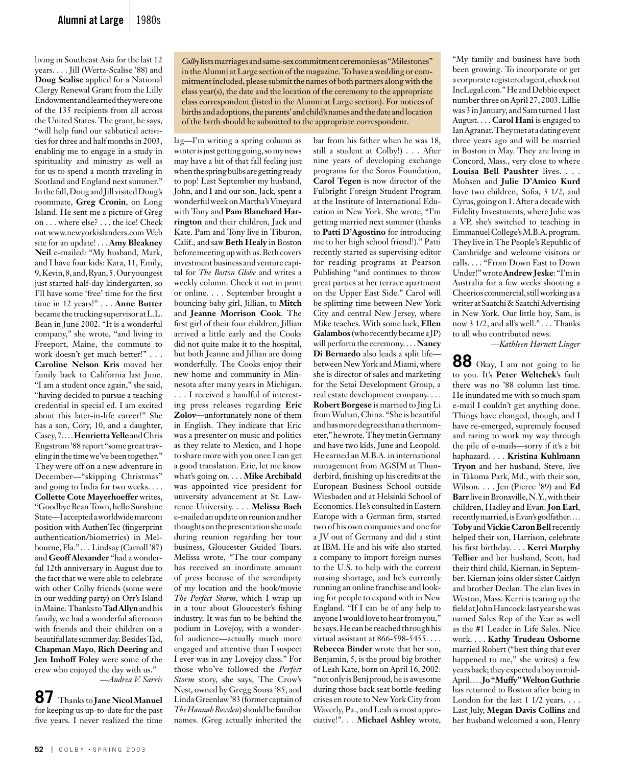living in Southeast Asia for the last 12 years. . . . Jill (Wertz-Scalise '88) and **Doug Scalise** applied for a National Clergy Renewal Grant from the Lilly Endowment and learned they were one of the 135 recipients from all across the United States. The grant, he says, "will help fund our sabbatical activities for three and half months in 2003, enabling me to engage in a study in spirituality and ministry as well as for us to spend a month traveling in Scotland and England next summer." In the fall, Doug and Jill visited Doug's roommate, **Greg Cronin**, on Long Island. He sent me a picture of Greg on . . . where else? . . . the ice! Check out www.newyorkislanders.com Web site for an update! . . . **Amy Bleakney Neil** e-mailed: "My husband, Mark, and I have four kids: Kara, 11, Emily, 9, Kevin, 8, and, Ryan, 5. Our youngest just started half-day kindergarten, so I'll have some 'free' time for the first time in 12 years!" . . . **Anne Butter** became the trucking supervisor at L.L. Bean in June 2002. "It is a wonderful company," she wrote, "and living in Freeport, Maine, the commute to work doesn't get much better!" . . . **Caroline Nelson Kris** moved her family back to California last June. "I am a student once again," she said, "having decided to pursue a teaching credential in special ed. I am excited about this later-in-life career!" She has a son, Cory, 10, and a daughter, Casey, 7. . . . **Henrietta Yelle** and Chris Engstrom '88 report "some great traveling in the time we've been together." They were off on a new adventure in December—"skipping Christmas" and going to India for two weeks. . . . **Collette Cote Mayerhoeffer** writes, "Goodbye Bean Town, hello Sunshine State—I accepted a worldwide marcom position with AuthenTec (fingerprint authentication/biometrics) in Melbourne, Fla." . . . Lindsay (Carroll '87) and **Geoff Alexander** "had a wonderful 12th anniversary in August due to the fact that we were able to celebrate with other Colby friends (some were in our wedding party) on Orr's Island in Maine. Thanks to **Tad Allyn** and his family, we had a wonderful afternoon with friends and their children on a beautiful late summer day. Besides Tad, **Chapman Mayo**, **Rich Deering** and **Jen Imhoff Foley** were some of the crew who enjoyed the day with us."

*—Andrea V. Sarris*

*Colby* lists marriages and same-sex commitment ceremonies as "Milestones" in the Alumni at Large section of the magazine. To have a wedding or commitment included, please submit the names of both partners along with the class year(s), the date and the location of the ceremony to the appropriate class correspondent (listed in the Alumni at Large section). For notices of births and adoptions, the parents' and child's names and the date and location of the birth should be submitted to the appropriate correspondent.

## 87

Thanks to **Jane Nicol Manuel** for keeping us up-to-date for the past five years. I never realized the time lag—I'm writing a spring column as winter is just getting going, so my news may have a bit of that fall feeling just when the spring bulbs are getting ready to pop! Last September my husband, John, and I and our son, Jack, spent a wonderful week on Martha's Vineyard with Tony and **Pam Blanchard Harrington** and their children, Jack and Kate. Pam and Tony live in Tiburon, Calif., and saw **Beth Healy** in Boston before meeting up with us. Beth covers investment business and venture capital for *The Boston Globe* and writes a weekly column. Check it out in print or online. . . . September brought a bouncing baby girl, Jillian, to **Mitch** and **Jeanne Morrison Cook**. The first girl of their four children, Jillian arrived a little early and the Cooks did not quite make it to the hospital, but both Jeanne and Jillian are doing wonderfully. The Cooks enjoy their new home and community in Minnesota after many years in Michigan. . . . I received a handful of interesting press releases regarding **Eric Zolov—**unfortunately none of them in English. They indicate that Eric was a presenter on music and politics as they relate to Mexico, and I hope to share more with you once I can get a good translation. Eric, let me know what's going on. . . . **Mike Archibald** was appointed vice president for university advancement at St. Lawrence University. . . . **Melissa Bach** e-mailed an update on reunion and her thoughts on the presentation she made during reunion regarding her tour business, Gloucester Guided Tours. Melissa wrote, "The tour company has received an inordinate amount of press because of the serendipity of my location and the book/movie *The Perfect Storm*, which I wrap up in a tour about Gloucester's fishing industry. It was fun to be behind the podium in Lovejoy, with a wonderful audience—actually much more engaged and attentive than I suspect I ever was in any Lovejoy class." For those who've followed the *Perfect Storm* story, she says, The Crow's Nest, owned by Gregg Sousa '85, and Linda Greenlaw '83 (former captain of *The Hannah Bowden*) should be familiar names. (Greg actually inherited the bar from his father when he was 18, still a student at Colby!) . . . After nine years of developing exchange programs for the Soros Foundation, **Carol Tegen** is now director of the Fulbright Foreign Student Program at the Institute of International Education in New York. She wrote, "I'm getting married next summer (thanks to **Patti D'Agostino** for introducing me to her high school friend!)." Patti recently started as supervising editor for reading programs at Pearson Publishing "and continues to throw great parties at her terrace apartment on the Upper East Side." Carol will be splitting time between New York City and central New Jersey, where Mike teaches. With some luck, **Ellen Galambos** (who recently became a JP) will perform the ceremony. . . . **Nancy Di Bernardo** also leads a split life—between New York and Miami, where she is director of sales and marketing for the Setai Development Group, a real estate development company. . . . **Robert Borgese** is married to Jing Li from Wuhan, China. "She is beautiful and has more degrees than a thermometer," he wrote. They met in Germany and have two kids, June and Leopold. He earned an M.B.A. in international management from AGSIM at Thunderbird, finishing up his credits at the European Business School outside Wiesbaden and at Helsinki School of Economics. He's consulted in Eastern Europe with a German firm, started two of his own companies and one for a JV out of Germany and did a stint at IBM. He and his wife also started a company to import foreign nurses to the U.S. to help with the current nursing shortage, and he's currently running an online franchise and looking for people to expand with in New England. "If I can be of any help to anyone I would love to hear from you," he says. He can be reached through his virtual assistant at 866-598-5455. . . . **Rebecca Binder** wrote that her son, Benjamin, 5, is the proud big brother of Leah Kate, born on April 16, 2002: "not only is Benj proud, he is awesome during those back seat bottle-feeding crises en route to New York City from Waverly, Pa., and Leah is most appreciative!". . . **Michael Ashley** wrote, "My family and business have both been growing. To incorporate or get a corporate registered agent, check out IncLegal.com." He and Debbie expect number three on April 27, 2003. Lillie was 3 in January, and Sam turned 1 last August. . . . **Carol Hani** is engaged to Ian Agranat. They met at a dating event three years ago and will be married in Boston in May. They are living in Concord, Mass., very close to where **Louisa Bell Paushter** lives. . . . Mohsen and **Julie D'Amico Kurd** have two children, Sofia, 3 1/2, and Cyrus, going on 1. After a decade with Fidelity Investments, where Julie was a VP, she's switched to teaching in Emmanuel College's M.B.A. program. They live in The People's Republic of Cambridge and welcome visitors or calls. . . . "From Down East to Down Under!" wrote **Andrew Jeske**: "I'm in Australia for a few weeks shooting a Cheerios commercial, still working as a writer at Saatchi & Saatchi Advertising in New York. Our little boy, Sam, is now 3 1/2, and all's well." . . . Thanks to all who contributed news.

*—Kathleen Harnett Linger*

## 88

Okay, I am not going to lie to you. It's **Peter Weltchek**'s fault there was no '88 column last time. He inundated me with so much spam e-mail I couldn't get anything done. Things have changed, though, and I have re-emerged, supremely focused and raring to work my way through the pile of e-mails—sorry if it's a bit haphazard. . . . **Kristina Kuhlmann Tryon** and her husband, Steve, live in Takoma Park, Md., with their son, Wilson. . . . Jen (Pierce '89) and **Ed Barr** live in Bronxville, N.Y., with their children, Hadley and Evan. **Jon Earl**, recently married, is Evan's godfather. . . . **Toby** and **Vickie Caron Bell** recently helped their son, Harrison, celebrate his first birthday. . . . **Kerri Murphy Tellier** and her husband, Scott, had their third child, Kiernan, in September. Kiernan joins older sister Caitlyn and brother Declan. The clan lives in Weston, Mass. Kerri is tearing up the field at John Hancock: last year she was named Sales Rep of the Year as well as the #1 Leader in Life Sales. Nice work. . . . **Kathy Trudeau Osborne** married Robert ("best thing that ever happened to me," she writes) a few years back; they expected a boy in mid-April. . . . **Jo "Muffy" Welton Guthrie** has returned to Boston after being in London for the last 1 1/2 years. . . . Last July, **Megan Davis Collins** and her husband welcomed a son, Henry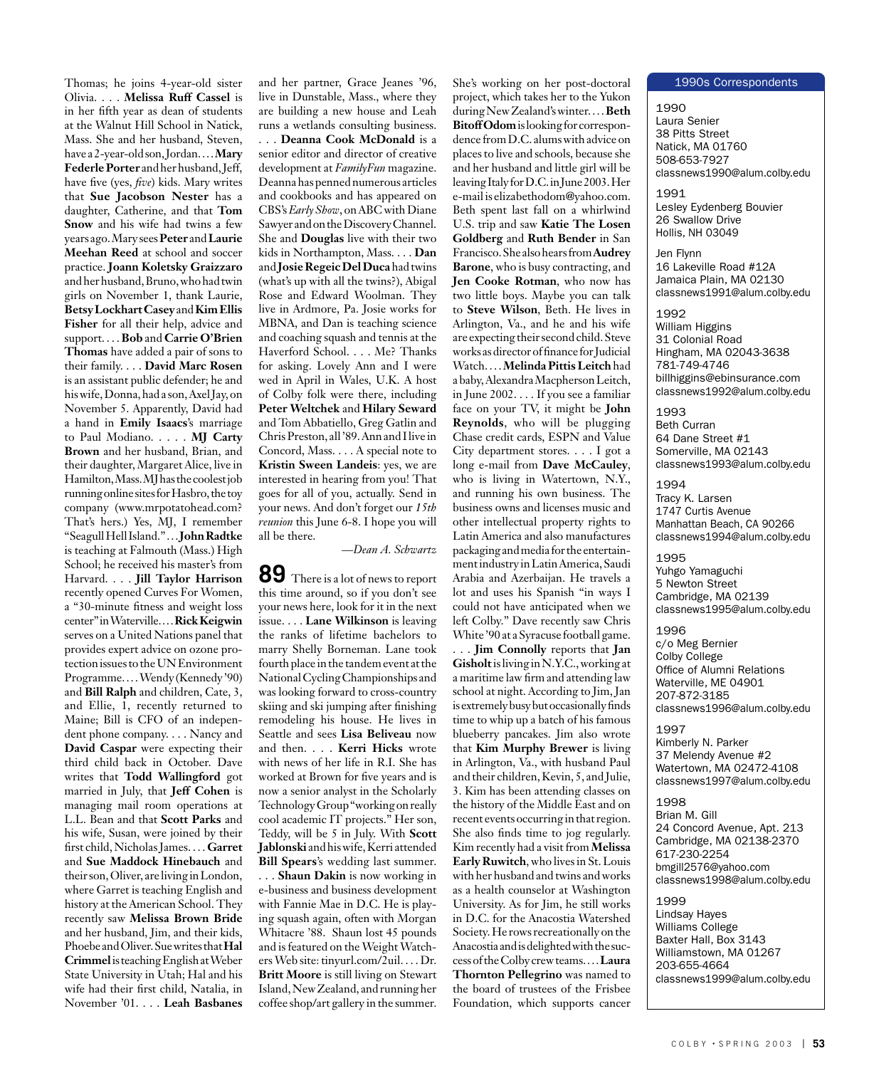Thomas; he joins 4-year-old sister Olivia. . . . **Melissa Ruff Cassel** is in her fifth year as dean of students at the Walnut Hill School in Natick, Mass. She and her husband, Steven, have a 2-year-old son, Jordan. . . . **Mary Federle Porter** and her husband, Jeff, have five (yes, *five*) kids. Mary writes that **Sue Jacobson Nester** has a daughter, Catherine, and that **Tom Snow** and his wife had twins a few years ago. Mary sees **Peter** and **Laurie Meehan Reed** at school and soccer practice. **Joann Koletsky Graizzaro** and her husband, Bruno, who had twin girls on November 1, thank Laurie, **Betsy Lockhart Casey** and **Kim Ellis Fisher** for all their help, advice and support. . . . **Bob** and **Carrie O'Brien Thomas** have added a pair of sons to their family. . . . **David Marc Rosen** is an assistant public defender; he and his wife, Donna, had a son, Axel Jay, on November 5. Apparently, David had a hand in **Emily Isaacs**'s marriage to Paul Modiano. . . . . **MJ Carty Brown** and her husband, Brian, and their daughter, Margaret Alice, live in Hamilton, Mass. MJ has the coolest job running online sites for Hasbro, the toy company (www.mrpotatohead.com? That's hers.) Yes, MJ, I remember "Seagull Hell Island." . . . **John Radtke** is teaching at Falmouth (Mass.) High School; he received his master's from Harvard. . . . **Jill Taylor Harrison** recently opened Curves For Women, a "30-minute fitness and weight loss center" in Waterville. . . . **Rick Keigwin** serves on a United Nations panel that provides expert advice on ozone protection issues to the UN Environment Programme. . . . Wendy (Kennedy '90) and **Bill Ralph** and children, Cate, 3, and Ellie, 1, recently returned to Maine; Bill is CFO of an independent phone company. . . . Nancy and **David Caspar** were expecting their third child back in October. Dave writes that **Todd Wallingford** got married in July, that **Jeff Cohen** is managing mail room operations at L.L. Bean and that **Scott Parks** and his wife, Susan, were joined by their first child, Nicholas James. . . . **Garret** and **Sue Maddock Hinebauch** and their son, Oliver, are living in London, where Garret is teaching English and history at the American School. They recently saw **Melissa Brown Bride** and her husband, Jim, and their kids, Phoebe and Oliver. Sue writes that **Hal Crimmel** is teaching English at Weber State University in Utah; Hal and his wife had their first child, Natalia, in November '01. . . . **Leah Basbanes** and her partner, Grace Jeanes '96, live in Dunstable, Mass., where they are building a new house and Leah runs a wetlands consulting business. . . . **Deanna Cook McDonald** is a senior editor and director of creative development at *FamilyFun* magazine. Deanna has penned numerous articles and cookbooks and has appeared on CBS's *Early Show*, on ABC with Diane Sawyer and on the Discovery Channel. She and **Douglas** live with their two kids in Northampton, Mass. . . . **Dan** and **Josie Regeic Del Duca** had twins (what's up with all the twins?), Abigal Rose and Edward Woolman. They live in Ardmore, Pa. Josie works for MBNA, and Dan is teaching science and coaching squash and tennis at the Haverford School. . . . Me? Thanks for asking. Lovely Ann and I were wed in April in Wales, U.K. A host of Colby folk were there, including **Peter Weltchek** and **Hilary Seward** and Tom Abbatiello, Greg Gatlin and Chris Preston, all '89. Ann and I live in Concord, Mass. . . . A special note to **Kristin Sween Landeis**: yes, we are interested in hearing from you! That goes for all of you, actually. Send in your news. And don't forget our *15th reunion* this June 6-8. I hope you will all be there.

*—Dean A. Schwartz*

## 89

There is a lot of news to report this time around, so if you don't see your news here, look for it in the next issue. . . . **Lane Wilkinson** is leaving the ranks of lifetime bachelors to marry Shelly Borneman. Lane took fourth place in the tandem event at the National Cycling Championships and was looking forward to cross-country skiing and ski jumping after finishing remodeling his house. He lives in Seattle and sees **Lisa Beliveau** now and then. . . . **Kerri Hicks** wrote with news of her life in R.I. She has worked at Brown for five years and is now a senior analyst in the Scholarly Technology Group "working on really cool academic IT projects." Her son, Teddy, will be 5 in July. With **Scott Jablonski** and his wife, Kerri attended **Bill Spears**'s wedding last summer. . . . **Shaun Dakin** is now working in e-business and business development with Fannie Mae in D.C. He is playing squash again, often with Morgan Whitacre '88. Shaun lost 45 pounds and is featured on the Weight Watchers Web site: tinyurl.com/2uil. . . . Dr. **Britt Moore** is still living on Stewart Island, New Zealand, and running her coffee shop/art gallery in the summer. She's working on her post-doctoral project, which takes her to the Yukon during New Zealand's winter. . . . **Beth Bitoff Odom** is looking for correspondence from D.C. alums with advice on places to live and schools, because she and her husband and little girl will be leaving Italy for D.C. in June 2003. Her e-mail is elizabethodom@yahoo.com. Beth spent last fall on a whirlwind U.S. trip and saw **Katie The Losen Goldberg** and **Ruth Bender** in San Francisco. She also hears from **Audrey Barone**, who is busy contracting, and **Jen Cooke Rotman**, who now has two little boys. Maybe you can talk to **Steve Wilson**, Beth. He lives in Arlington, Va., and he and his wife are expecting their second child. Steve works as director of finance for Judicial Watch. . . . **Melinda Pittis Leitch** had a baby, Alexandra Macpherson Leitch, in June 2002. . . . If you see a familiar face on your TV, it might be **John Reynolds**, who will be plugging Chase credit cards, ESPN and Value City department stores. . . . I got a long e-mail from **Dave McCauley**, who is living in Watertown, N.Y., and running his own business. The business owns and licenses music and other intellectual property rights to Latin America and also manufactures packaging and media for the entertainment industry in Latin America, Saudi Arabia and Azerbaijan. He travels a lot and uses his Spanish "in ways I could not have anticipated when we left Colby." Dave recently saw Chris White '90 at a Syracuse football game. . . . **Jim Connolly** reports that **Jan Gisholt** is living in N.Y.C., working at a maritime law firm and attending law school at night. According to Jim, Jan is extremely busy but occasionally finds time to whip up a batch of his famous blueberry pancakes. Jim also wrote that **Kim Murphy Brewer** is living in Arlington, Va., with husband Paul and their children, Kevin, 5, and Julie, 3. Kim has been attending classes on the history of the Middle East and on recent events occurring in that region. She also finds time to jog regularly. Kim recently had a visit from **Melissa Early Ruwitch**, who lives in St. Louis with her husband and twins and works as a health counselor at Washington University. As for Jim, he still works in D.C. for the Anacostia Watershed Society. He rows recreationally on the Anacostia and is delighted with the success of the Colby crew teams. . . . **Laura Thornton Pellegrino** was named to the board of trustees of the Frisbee Foundation, which supports cancer

### 1990s Correspondents

**1990**
Laura Senier
38 Pitts Street
Natick, MA 01760
508-653-7927
classnews1990@alum.colby.edu

**1991**
Lesley Eydenberg Bouvier
26 Swallow Drive
Hollis, NH 03049

Jen Flynn
16 Lakeville Road #12A
Jamaica Plain, MA 02130
classnews1991@alum.colby.edu

**1992**
William Higgins
31 Colonial Road
Hingham, MA 02043-3638
781-749-4746
billhiggins@ebinsurance.com
classnews1992@alum.colby.edu

**1993**
Beth Curran
64 Dane Street #1
Somerville, MA 02143
classnews1993@alum.colby.edu

**1994**
Tracy K. Larsen
1747 Curtis Avenue
Manhattan Beach, CA 90266
classnews1994@alum.colby.edu

**1995**
Yuhgo Yamaguchi
5 Newton Street
Cambridge, MA 02139
classnews1995@alum.colby.edu

**1996**
c/o Meg Bernier
Colby College
Office of Alumni Relations
Waterville, ME 04901
207-872-3185
classnews1996@alum.colby.edu

**1997**
Kimberly N. Parker
37 Melendy Avenue #2
Watertown, MA 02472-4108
classnews1997@alum.colby.edu

**1998**
Brian M. Gill
24 Concord Avenue, Apt. 213
Cambridge, MA 02138-2370
617-230-2254
bmgill2576@yahoo.com
classnews1998@alum.colby.edu

**1999**
Lindsay Hayes
Williams College
Baxter Hall, Box 3143
Williamstown, MA 01267
203-655-4664
classnews1999@alum.colby.edu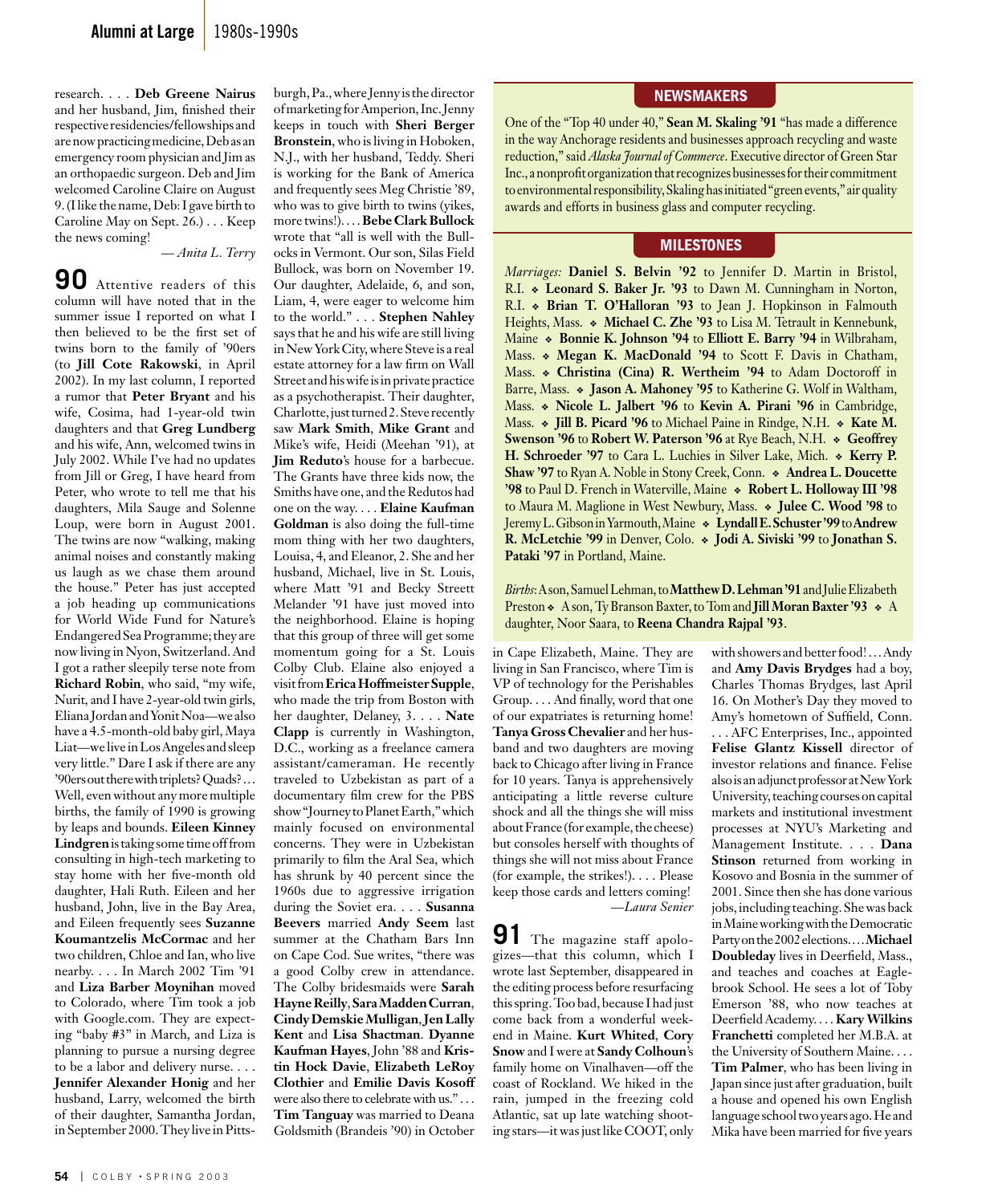research. . . . **Deb Greene Nairus** and her husband, Jim, finished their respective residencies/fellowships and are now practicing medicine, Deb as an emergency room physician and Jim as an orthopaedic surgeon. Deb and Jim welcomed Caroline Claire on August 9. (I like the name, Deb: I gave birth to Caroline May on Sept. 26.) . . . Keep the news coming!

*— Anita L. Terry*

**90** Attentive readers of this column will have noted that in the summer issue I reported on what I then believed to be the first set of twins born to the family of '90ers (to **Jill Cote Rakowski**, in April 2002). In my last column, I reported a rumor that **Peter Bryant** and his wife, Cosima, had 1-year-old twin daughters and that **Greg Lundberg** and his wife, Ann, welcomed twins in July 2002. While I've had no updates from Jill or Greg, I have heard from Peter, who wrote to tell me that his daughters, Mila Sauge and Solenne Loup, were born in August 2001. The twins are now "walking, making animal noises and constantly making us laugh as we chase them around the house." Peter has just accepted a job heading up communications for World Wide Fund for Nature's Endangered Sea Programme; they are now living in Nyon, Switzerland. And I got a rather sleepily terse note from **Richard Robin**, who said, "my wife, Nurit, and I have 2-year-old twin girls, Eliana Jordan and Yonit Noa—we also have a 4.5-month-old baby girl, Maya Liat—we live in Los Angeles and sleep very little." Dare I ask if there are any '90ers out there with triplets? Quads? . . . Well, even without any more multiple births, the family of 1990 is growing by leaps and bounds. **Eileen Kinney Lindgren** is taking some time off from consulting in high-tech marketing to stay home with her five-month old daughter, Hali Ruth. Eileen and her husband, John, live in the Bay Area, and Eileen frequently sees **Suzanne Koumantzelis McCormac** and her two children, Chloe and Ian, who live nearby. . . . In March 2002 Tim '91 and **Liza Barber Moynihan** moved to Colorado, where Tim took a job with Google.com. They are expecting "baby #3" in March, and Liza is planning to pursue a nursing degree to be a labor and delivery nurse. . . . **Jennifer Alexander Honig** and her husband, Larry, welcomed the birth of their daughter, Samantha Jordan, in September 2000. They live in Pittsburgh, Pa., where Jenny is the director of marketing for Amperion, Inc. Jenny keeps in touch with **Sheri Berger Bronstein**, who is living in Hoboken, N.J., with her husband, Teddy. Sheri is working for the Bank of America and frequently sees Meg Christie '89, who was to give birth to twins (yikes, more twins!). . . . **Bebe Clark Bullock** wrote that "all is well with the Bullocks in Vermont. Our son, Silas Field Bullock, was born on November 19. Our daughter, Adelaide, 6, and son, Liam, 4, were eager to welcome him to the world." . . . **Stephen Nahley** says that he and his wife are still living in New York City, where Steve is a real estate attorney for a law firm on Wall Street and his wife is in private practice as a psychotherapist. Their daughter, Charlotte, just turned 2. Steve recently saw **Mark Smith**, **Mike Grant** and Mike's wife, Heidi (Meehan '91), at **Jim Reduto**'s house for a barbecue. The Grants have three kids now, the Smiths have one, and the Redutos had one on the way. . . . **Elaine Kaufman Goldman** is also doing the full-time mom thing with her two daughters, Louisa, 4, and Eleanor, 2. She and her husband, Michael, live in St. Louis, where Matt '91 and Becky Streett Melander '91 have just moved into the neighborhood. Elaine is hoping that this group of three will get some momentum going for a St. Louis Colby Club. Elaine also enjoyed a visit from **Erica Hoffmeister Supple**, who made the trip from Boston with her daughter, Delaney, 3. . . . **Nate Clapp** is currently in Washington, D.C., working as a freelance camera assistant/cameraman. He recently traveled to Uzbekistan as part of a documentary film crew for the PBS show "Journey to Planet Earth," which mainly focused on environmental concerns. They were in Uzbekistan primarily to film the Aral Sea, which has shrunk by 40 percent since the 1960s due to aggressive irrigation during the Soviet era. . . . **Susanna Beevers** married **Andy Seem** last summer at the Chatham Bars Inn on Cape Cod. Sue writes, "there was a good Colby crew in attendance. The Colby bridesmaids were **Sarah Hayne Reilly**, **Sara Madden Curran**, **Cindy Demskie Mulligan**, **Jen Lally Kent** and **Lisa Shactman**. **Dyanne Kaufman Hayes**, John '88 and **Kristin Hock Davie**, **Elizabeth LeRoy Clothier** and **Emilie Davis Kosoff** were also there to celebrate with us." . . . **Tim Tanguay** was married to Deana Goldsmith (Brandeis '90) in October in Cape Elizabeth, Maine. They are living in San Francisco, where Tim is VP of technology for the Perishables Group. . . . And finally, word that one of our expatriates is returning home! **Tanya Gross Chevalier** and her husband and two daughters are moving back to Chicago after living in France for 10 years. Tanya is apprehensively anticipating a little reverse culture shock and all the things she will miss about France (for example, the cheese) but consoles herself with thoughts of things she will not miss about France (for example, the strikes!). . . . Please keep those cards and letters coming!

*—Laura Senier*

## NEWSMAKERS

One of the "Top 40 under 40," **Sean M. Skaling '91** "has made a difference in the way Anchorage residents and businesses approach recycling and waste reduction," said *Alaska Journal of Commerce*. Executive director of Green Star Inc., a nonprofit organization that recognizes businesses for their commitment to environmental responsibility, Skaling has initiated "green events," air quality awards and efforts in business glass and computer recycling.

## MILESTONES

*Marriages:* **Daniel S. Belvin '92** to Jennifer D. Martin in Bristol, R.I. ❖ **Leonard S. Baker Jr. '93** to Dawn M. Cunningham in Norton, R.I. ❖ **Brian T. O'Halloran '93** to Jean J. Hopkinson in Falmouth Heights, Mass. ❖ **Michael C. Zhe '93** to Lisa M. Tetrault in Kennebunk, Maine ❖ **Bonnie K. Johnson '94** to **Elliott E. Barry '94** in Wilbraham, Mass. ❖ **Megan K. MacDonald '94** to Scott F. Davis in Chatham, Mass. ❖ **Christina (Cina) R. Wertheim '94** to Adam Doctoroff in Barre, Mass. ❖ **Jason A. Mahoney '95** to Katherine G. Wolf in Waltham, Mass. ❖ **Nicole L. Jalbert '96** to **Kevin A. Pirani '96** in Cambridge, Mass. ❖ **Jill B. Picard '96** to Michael Paine in Rindge, N.H. ❖ **Kate M. Swenson '96** to **Robert W. Paterson '96** at Rye Beach, N.H. ❖ **Geoffrey H. Schroeder '97** to Cara L. Luchies in Silver Lake, Mich. ❖ **Kerry P. Shaw '97** to Ryan A. Noble in Stony Creek, Conn. ❖ **Andrea L. Doucette '98** to Paul D. French in Waterville, Maine ❖ **Robert L. Holloway III '98** to Maura M. Maglione in West Newbury, Mass. ❖ **Julee C. Wood '98** to Jeremy L. Gibson in Yarmouth, Maine ❖ **Lyndall E. Schuster '99** to **Andrew R. McLetchie '99** in Denver, Colo. ❖ **Jodi A. Siviski '99** to **Jonathan S. Pataki '97** in Portland, Maine.

*Births*: A son, Samuel Lehman, to **Matthew D. Lehman '91** and Julie Elizabeth Preston ❖ A son, Ty Branson Baxter, to Tom and **Jill Moran Baxter '93** ❖ A daughter, Noor Saara, to **Reena Chandra Rajpal '93**.

**91** The magazine staff apologizes—that this column, which I wrote last September, disappeared in the editing process before resurfacing this spring. Too bad, because I had just come back from a wonderful weekend in Maine. **Kurt Whited**, **Cory Snow** and I were at **Sandy Colhoun**'s family home on Vinalhaven—off the coast of Rockland. We hiked in the rain, jumped in the freezing cold Atlantic, sat up late watching shooting stars—it was just like COOT, only with showers and better food! . . . Andy and **Amy Davis Brydges** had a boy, Charles Thomas Brydges, last April 16. On Mother's Day they moved to Amy's hometown of Suffield, Conn. . . . AFC Enterprises, Inc., appointed **Felise Glantz Kissell** director of investor relations and finance. Felise also is an adjunct professor at New York University, teaching courses on capital markets and institutional investment processes at NYU's Marketing and Management Institute. . . . **Dana Stinson** returned from working in Kosovo and Bosnia in the summer of 2001. Since then she has done various jobs, including teaching. She was back in Maine working with the Democratic Party on the 2002 elections. . . . **Michael Doubleday** lives in Deerfield, Mass., and teaches and coaches at Eaglebrook School. He sees a lot of Toby Emerson '88, who now teaches at Deerfield Academy. . . . **Kary Wilkins Franchetti** completed her M.B.A. at the University of Southern Maine. . . . **Tim Palmer**, who has been living in Japan since just after graduation, built a house and opened his own English language school two years ago. He and Mika have been married for five years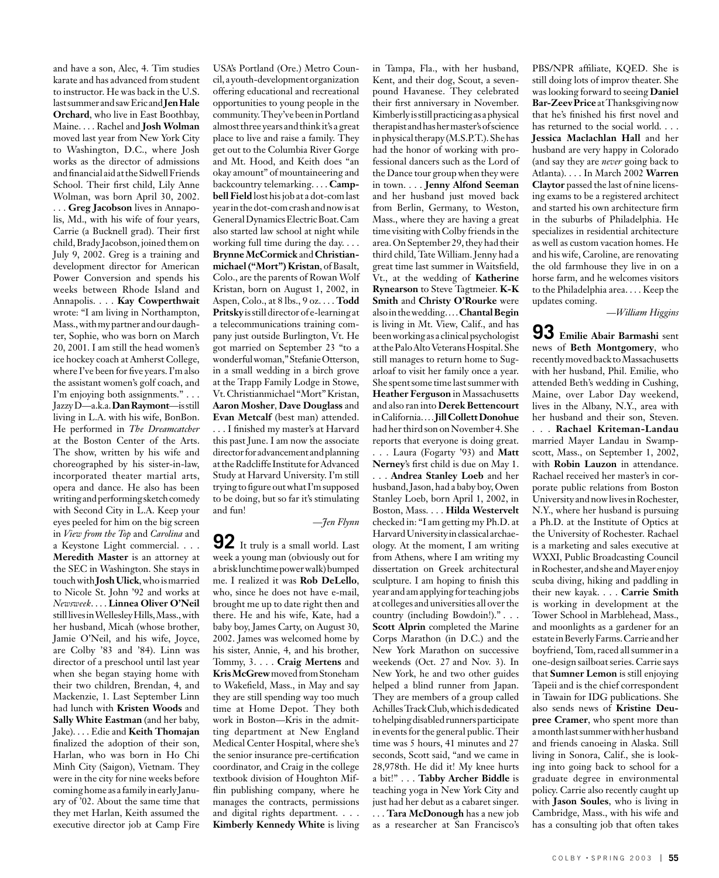and have a son, Alec, 4. Tim studies karate and has advanced from student to instructor. He was back in the U.S. last summer and saw Eric and **Jen Hale Orchard**, who live in East Boothbay, Maine. . . . Rachel and **Josh Wolman** moved last year from New York City to Washington, D.C., where Josh works as the director of admissions and financial aid at the Sidwell Friends School. Their first child, Levi Anne Wolman, was born April 30, 2002. . . . **Greg Jacobson** lives in Annapolis, Md., with his wife of four years, Carrie (a Bucknell grad). Their first child, Brady Jacobson, joined them on July 9, 2002. Greg is a training and development director for American Power Conversion and spends his weeks between Rhode Island and Annapolis. . . . **Kay Cowperthwait** wrote: "I am living in Northampton, Mass., with my partner and our daughter, Sophie, who was born on March 20, 2001. I am still the head women's ice hockey coach at Amherst College, where I've been for five years. I'm also the assistant women's golf coach, and I'm enjoying both assignments." . . . Jazzy D—a.k.a. **Dan Raymont**—is still living in L.A. with his wife, BonBon. He performed in *The Dreamcatcher* at the Boston Center of the Arts. The show, written by his wife and choreographed by his sister-in-law, incorporated theater martial arts, opera and dance. He also has been writing and performing sketch comedy with Second City in L.A. Keep your eyes peeled for him on the big screen in *View from the Top* and *Carolina* and a Keystone Light commercial. . . . **Meredith Master** is an attorney at the SEC in Washington. She stays in touch with **Josh Ulick**, who is married to Nicole St. John '92 and works at *Newsweek*. . . . **Linnea Oliver O'Neil** still lives in Wellesley Hills, Mass., with her husband, Micah (whose brother, Jamie O'Neil, and his wife, Joyce, are Colby '83 and '84). Linn was director of a preschool until last year when she began staying home with their two children, Brendan, 4, and Mackenzie, 1. Last September Linn had lunch with **Kristen Woods** and **Sally White Eastman** (and her baby, Jake). . . . Edie and **Keith Thomajan** finalized the adoption of their son, Harlan, who was born in Ho Chi Minh City (Saigon), Vietnam. They were in the city for nine weeks before coming home as a family in early January of '02. About the same time that they met Harlan, Keith assumed the executive director job at Camp Fire USA's Portland (Ore.) Metro Council, a youth-development organization offering educational and recreational opportunities to young people in the community. They've been in Portland almost three years and think it's a great place to live and raise a family. They get out to the Columbia River Gorge and Mt. Hood, and Keith does "an okay amount" of mountaineering and backcountry telemarking. . . . **Campbell Field** lost his job at a dot-com last year in the dot-com crash and now is at General Dynamics Electric Boat. Cam also started law school at night while working full time during the day. . . . **Brynne McCormick** and **Christianmichael ("Mort") Kristan**, of Basalt, Colo., are the parents of Rowan Wolf Kristan, born on August 1, 2002, in Aspen, Colo., at 8 lbs., 9 oz. . . . **Todd Pritsky** is still director of e-learning at a telecommunications training company just outside Burlington, Vt. He got married on September 23 "to a wonderful woman," Stefanie Otterson, in a small wedding in a birch grove at the Trapp Family Lodge in Stowe, Vt. Christianmichael "Mort" Kristan, **Aaron Mosher**, **Dave Douglass** and **Evan Metcalf** (best man) attended. . . . I finished my master's at Harvard this past June. I am now the associate director for advancement and planning at the Radcliffe Institute for Advanced Study at Harvard University. I'm still trying to figure out what I'm supposed to be doing, but so far it's stimulating and fun!

*—Jen Flynn*

**92** It truly is a small world. Last week a young man (obviously out for a brisk lunchtime power walk) bumped me. I realized it was **Rob DeLello**, who, since he does not have e-mail, brought me up to date right then and there. He and his wife, Kate, had a baby boy, James Carty, on August 30, 2002. James was welcomed home by his sister, Annie, 4, and his brother, Tommy, 3. . . . **Craig Mertens** and **Kris McGrew** moved from Stoneham to Wakefield, Mass., in May and say they are still spending way too much time at Home Depot. They both work in Boston—Kris in the admitting department at New England Medical Center Hospital, where she's the senior insurance pre-certification coordinator, and Craig in the college textbook division of Houghton Mifflin publishing company, where he manages the contracts, permissions and digital rights department. . . . **Kimberly Kennedy White** is living in Tampa, Fla., with her husband, Kent, and their dog, Scout, a seven-pound Havanese. They celebrated their first anniversary in November. Kimberly is still practicing as a physical therapist and has her master's of science in physical therapy (M.S.P.T.). She has had the honor of working with professional dancers such as the Lord of the Dance tour group when they were in town. . . . **Jenny Alfond Seeman** and her husband just moved back from Berlin, Germany, to Weston, Mass., where they are having a great time visiting with Colby friends in the area. On September 29, they had their third child, Tate William. Jenny had a great time last summer in Waitsfield, Vt., at the wedding of **Katherine Rynearson** to Steve Tagtmeier. **K-K Smith** and **Christy O'Rourke** were also in the wedding. . . . **Chantal Begin** is living in Mt. View, Calif., and has been working as a clinical psychologist at the Palo Alto Veterans Hospital. She still manages to return home to Sugarloaf to visit her family once a year. She spent some time last summer with **Heather Ferguson** in Massachusetts and also ran into **Derek Bettencourt** in California. . . . **Jill Collett Donohue** had her third son on November 4. She reports that everyone is doing great. . . . Laura (Fogarty '93) and **Matt Nerney**'s first child is due on May 1. . . . **Andrea Stanley Loeb** and her husband, Jason, had a baby boy, Owen Stanley Loeb, born April 1, 2002, in Boston, Mass. . . . **Hilda Westervelt** checked in: "I am getting my Ph.D. at Harvard University in classical archaeology. At the moment, I am writing from Athens, where I am writing my dissertation on Greek architectural sculpture. I am hoping to finish this year and am applying for teaching jobs at colleges and universities all over the country (including Bowdoin!)." . . . **Scott Alprin** completed the Marine Corps Marathon (in D.C.) and the New York Marathon on successive weekends (Oct. 27 and Nov. 3). In New York, he and two other guides helped a blind runner from Japan. They are members of a group called Achilles Track Club, which is dedicated to helping disabled runners participate in events for the general public. Their time was 5 hours, 41 minutes and 27 seconds, Scott said, "and we came in 28,978th. He did it! My knee hurts a bit!" . . . **Tabby Archer Biddle** is teaching yoga in New York City and just had her debut as a cabaret singer. . . . **Tara McDonough** has a new job as a researcher at San Francisco's PBS/NPR affiliate, KQED. She is still doing lots of improv theater. She was looking forward to seeing **Daniel Bar-Zeev Price** at Thanksgiving now that he's finished his first novel and has returned to the social world. . . . **Jessica Maclachlan Hall** and her husband are very happy in Colorado (and say they are *never* going back to Atlanta). . . . In March 2002 **Warren Claytor** passed the last of nine licensing exams to be a registered architect and started his own architecture firm in the suburbs of Philadelphia. He specializes in residential architecture as well as custom vacation homes. He and his wife, Caroline, are renovating the old farmhouse they live in on a horse farm, and he welcomes visitors to the Philadelphia area. . . . Keep the updates coming.

*—William Higgins*

**93** **Emilie Abair Barmashi** sent news of **Beth Montgomery**, who recently moved back to Massachusetts with her husband, Phil. Emilie, who attended Beth's wedding in Cushing, Maine, over Labor Day weekend, lives in the Albany, N.Y., area with her husband and their son, Steven. . . . **Rachael Kriteman-Landau** married Mayer Landau in Swampscott, Mass., on September 1, 2002, with **Robin Lauzon** in attendance. Rachael received her master's in corporate public relations from Boston University and now lives in Rochester, N.Y., where her husband is pursuing a Ph.D. at the Institute of Optics at the University of Rochester. Rachael is a marketing and sales executive at WXXI, Public Broadcasting Council in Rochester, and she and Mayer enjoy scuba diving, hiking and paddling in their new kayak. . . . **Carrie Smith** is working in development at the Tower School in Marblehead, Mass., and moonlights as a gardener for an estate in Beverly Farms. Carrie and her boyfriend, Tom, raced all summer in a one-design sailboat series. Carrie says that **Sumner Lemon** is still enjoying Tapeii and is the chief correspondent in Tawain for IDG publications. She also sends news of **Kristine Deupree Cramer**, who spent more than a month last summer with her husband and friends canoeing in Alaska. Still living in Sonora, Calif., she is looking into going back to school for a graduate degree in environmental policy. Carrie also recently caught up with **Jason Soules**, who is living in Cambridge, Mass., with his wife and has a consulting job that often takes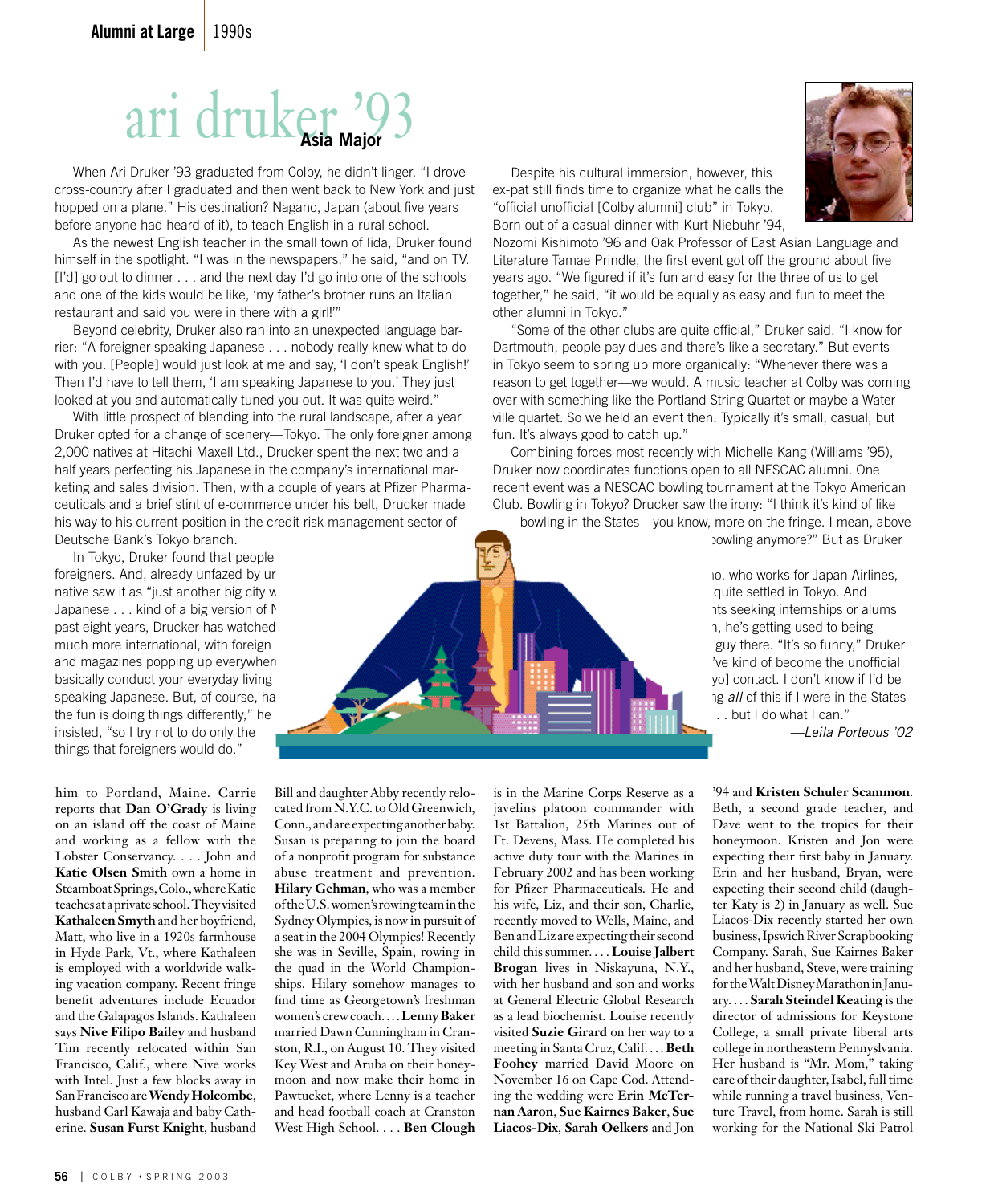# ari druker '93

## Asia Major

When Ari Druker '93 graduated from Colby, he didn't linger. "I drove cross-country after I graduated and then went back to New York and just hopped on a plane." His destination? Nagano, Japan (about five years before anyone had heard of it), to teach English in a rural school.

As the newest English teacher in the small town of Iida, Druker found himself in the spotlight. "I was in the newspapers," he said, "and on TV. [I'd] go out to dinner . . . and the next day I'd go into one of the schools and one of the kids would be like, 'my father's brother runs an Italian restaurant and said you were in there with a girl!'"

Beyond celebrity, Druker also ran into an unexpected language barrier: "A foreigner speaking Japanese . . . nobody really knew what to do with you. [People] would just look at me and say, 'I don't speak English!' Then I'd have to tell them, 'I am speaking Japanese to you.' They just looked at you and automatically tuned you out. It was quite weird."

With little prospect of blending into the rural landscape, after a year Druker opted for a change of scenery—Tokyo. The only foreigner among 2,000 natives at Hitachi Maxell Ltd., Drucker spent the next two and a half years perfecting his Japanese in the company's international marketing and sales division. Then, with a couple of years at Pfizer Pharmaceuticals and a brief stint of e-commerce under his belt, Drucker made his way to his current position in the credit risk management sector of Deutsche Bank's Tokyo branch.

In Tokyo, Druker found that people foreigners. And, already unfazed by ur native saw it as "just another big city w Japanese . . . kind of a big version of N past eight years, Drucker has watched much more international, with foreign and magazines popping up everywhere basically conduct your everyday living speaking Japanese. But, of course, ha the fun is doing things differently," he insisted, "so I try not to do only the things that foreigners would do."

Despite his cultural immersion, however, this ex-pat still finds time to organize what he calls the "official unofficial [Colby alumni] club" in Tokyo. Born out of a casual dinner with Kurt Niebuhr '94, Nozomi Kishimoto '96 and Oak Professor of East Asian Language and Literature Tamae Prindle, the first event got off the ground about five years ago. "We figured if it's fun and easy for the three of us to get together," he said, "it would be equally as easy and fun to meet the other alumni in Tokyo."

"Some of the other clubs are quite official," Druker said. "I know for Dartmouth, people pay dues and there's like a secretary." But events in Tokyo seem to spring up more organically: "Whenever there was a reason to get together—we would. A music teacher at Colby was coming over with something like the Portland String Quartet or maybe a Waterville quartet. So we held an event then. Typically it's small, casual, but fun. It's always good to catch up."

Combining forces most recently with Michelle Kang (Williams '95), Druker now coordinates functions open to all NESCAC alumni. One recent event was a NESCAC bowling tournament at the Tokyo American Club. Bowling in Tokyo? Drucker saw the irony: "I think it's kind of like bowling in the States—you know, more on the fringe. I mean, above bowling anymore?" But as Druker

io, who works for Japan Airlines, quite settled in Tokyo. And ts seeking internships or alums n, he's getting used to being guy there. "It's so funny," Druker 've kind of become the unofficial yo] contact. I don't know if I'd be ng *all* of this if I were in the States . . but I do what I can."

*—Leila Porteous '02*

---

him to Portland, Maine. Carrie reports that **Dan O'Grady** is living on an island off the coast of Maine and working as a fellow with the Lobster Conservancy. . . . John and **Katie Olsen Smith** own a home in Steamboat Springs, Colo., where Katie teaches at a private school. They visited **Kathaleen Smyth** and her boyfriend, Matt, who live in a 1920s farmhouse in Hyde Park, Vt., where Kathaleen is employed with a worldwide walking vacation company. Recent fringe benefit adventures include Ecuador and the Galapagos Islands. Kathaleen says **Nive Filipo Bailey** and husband Tim recently relocated within San Francisco, Calif., where Nive works with Intel. Just a few blocks away in San Francisco are **Wendy Holcombe**, husband Carl Kawaja and baby Catherine. **Susan Furst Knight**, husband Bill and daughter Abby recently relocated from N.Y.C. to Old Greenwich, Conn., and are expecting another baby. Susan is preparing to join the board of a nonprofit program for substance abuse treatment and prevention. **Hilary Gehman**, who was a member of the U.S. women's rowing team in the Sydney Olympics, is now in pursuit of a seat in the 2004 Olympics! Recently she was in Seville, Spain, rowing in the quad in the World Championships. Hilary somehow manages to find time as Georgetown's freshman women's crew coach. . . . **Lenny Baker** married Dawn Cunningham in Cranston, R.I., on August 10. They visited Key West and Aruba on their honeymoon and now make their home in Pawtucket, where Lenny is a teacher and head football coach at Cranston West High School. . . . **Ben Clough** is in the Marine Corps Reserve as a javelins platoon commander with 1st Battalion, 25th Marines out of Ft. Devens, Mass. He completed his active duty tour with the Marines in February 2002 and has been working for Pfizer Pharmaceuticals. He and his wife, Liz, and their son, Charlie, recently moved to Wells, Maine, and Ben and Liz are expecting their second child this summer. . . . **Louise Jalbert Brogan** lives in Niskayuna, N.Y., with her husband and son and works at General Electric Global Research as a lead biochemist. Louise recently visited **Suzie Girard** on her way to a meeting in Santa Cruz, Calif. . . . **Beth Foohey** married David Moore on November 16 on Cape Cod. Attending the wedding were **Erin McTernan Aaron**, **Sue Kairnes Baker**, **Sue Liacos-Dix**, **Sarah Oelkers** and Jon '94 and **Kristen Schuler Scammon**. Beth, a second grade teacher, and Dave went to the tropics for their honeymoon. Kristen and Jon were expecting their first baby in January. Erin and her husband, Bryan, were expecting their second child (daughter Katy is 2) in January as well. Sue Liacos-Dix recently started her own business, Ipswich River Scrapbooking Company. Sarah, Sue Kairnes Baker and her husband, Steve, were training for the Walt Disney Marathon in January. . . . **Sarah Steindel Keating** is the director of admissions for Keystone College, a small private liberal arts college in northeastern Pennsylvania. Her husband is "Mr. Mom," taking care of their daughter, Isabel, full time while running a travel business, Venture Travel, from home. Sarah is still working for the National Ski Patrol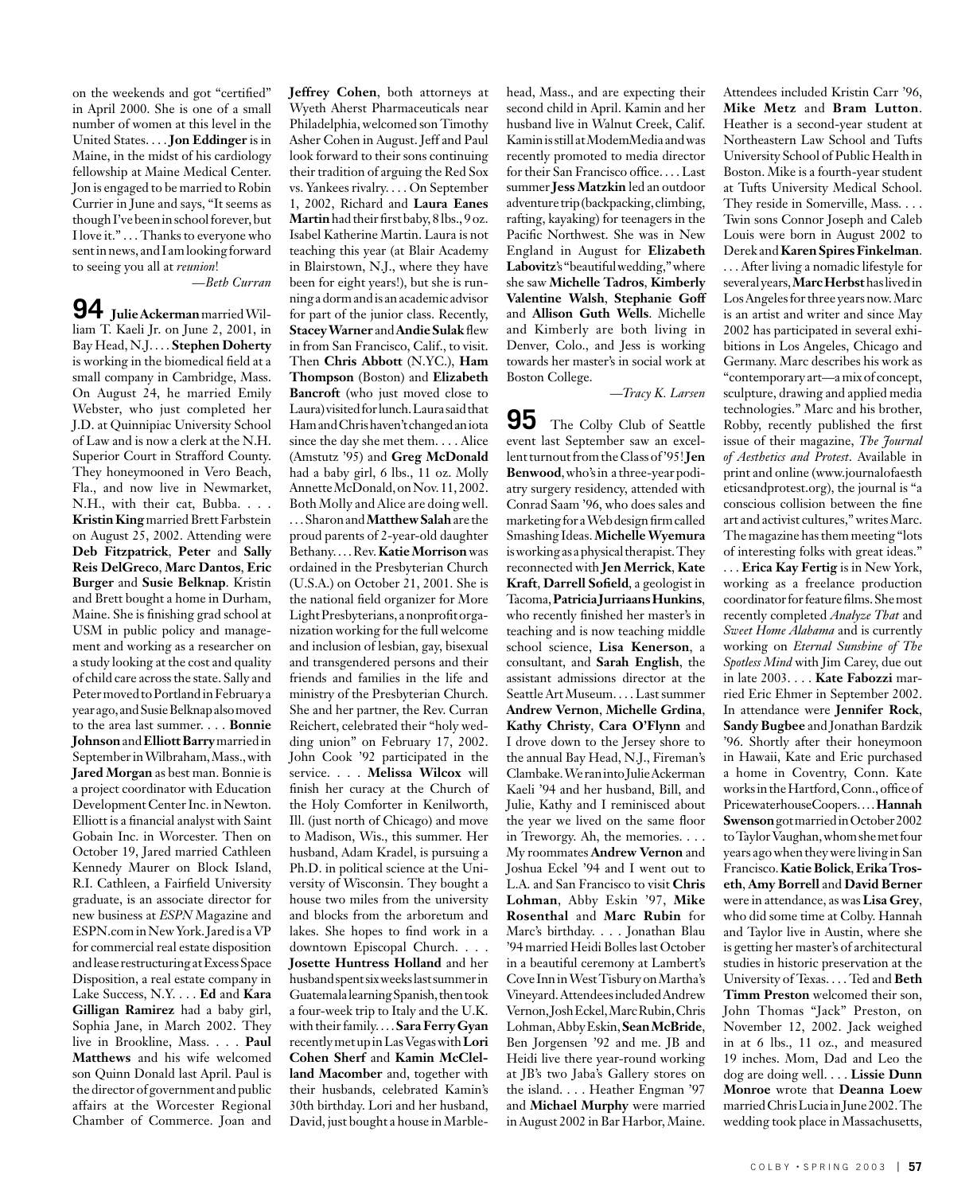on the weekends and got "certified" in April 2000. She is one of a small number of women at this level in the United States. . . . **Jon Eddinger** is in Maine, in the midst of his cardiology fellowship at Maine Medical Center. Jon is engaged to be married to Robin Currier in June and says, "It seems as though I've been in school forever, but I love it." . . . Thanks to everyone who sent in news, and I am looking forward to seeing you all at *reunion*!

*—Beth Curran*

**94** **Julie Ackerman** married William T. Kaeli Jr. on June 2, 2001, in Bay Head, N.J. . . . **Stephen Doherty** is working in the biomedical field at a small company in Cambridge, Mass. On August 24, he married Emily Webster, who just completed her J.D. at Quinnipiac University School of Law and is now a clerk at the N.H. Superior Court in Strafford County. They honeymooned in Vero Beach, Fla., and now live in Newmarket, N.H., with their cat, Bubba. . . . **Kristin King** married Brett Farbstein on August 25, 2002. Attending were **Deb Fitzpatrick**, **Peter** and **Sally Reis DelGreco**, **Marc Dantos**, **Eric Burger** and **Susie Belknap**. Kristin and Brett bought a home in Durham, Maine. She is finishing grad school at USM in public policy and management and working as a researcher on a study looking at the cost and quality of child care across the state. Sally and Peter moved to Portland in February a year ago, and Susie Belknap also moved to the area last summer. . . . **Bonnie Johnson** and **Elliott Barry** married in September in Wilbraham, Mass., with **Jared Morgan** as best man. Bonnie is a project coordinator with Education Development Center Inc. in Newton. Elliott is a financial analyst with Saint Gobain Inc. in Worcester. Then on October 19, Jared married Cathleen Kennedy Maurer on Block Island, R.I. Cathleen, a Fairfield University graduate, is an associate director for new business at *ESPN* Magazine and ESPN.com in New York. Jared is a VP for commercial real estate disposition and lease restructuring at Excess Space Disposition, a real estate company in Lake Success, N.Y. . . . **Ed** and **Kara Gilligan Ramirez** had a baby girl, Sophia Jane, in March 2002. They live in Brookline, Mass. . . . **Paul Matthews** and his wife welcomed son Quinn Donald last April. Paul is the director of government and public affairs at the Worcester Regional Chamber of Commerce. Joan and **Jeffrey Cohen**, both attorneys at Wyeth Aherst Pharmaceuticals near Philadelphia, welcomed son Timothy Asher Cohen in August. Jeff and Paul look forward to their sons continuing their tradition of arguing the Red Sox vs. Yankees rivalry. . . . On September 1, 2002, Richard and **Laura Eanes Martin** had their first baby, 8 lbs., 9 oz. Isabel Katherine Martin. Laura is not teaching this year (at Blair Academy in Blairstown, N.J., where they have been for eight years!), but she is running a dorm and is an academic advisor for part of the junior class. Recently, **Stacey Warner** and **Andie Sulak** flew in from San Francisco, Calif., to visit. Then **Chris Abbott** (N.YC.), **Ham Thompson** (Boston) and **Elizabeth Bancroft** (who just moved close to Laura) visited for lunch. Laura said that Ham and Chris haven't changed an iota since the day she met them. . . . Alice (Amstutz '95) and **Greg McDonald** had a baby girl, 6 lbs., 11 oz. Molly Annette McDonald, on Nov. 11, 2002. Both Molly and Alice are doing well. . . . Sharon and **Matthew Salah** are the proud parents of 2-year-old daughter Bethany. . . . Rev. **Katie Morrison** was ordained in the Presbyterian Church (U.S.A.) on October 21, 2001. She is the national field organizer for More Light Presbyterians, a nonprofit organization working for the full welcome and inclusion of lesbian, gay, bisexual and transgendered persons and their friends and families in the life and ministry of the Presbyterian Church. She and her partner, the Rev. Curran Reichert, celebrated their "holy wedding union" on February 17, 2002. John Cook '92 participated in the service. . . . **Melissa Wilcox** will finish her curacy at the Church of the Holy Comforter in Kenilworth, Ill. (just north of Chicago) and move to Madison, Wis., this summer. Her husband, Adam Kradel, is pursuing a Ph.D. in political science at the University of Wisconsin. They bought a house two miles from the university and blocks from the arboretum and lakes. She hopes to find work in a downtown Episcopal Church. . . . **Josette Huntress Holland** and her husband spent six weeks last summer in Guatemala learning Spanish, then took a four-week trip to Italy and the U.K. with their family. . . . **Sara Ferry Gyan** recently met up in Las Vegas with **Lori Cohen Sherf** and **Kamin McClelland Macomber** and, together with their husbands, celebrated Kamin's 30th birthday. Lori and her husband, David, just bought a house in Marblehead, Mass., and are expecting their second child in April. Kamin and her husband live in Walnut Creek, Calif. Kamin is still at ModemMedia and was recently promoted to media director for their San Francisco office. . . . Last summer **Jess Matzkin** led an outdoor adventure trip (backpacking, climbing, rafting, kayaking) for teenagers in the Pacific Northwest. She was in New England in August for **Elizabeth Labovitz**'s "beautiful wedding," where she saw **Michelle Tadros**, **Kimberly Valentine Walsh**, **Stephanie Goff** and **Allison Guth Wells**. Michelle and Kimberly are both living in Denver, Colo., and Jess is working towards her master's in social work at Boston College.

*—Tracy K. Larsen*

**95** The Colby Club of Seattle event last September saw an excellent turnout from the Class of '95! **Jen Benwood**, who's in a three-year podiatry surgery residency, attended with Conrad Saam '96, who does sales and marketing for a Web design firm called Smashing Ideas. **Michelle Wyemura** is working as a physical therapist. They reconnected with **Jen Merrick**, **Kate Kraft**, **Darrell Sofield**, a geologist in Tacoma, **Patricia Jurriaans Hunkins**, who recently finished her master's in teaching and is now teaching middle school science, **Lisa Kenerson**, a consultant, and **Sarah English**, the assistant admissions director at the Seattle Art Museum. . . . Last summer **Andrew Vernon**, **Michelle Grdina**, **Kathy Christy**, **Cara O'Flynn** and I drove down to the Jersey shore to the annual Bay Head, N.J., Fireman's Clambake. We ran into Julie Ackerman Kaeli '94 and her husband, Bill, and Julie, Kathy and I reminisced about the year we lived on the same floor in Treworgy. Ah, the memories. . . . My roommates **Andrew Vernon** and Joshua Eckel '94 and I went out to L.A. and San Francisco to visit **Chris Lohman**, Abby Eskin '97, **Mike Rosenthal** and **Marc Rubin** for Marc's birthday. . . . Jonathan Blau '94 married Heidi Bolles last October in a beautiful ceremony at Lambert's Cove Inn in West Tisbury on Martha's Vineyard. Attendees included Andrew Vernon, Josh Eckel, Marc Rubin, Chris Lohman, Abby Eskin, **Sean McBride**, Ben Jorgensen '92 and me. JB and Heidi live there year-round working at JB's two Jaba's Gallery stores on the island. . . . Heather Engman '97 and **Michael Murphy** were married in August 2002 in Bar Harbor, Maine. Attendees included Kristin Carr '96, **Mike Metz** and **Bram Lutton**. Heather is a second-year student at Northeastern Law School and Tufts University School of Public Health in Boston. Mike is a fourth-year student at Tufts University Medical School. They reside in Somerville, Mass. . . . Twin sons Connor Joseph and Caleb Louis were born in August 2002 to Derek and **Karen Spires Finkelman**. . . . After living a nomadic lifestyle for several years, **Marc Herbst** has lived in Los Angeles for three years now. Marc is an artist and writer and since May 2002 has participated in several exhibitions in Los Angeles, Chicago and Germany. Marc describes his work as "contemporary art—a mix of concept, sculpture, drawing and applied media technologies." Marc and his brother, Robby, recently published the first issue of their magazine, *The Journal of Aesthetics and Protest*. Available in print and online (www.journalofaestheticsandprotest.org), the journal is "a conscious collision between the fine art and activist cultures," writes Marc. The magazine has them meeting "lots of interesting folks with great ideas." . . . **Erica Kay Fertig** is in New York, working as a freelance production coordinator for feature films. She most recently completed *Analyze That* and *Sweet Home Alabama* and is currently working on *Eternal Sunshine of The Spotless Mind* with Jim Carey, due out in late 2003. . . . **Kate Fabozzi** married Eric Ehmer in September 2002. In attendance were **Jennifer Rock**, **Sandy Bugbee** and Jonathan Bardzik '96. Shortly after their honeymoon in Hawaii, Kate and Eric purchased a home in Coventry, Conn. Kate works in the Hartford, Conn., office of PricewaterhouseCoopers. . . . **Hannah Swenson** got married in October 2002 to Taylor Vaughan, whom she met four years ago when they were living in San Francisco. **Katie Bolick**, **Erika Troseth**, **Amy Borrell** and **David Berner** were in attendance, as was **Lisa Grey**, who did some time at Colby. Hannah and Taylor live in Austin, where she is getting her master's of architectural studies in historic preservation at the University of Texas. . . . Ted and **Beth Timm Preston** welcomed their son, John Thomas "Jack" Preston, on November 12, 2002. Jack weighed in at 6 lbs., 11 oz., and measured 19 inches. Mom, Dad and Leo the dog are doing well. . . . **Lissie Dunn Monroe** wrote that **Deanna Loew** married Chris Lucia in June 2002. The wedding took place in Massachusetts,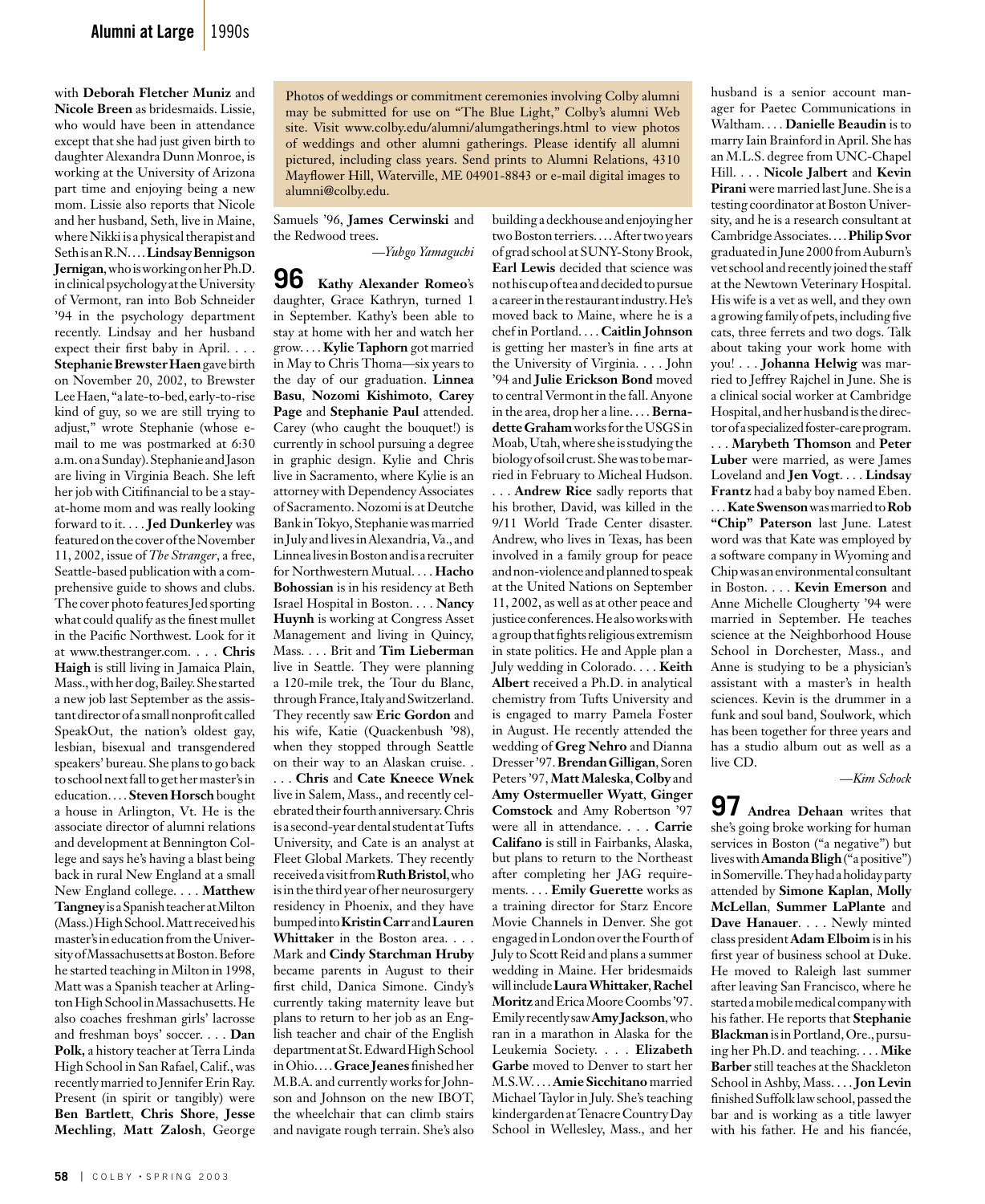with **Deborah Fletcher Muniz** and **Nicole Breen** as bridesmaids. Lissie, who would have been in attendance except that she had just given birth to daughter Alexandra Dunn Monroe, is working at the University of Arizona part time and enjoying being a new mom. Lissie also reports that Nicole and her husband, Seth, live in Maine, where Nikki is a physical therapist and Seth is an R.N. . . . **Lindsay Bennigson Jernigan**, who is working on her Ph.D. in clinical psychology at the University of Vermont, ran into Bob Schneider '94 in the psychology department recently. Lindsay and her husband expect their first baby in April. . . . **Stephanie Brewster Haen** gave birth on November 20, 2002, to Brewster Lee Haen, "a late-to-bed, early-to-rise kind of guy, so we are still trying to adjust," wrote Stephanie (whose e-mail to me was postmarked at 6:30 a.m. on a Sunday). Stephanie and Jason are living in Virginia Beach. She left her job with Citifinancial to be a stay-at-home mom and was really looking forward to it. . . . **Jed Dunkerley** was featured on the cover of the November 11, 2002, issue of *The Stranger*, a free, Seattle-based publication with a comprehensive guide to shows and clubs. The cover photo features Jed sporting what could qualify as the finest mullet in the Pacific Northwest. Look for it at www.thestranger.com. . . . **Chris Haigh** is still living in Jamaica Plain, Mass., with her dog, Bailey. She started a new job last September as the assistant director of a small nonprofit called SpeakOut, the nation's oldest gay, lesbian, bisexual and transgendered speakers' bureau. She plans to go back to school next fall to get her master's in education. . . . **Steven Horsch** bought a house in Arlington, Vt. He is the associate director of alumni relations and development at Bennington College and says he's having a blast being back in rural New England at a small New England college. . . . **Matthew Tangney** is a Spanish teacher at Milton (Mass.) High School. Matt received his master's in education from the University of Massachusetts at Boston. Before he started teaching in Milton in 1998, Matt was a Spanish teacher at Arlington High School in Massachusetts. He also coaches freshman girls' lacrosse and freshman boys' soccer. . . . **Dan Polk,** a history teacher at Terra Linda High School in San Rafael, Calif., was recently married to Jennifer Erin Ray. Present (in spirit or tangibly) were **Ben Bartlett**, **Chris Shore**, **Jesse Mechling**, **Matt Zalosh**, George Samuels '96, **James Cerwinski** and the Redwood trees.

—*Yuhgo Yamaguchi*

> Photos of weddings or commitment ceremonies involving Colby alumni may be submitted for use on "The Blue Light," Colby's alumni Web site. Visit www.colby.edu/alumni/alumgatherings.html to view photos of weddings and other alumni gatherings. Please identify all alumni pictured, including class years. Send prints to Alumni Relations, 4310 Mayflower Hill, Waterville, ME 04901-8843 or e-mail digital images to alumni@colby.edu.

## 96

**Kathy Alexander Romeo**'s daughter, Grace Kathryn, turned 1 in September. Kathy's been able to stay at home with her and watch her grow. . . . **Kylie Taphorn** got married in May to Chris Thoma—six years to the day of our graduation. **Linnea Basu**, **Nozomi Kishimoto**, **Carey Page** and **Stephanie Paul** attended. Carey (who caught the bouquet!) is currently in school pursuing a degree in graphic design. Kylie and Chris live in Sacramento, where Kylie is an attorney with Dependency Associates of Sacramento. Nozomi is at Deutche Bank in Tokyo, Stephanie was married in July and lives in Alexandria, Va., and Linnea lives in Boston and is a recruiter for Northwestern Mutual. . . . **Hacho Bohossian** is in his residency at Beth Israel Hospital in Boston. . . . **Nancy Huynh** is working at Congress Asset Management and living in Quincy, Mass. . . . Brit and **Tim Lieberman** live in Seattle. They were planning a 120-mile trek, the Tour du Blanc, through France, Italy and Switzerland. They recently saw **Eric Gordon** and his wife, Katie (Quackenbush '98), when they stopped through Seattle on their way to an Alaskan cruise. . . . . **Chris** and **Cate Kneece Wnek** live in Salem, Mass., and recently celebrated their fourth anniversary. Chris is a second-year dental student at Tufts University, and Cate is an analyst at Fleet Global Markets. They recently received a visit from **Ruth Bristol**, who is in the third year of her neurosurgery residency in Phoenix, and they have bumped into **Kristin Carr** and **Lauren Whittaker** in the Boston area. . . . Mark and **Cindy Starchman Hruby** became parents in August to their first child, Danica Simone. Cindy's currently taking maternity leave but plans to return to her job as an English teacher and chair of the English department at St. Edward High School in Ohio. . . . **Grace Jeanes** finished her M.B.A. and currently works for Johnson and Johnson on the new IBOT, the wheelchair that can climb stairs and navigate rough terrain. She's also building a deckhouse and enjoying her two Boston terriers. . . . After two years of grad school at SUNY-Stony Brook, **Earl Lewis** decided that science was not his cup of tea and decided to pursue a career in the restaurant industry. He's moved back to Maine, where he is a chef in Portland. . . . **Caitlin Johnson** is getting her master's in fine arts at the University of Virginia. . . . John '94 and **Julie Erickson Bond** moved to central Vermont in the fall. Anyone in the area, drop her a line. . . . **Bernadette Graham** works for the USGS in Moab, Utah, where she is studying the biology of soil crust. She was to be married in February to Micheal Hudson. . . . **Andrew Rice** sadly reports that his brother, David, was killed in the 9/11 World Trade Center disaster. Andrew, who lives in Texas, has been involved in a family group for peace and non-violence and planned to speak at the United Nations on September 11, 2002, as well as at other peace and justice conferences. He also works with a group that fights religious extremism in state politics. He and Apple plan a July wedding in Colorado. . . . **Keith Albert** received a Ph.D. in analytical chemistry from Tufts University and is engaged to marry Pamela Foster in August. He recently attended the wedding of **Greg Nehro** and Dianna Dresser '97. **Brendan Gilligan**, Soren Peters '97, **Matt Maleska**, **Colby** and **Amy Ostermueller Wyatt**, **Ginger Comstock** and Amy Robertson '97 were all in attendance. . . . **Carrie Califano** is still in Fairbanks, Alaska, but plans to return to the Northeast after completing her JAG requirements. . . . **Emily Guerette** works as a training director for Starz Encore Movie Channels in Denver. She got engaged in London over the Fourth of July to Scott Reid and plans a summer wedding in Maine. Her bridesmaids will include **Laura Whittaker**, **Rachel Moritz** and Erica Moore Coombs '97. Emily recently saw **Amy Jackson**, who ran in a marathon in Alaska for the Leukemia Society. . . . **Elizabeth Garbe** moved to Denver to start her M.S.W. . . . **Amie Sicchitano** married Michael Taylor in July. She's teaching kindergarten at Tenacre Country Day School in Wellesley, Mass., and her husband is a senior account manager for Paetec Communications in Waltham. . . . **Danielle Beaudin** is to marry Iain Brainford in April. She has an M.L.S. degree from UNC-Chapel Hill. . . . **Nicole Jalbert** and **Kevin Pirani** were married last June. She is a testing coordinator at Boston University, and he is a research consultant at Cambridge Associates. . . . **Philip Svor** graduated in June 2000 from Auburn's vet school and recently joined the staff at the Newtown Veterinary Hospital. His wife is a vet as well, and they own a growing family of pets, including five cats, three ferrets and two dogs. Talk about taking your work home with you! . . . **Johanna Helwig** was married to Jeffrey Rajchel in June. She is a clinical social worker at Cambridge Hospital, and her husband is the director of a specialized foster-care program. . . . **Marybeth Thomson** and **Peter Luber** were married, as were James Loveland and **Jen Vogt**. . . . **Lindsay Frantz** had a baby boy named Eben. . . . **Kate Swenson** was married to **Rob "Chip" Paterson** last June. Latest word was that Kate was employed by a software company in Wyoming and Chip was an environmental consultant in Boston. . . . **Kevin Emerson** and Anne Michelle Clougherty '94 were married in September. He teaches science at the Neighborhood House School in Dorchester, Mass., and Anne is studying to be a physician's assistant with a master's in health sciences. Kevin is the drummer in a funk and soul band, Soulwork, which has been together for three years and has a studio album out as well as a live CD.

—*Kim Schock*

## 97

**Andrea Dehaan** writes that she's going broke working for human services in Boston ("a negative") but lives with **Amanda Bligh** ("a positive") in Somerville. They had a holiday party attended by **Simone Kaplan**, **Molly McLellan**, **Summer LaPlante** and **Dave Hanauer**. . . . Newly minted class president **Adam Elboim** is in his first year of business school at Duke. He moved to Raleigh last summer after leaving San Francisco, where he started a mobile medical company with his father. He reports that **Stephanie Blackman** is in Portland, Ore., pursuing her Ph.D. and teaching. . . . **Mike Barber** still teaches at the Shackleton School in Ashby, Mass. . . . **Jon Levin** finished Suffolk law school, passed the bar and is working as a title lawyer with his father. He and his fiancée,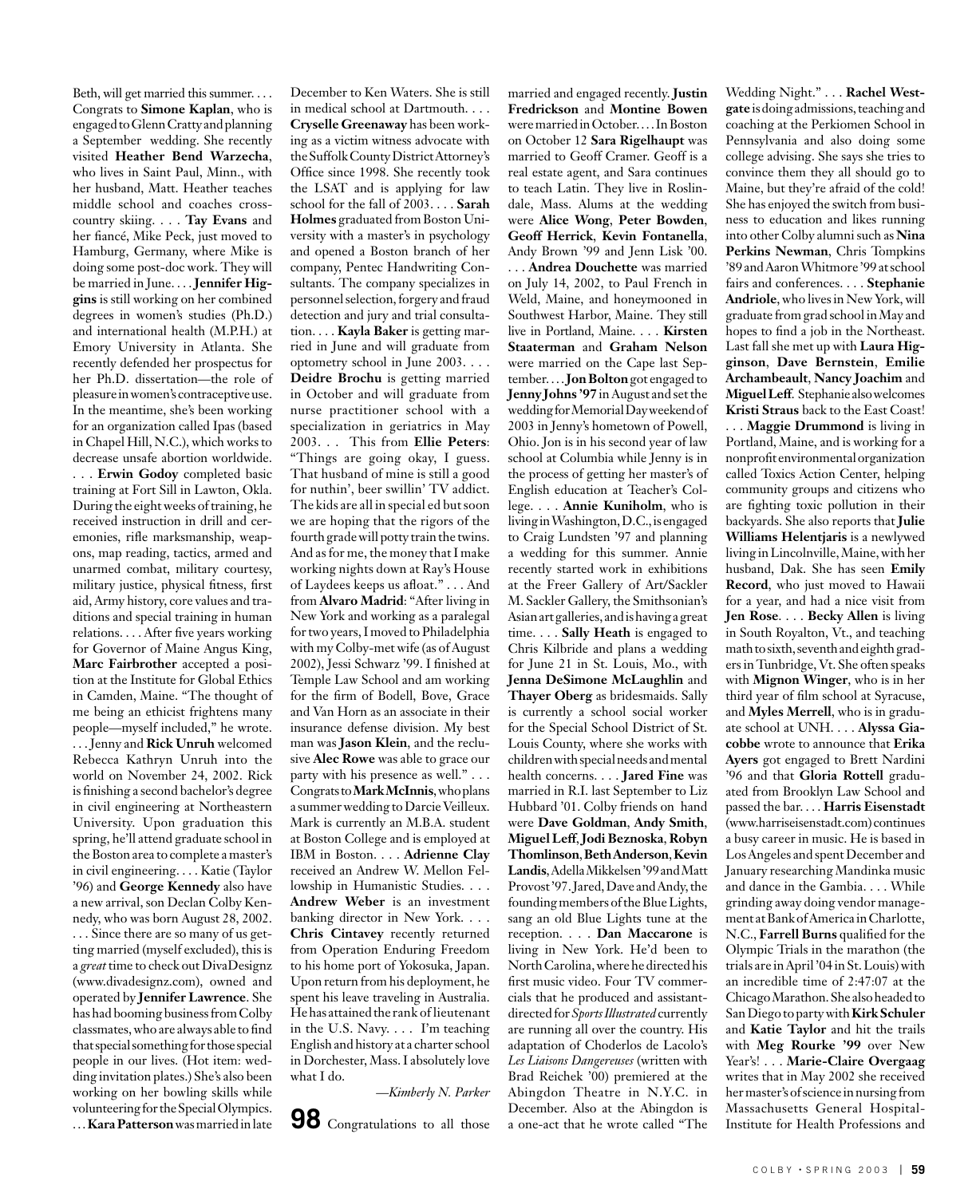Beth, will get married this summer. . . . Congrats to **Simone Kaplan**, who is engaged to Glenn Cratty and planning a September wedding. She recently visited **Heather Bend Warzecha**, who lives in Saint Paul, Minn., with her husband, Matt. Heather teaches middle school and coaches cross-country skiing. . . . **Tay Evans** and her fiancé, Mike Peck, just moved to Hamburg, Germany, where Mike is doing some post-doc work. They will be married in June. . . . **Jennifer Higgins** is still working on her combined degrees in women's studies (Ph.D.) and international health (M.P.H.) at Emory University in Atlanta. She recently defended her prospectus for her Ph.D. dissertation—the role of pleasure in women's contraceptive use. In the meantime, she's been working for an organization called Ipas (based in Chapel Hill, N.C.), which works to decrease unsafe abortion worldwide. . . . **Erwin Godoy** completed basic training at Fort Sill in Lawton, Okla. During the eight weeks of training, he received instruction in drill and ceremonies, rifle marksmanship, weapons, map reading, tactics, armed and unarmed combat, military courtesy, military justice, physical fitness, first aid, Army history, core values and traditions and special training in human relations. . . . After five years working for Governor of Maine Angus King, **Marc Fairbrother** accepted a position at the Institute for Global Ethics in Camden, Maine. "The thought of me being an ethicist frightens many people—myself included," he wrote. . . . Jenny and **Rick Unruh** welcomed Rebecca Kathryn Unruh into the world on November 24, 2002. Rick is finishing a second bachelor's degree in civil engineering at Northeastern University. Upon graduation this spring, he'll attend graduate school in the Boston area to complete a master's in civil engineering. . . . Katie (Taylor '96) and **George Kennedy** also have a new arrival, son Declan Colby Kennedy, who was born August 28, 2002. . . . Since there are so many of us getting married (myself excluded), this is a *great* time to check out DivaDesignz (www.divadesignz.com), owned and operated by **Jennifer Lawrence**. She has had booming business from Colby classmates, who are always able to find that special something for those special people in our lives. (Hot item: wedding invitation plates.) She's also been working on her bowling skills while volunteering for the Special Olympics. . . . **Kara Patterson** was married in late December to Ken Waters. She is still in medical school at Dartmouth. . . . **Cryselle Greenaway** has been working as a victim witness advocate with the Suffolk County District Attorney's Office since 1998. She recently took the LSAT and is applying for law school for the fall of 2003. . . . **Sarah Holmes** graduated from Boston University with a master's in psychology and opened a Boston branch of her company, Pentec Handwriting Consultants. The company specializes in personnel selection, forgery and fraud detection and jury and trial consultation. . . . **Kayla Baker** is getting married in June and will graduate from optometry school in June 2003. . . . **Deidre Brochu** is getting married in October and will graduate from nurse practitioner school with a specialization in geriatrics in May 2003. . . This from **Ellie Peters**: "Things are going okay, I guess. That husband of mine is still a good for nuthin', beer swillin' TV addict. The kids are all in special ed but soon we are hoping that the rigors of the fourth grade will potty train the twins. And as for me, the money that I make working nights down at Ray's House of Laydees keeps us afloat." . . . And from **Alvaro Madrid**: "After living in New York and working as a paralegal for two years, I moved to Philadelphia with my Colby-met wife (as of August 2002), Jessi Schwarz '99. I finished at Temple Law School and am working for the firm of Bodell, Bove, Grace and Van Horn as an associate in their insurance defense division. My best man was **Jason Klein**, and the reclusive **Alec Rowe** was able to grace our party with his presence as well." . . . Congrats to **Mark McInnis**, who plans a summer wedding to Darcie Veilleux. Mark is currently an M.B.A. student at Boston College and is employed at IBM in Boston. . . . **Adrienne Clay** received an Andrew W. Mellon Fellowship in Humanistic Studies. . . . **Andrew Weber** is an investment banking director in New York. . . . **Chris Cintavey** recently returned from Operation Enduring Freedom to his home port of Yokosuka, Japan. Upon return from his deployment, he spent his leave traveling in Australia. He has attained the rank of lieutenant in the U.S. Navy. . . . I'm teaching English and history at a charter school in Dorchester, Mass. I absolutely love what I do.

*—Kimberly N. Parker*

**98** Congratulations to all those married and engaged recently. **Justin Fredrickson** and **Montine Bowen** were married in October. . . . In Boston on October 12 **Sara Rigelhaupt** was married to Geoff Cramer. Geoff is a real estate agent, and Sara continues to teach Latin. They live in Roslindale, Mass. Alums at the wedding were **Alice Wong**, **Peter Bowden**, **Geoff Herrick**, **Kevin Fontanella**, Andy Brown '99 and Jenn Lisk '00. . . . **Andrea Douchette** was married on July 14, 2002, to Paul French in Weld, Maine, and honeymooned in Southwest Harbor, Maine. They still live in Portland, Maine. . . . **Kirsten Staaterman** and **Graham Nelson** were married on the Cape last September. . . . **Jon Bolton** got engaged to **Jenny Johns '97** in August and set the wedding for Memorial Day weekend of 2003 in Jenny's hometown of Powell, Ohio. Jon is in his second year of law school at Columbia while Jenny is in the process of getting her master's of English education at Teacher's College. . . . **Annie Kuniholm**, who is living in Washington, D.C., is engaged to Craig Lundsten '97 and planning a wedding for this summer. Annie recently started work in exhibitions at the Freer Gallery of Art/Sackler M. Sackler Gallery, the Smithsonian's Asian art galleries, and is having a great time. . . . **Sally Heath** is engaged to Chris Kilbride and plans a wedding for June 21 in St. Louis, Mo., with **Jenna DeSimone McLaughlin** and **Thayer Oberg** as bridesmaids. Sally is currently a school social worker for the Special School District of St. Louis County, where she works with children with special needs and mental health concerns. . . . **Jared Fine** was married in R.I. last September to Liz Hubbard '01. Colby friends on hand were **Dave Goldman**, **Andy Smith**, **Miguel Leff**, **Jodi Beznoska**, **Robyn Thomlinson**, **Beth Anderson**, **Kevin Landis**, Adella Mikkelsen '99 and Matt Provost '97. Jared, Dave and Andy, the founding members of the Blue Lights, sang an old Blue Lights tune at the reception. . . . **Dan Maccarone** is living in New York. He'd been to North Carolina, where he directed his first music video. Four TV commercials that he produced and assistant-directed for *Sports Illustrated* currently are running all over the country. His adaptation of Choderlos de Lacolo's *Les Liaisons Dangereuses* (written with Brad Reichek '00) premiered at the Abingdon Theatre in N.Y.C. in December. Also at the Abingdon is a one-act that he wrote called "The Wedding Night." . . . **Rachel Westgate** is doing admissions, teaching and coaching at the Perkiomen School in Pennsylvania and also doing some college advising. She says she tries to convince them they all should go to Maine, but they're afraid of the cold! She has enjoyed the switch from business to education and likes running into other Colby alumni such as **Nina Perkins Newman**, Chris Tompkins '89 and Aaron Whitmore '99 at school fairs and conferences. . . . **Stephanie Andriole**, who lives in New York, will graduate from grad school in May and hopes to find a job in the Northeast. Last fall she met up with **Laura Higginson**, **Dave Bernstein**, **Emilie Archambeault**, **Nancy Joachim** and **Miguel Leff**. Stephanie also welcomes **Kristi Straus** back to the East Coast! . . . **Maggie Drummond** is living in Portland, Maine, and is working for a nonprofit environmental organization called Toxics Action Center, helping community groups and citizens who are fighting toxic pollution in their backyards. She also reports that **Julie Williams Helentjaris** is a newlywed living in Lincolnville, Maine, with her husband, Dak. She has seen **Emily Record**, who just moved to Hawaii for a year, and had a nice visit from **Jen Rose**. . . . **Becky Allen** is living in South Royalton, Vt., and teaching math to sixth, seventh and eighth graders in Tunbridge, Vt. She often speaks with **Mignon Winger**, who is in her third year of film school at Syracuse, and **Myles Merrell**, who is in graduate school at UNH. . . . **Alyssa Giacobbe** wrote to announce that **Erika Ayers** got engaged to Brett Nardini '96 and that **Gloria Rottell** graduated from Brooklyn Law School and passed the bar. . . . **Harris Eisenstadt** (www.harriseisenstadt.com) continues a busy career in music. He is based in Los Angeles and spent December and January researching Mandinka music and dance in the Gambia. . . . While grinding away doing vendor management at Bank of America in Charlotte, N.C., **Farrell Burns** qualified for the Olympic Trials in the marathon (the trials are in April '04 in St. Louis) with an incredible time of 2:47:07 at the Chicago Marathon. She also headed to San Diego to party with **Kirk Schuler** and **Katie Taylor** and hit the trails with **Meg Rourke '99** over New Year's! . . . **Marie-Claire Overgaag** writes that in May 2002 she received her master's of science in nursing from Massachusetts General Hospital-Institute for Health Professions and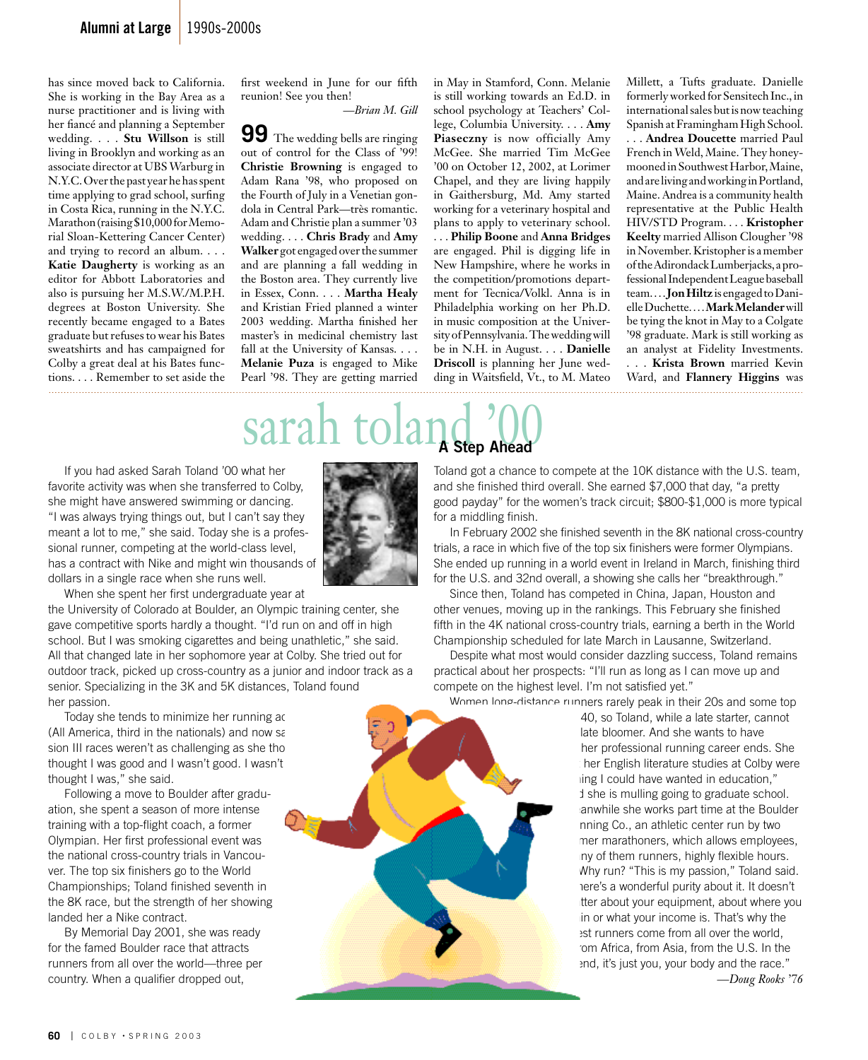has since moved back to California. She is working in the Bay Area as a nurse practitioner and is living with her fiancé and planning a September wedding. . . . **Stu Willson** is still living in Brooklyn and working as an associate director at UBS Warburg in N.Y.C. Over the past year he has spent time applying to grad school, surfing in Costa Rica, running in the N.Y.C. Marathon (raising $10,000 for Memorial Sloan-Kettering Cancer Center) and trying to record an album. . . . **Katie Daugherty** is working as an editor for Abbott Laboratories and also is pursuing her M.S.W./M.P.H. degrees at Boston University. She recently became engaged to a Bates graduate but refuses to wear his Bates sweatshirts and has campaigned for Colby a great deal at his Bates functions. . . . Remember to set aside the first weekend in June for our fifth reunion! See you then!

*—Brian M. Gill*

**99** The wedding bells are ringing out of control for the Class of '99! **Christie Browning** is engaged to Adam Rana '98, who proposed on the Fourth of July in a Venetian gondola in Central Park—très romantic. Adam and Christie plan a summer '03 wedding. . . . **Chris Brady** and **Amy Walker** got engaged over the summer and are planning a fall wedding in the Boston area. They currently live in Essex, Conn. . . . **Martha Healy** and Kristian Fried planned a winter 2003 wedding. Martha finished her master's in medicinal chemistry last fall at the University of Kansas. . . . **Melanie Puza** is engaged to Mike Pearl '98. They are getting married in May in Stamford, Conn. Melanie is still working towards an Ed.D. in school psychology at Teachers' College, Columbia University. . . . **Amy Piaseczny** is now officially Amy McGee. She married Tim McGee '00 on October 12, 2002, at Lorimer Chapel, and they are living happily in Gaithersburg, Md. Amy started working for a veterinary hospital and plans to apply to veterinary school. . . . **Philip Boone** and **Anna Bridges** are engaged. Phil is digging life in New Hampshire, where he works in the competition/promotions department for Tecnica/Volkl. Anna is in Philadelphia working on her Ph.D. in music composition at the University of Pennsylvania. The wedding will be in N.H. in August. . . . **Danielle Driscoll** is planning her June wedding in Waitsfield, Vt., to M. Mateo Millett, a Tufts graduate. Danielle formerly worked for Sensitech Inc., in international sales but is now teaching Spanish at Framingham High School. . . . **Andrea Doucette** married Paul French in Weld, Maine. They honeymooned in Southwest Harbor, Maine, and are living and working in Portland, Maine. Andrea is a community health representative at the Public Health HIV/STD Program. . . . **Kristopher Keelty** married Allison Clougher '98 in November. Kristopher is a member of the Adirondack Lumberjacks, a professional Independent League baseball team. . . . **Jon Hiltz** is engaged to Danielle Duchette. . . . **Mark Melander** will be tying the knot in May to a Colgate '98 graduate. Mark is still working as an analyst at Fidelity Investments. . . . **Krista Brown** married Kevin Ward, and **Flannery Higgins** was

# sarah toland '00

## A Step Ahead

If you had asked Sarah Toland '00 what her favorite activity was when she transferred to Colby, she might have answered swimming or dancing. "I was always trying things out, but I can't say they meant a lot to me," she said. Today she is a professional runner, competing at the world-class level, has a contract with Nike and might win thousands of dollars in a single race when she runs well.

When she spent her first undergraduate year at the University of Colorado at Boulder, an Olympic training center, she gave competitive sports hardly a thought. "I'd run on and off in high school. But I was smoking cigarettes and being unathletic," she said. All that changed late in her sophomore year at Colby. She tried out for outdoor track, picked up cross-country as a junior and indoor track as a senior. Specializing in the 3K and 5K distances, Toland found her passion.

Today she tends to minimize her running ac (All America, third in the nationals) and now sa sion III races weren't as challenging as she tho thought I was good and I wasn't good. I wasn't thought I was," she said.

Following a move to Boulder after graduation, she spent a season of more intense training with a top-flight coach, a former Olympian. Her first professional event was the national cross-country trials in Vancouver. The top six finishers go to the World Championships; Toland finished seventh in the 8K race, but the strength of her showing landed her a Nike contract.

By Memorial Day 2001, she was ready for the famed Boulder race that attracts runners from all over the world—three per country. When a qualifier dropped out, Toland got a chance to compete at the 10K distance with the U.S. team, and she finished third overall. She earned $7,000 that day, "a pretty good payday" for the women's track circuit; $800-$1,000 is more typical for a middling finish.

In February 2002 she finished seventh in the 8K national cross-country trials, a race in which five of the top six finishers were former Olympians. She ended up running in a world event in Ireland in March, finishing third for the U.S. and 32nd overall, a showing she calls her "breakthrough."

Since then, Toland has competed in China, Japan, Houston and other venues, moving up in the rankings. This February she finished fifth in the 4K national cross-country trials, earning a berth in the World Championship scheduled for late March in Lausanne, Switzerland.

Despite what most would consider dazzling success, Toland remains practical about her prospects: "I'll run as long as I can move up and compete on the highest level. I'm not satisfied yet."

Women long-distance runners rarely peak in their 20s and some top 40, so Toland, while a late starter, cannot late bloomer. And she wants to have her professional running career ends. She her English literature studies at Colby were ing I could have wanted in education," d she is mulling going to graduate school. anwhile she works part time at the Boulder nning Co., an athletic center run by two mer marathoners, which allows employees, ny of them runners, highly flexible hours.

Why run? "This is my passion," Toland said. here's a wonderful purity about it. It doesn't tter about your equipment, about where you in or what your income is. That's why the est runners come from all over the world, om Africa, from Asia, from the U.S. In the end, it's just you, your body and the race."

*—Doug Rooks '76*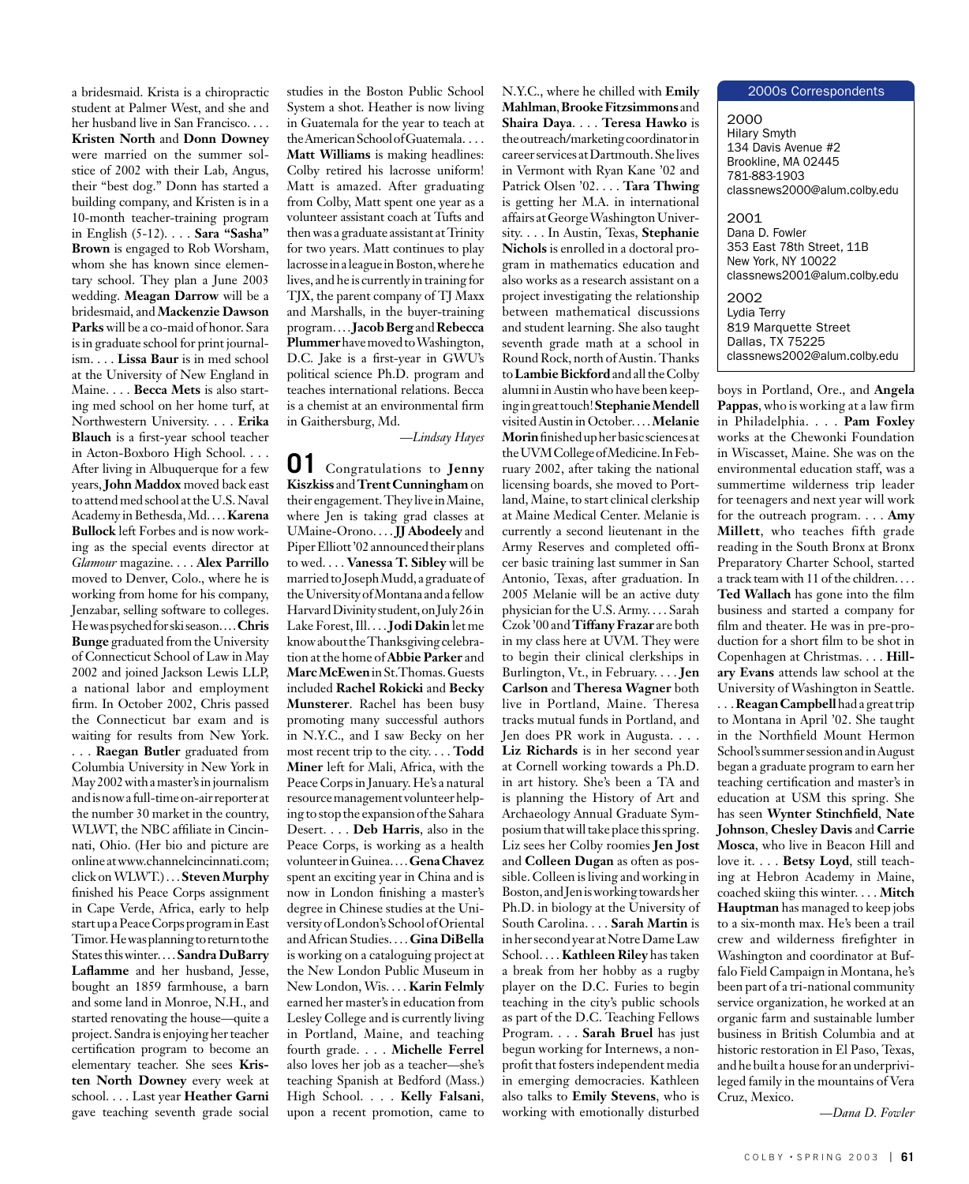a bridesmaid. Krista is a chiropractic student at Palmer West, and she and her husband live in San Francisco. . . . **Kristen North** and **Donn Downey** were married on the summer solstice of 2002 with their Lab, Angus, their "best dog." Donn has started a building company, and Kristen is in a 10-month teacher-training program in English (5-12). . . . **Sara "Sasha" Brown** is engaged to Rob Worsham, whom she has known since elementary school. They plan a June 2003 wedding. **Meagan Darrow** will be a bridesmaid, and **Mackenzie Dawson Parks** will be a co-maid of honor. Sara is in graduate school for print journalism. . . . **Lissa Baur** is in med school at the University of New England in Maine. . . . **Becca Mets** is also starting med school on her home turf, at Northwestern University. . . . **Erika Blauch** is a first-year school teacher in Acton-Boxboro High School. . . . After living in Albuquerque for a few years, **John Maddox** moved back east to attend med school at the U.S. Naval Academy in Bethesda, Md. . . . **Karena Bullock** left Forbes and is now working as the special events director at *Glamour* magazine. . . . **Alex Parrillo** moved to Denver, Colo., where he is working from home for his company, Jenzabar, selling software to colleges. He was psyched for ski season. . . . **Chris Bunge** graduated from the University of Connecticut School of Law in May 2002 and joined Jackson Lewis LLP, a national labor and employment firm. In October 2002, Chris passed the Connecticut bar exam and is waiting for results from New York. . . . **Raegan Butler** graduated from Columbia University in New York in May 2002 with a master's in journalism and is now a full-time on-air reporter at the number 30 market in the country, WLWT, the NBC affiliate in Cincinnati, Ohio. (Her bio and picture are online at www.channelcincinnati.com; click on WLWT.) . . . **Steven Murphy** finished his Peace Corps assignment in Cape Verde, Africa, early to help start up a Peace Corps program in East Timor. He was planning to return to the States this winter. . . . **Sandra DuBarry Laflamme** and her husband, Jesse, bought an 1859 farmhouse, a barn and some land in Monroe, N.H., and started renovating the house—quite a project. Sandra is enjoying her teacher certification program to become an elementary teacher. She sees **Kristen North Downey** every week at school. . . . Last year **Heather Garni** gave teaching seventh grade social studies in the Boston Public School System a shot. Heather is now living in Guatemala for the year to teach at the American School of Guatemala. . . . **Matt Williams** is making headlines: Colby retired his lacrosse uniform! Matt is amazed. After graduating from Colby, Matt spent one year as a volunteer assistant coach at Tufts and then was a graduate assistant at Trinity for two years. Matt continues to play lacrosse in a league in Boston, where he lives, and he is currently in training for TJX, the parent company of TJ Maxx and Marshalls, in the buyer-training program. . . . **Jacob Berg** and **Rebecca Plummer** have moved to Washington, D.C. Jake is a first-year in GWU's political science Ph.D. program and teaches international relations. Becca is a chemist at an environmental firm in Gaithersburg, Md.

*—Lindsay Hayes*

## 01

Congratulations to **Jenny Kiszkiss** and **Trent Cunningham** on their engagement. They live in Maine, where Jen is taking grad classes at UMaine-Orono. . . . **JJ Abodeely** and Piper Elliott '02 announced their plans to wed. . . . **Vanessa T. Sibley** will be married to Joseph Mudd, a graduate of the University of Montana and a fellow Harvard Divinity student, on July 26 in Lake Forest, Ill. . . . **Jodi Dakin** let me know about the Thanksgiving celebration at the home of **Abbie Parker** and **Marc McEwen** in St. Thomas. Guests included **Rachel Rokicki** and **Becky Munsterer**. Rachel has been busy promoting many successful authors in N.Y.C., and I saw Becky on her most recent trip to the city. . . . **Todd Miner** left for Mali, Africa, with the Peace Corps in January. He's a natural resource management volunteer helping to stop the expansion of the Sahara Desert. . . . **Deb Harris**, also in the Peace Corps, is working as a health volunteer in Guinea. . . . **Gena Chavez** spent an exciting year in China and is now in London finishing a master's degree in Chinese studies at the University of London's School of Oriental and African Studies. . . . **Gina DiBella** is working on a cataloguing project at the New London Public Museum in New London, Wis. . . . **Karin Felmly** earned her master's in education from Lesley College and is currently living in Portland, Maine, and teaching fourth grade. . . . **Michelle Ferrel** also loves her job as a teacher—she's teaching Spanish at Bedford (Mass.) High School. . . . **Kelly Falsani**, upon a recent promotion, came to N.Y.C., where he chilled with **Emily Mahlman**, **Brooke Fitzsimmons** and **Shaira Daya**. . . . **Teresa Hawko** is the outreach/marketing coordinator in career services at Dartmouth. She lives in Vermont with Ryan Kane '02 and Patrick Olsen '02. . . . **Tara Thwing** is getting her M.A. in international affairs at George Washington University. . . . In Austin, Texas, **Stephanie Nichols** is enrolled in a doctoral program in mathematics education and also works as a research assistant on a project investigating the relationship between mathematical discussions and student learning. She also taught seventh grade math at a school in Round Rock, north of Austin. Thanks to **Lambie Bickford** and all the Colby alumni in Austin who have been keeping in great touch! **Stephanie Mendell** visited Austin in October. . . . **Melanie Morin** finished up her basic sciences at the UVM College of Medicine. In February 2002, after taking the national licensing boards, she moved to Portland, Maine, to start clinical clerkship at Maine Medical Center. Melanie is currently a second lieutenant in the Army Reserves and completed officer basic training last summer in San Antonio, Texas, after graduation. In 2005 Melanie will be an active duty physician for the U.S. Army. . . . Sarah Czok '00 and **Tiffany Frazar** are both in my class here at UVM. They were to begin their clinical clerkships in Burlington, Vt., in February. . . . **Jen Carlson** and **Theresa Wagner** both live in Portland, Maine. Theresa tracks mutual funds in Portland, and Jen does PR work in Augusta. . . . **Liz Richards** is in her second year at Cornell working towards a Ph.D. in art history. She's been a TA and is planning the History of Art and Archaeology Annual Graduate Symposium that will take place this spring. Liz sees her Colby roomies **Jen Jost** and **Colleen Dugan** as often as possible. Colleen is living and working in Boston, and Jen is working towards her Ph.D. in biology at the University of South Carolina. . . . **Sarah Martin** is in her second year at Notre Dame Law School. . . . **Kathleen Riley** has taken a break from her hobby as a rugby player on the D.C. Furies to begin teaching in the city's public schools as part of the D.C. Teaching Fellows Program. . . . **Sarah Bruel** has just begun working for Internews, a nonprofit that fosters independent media in emerging democracies. Kathleen also talks to **Emily Stevens**, who is working with emotionally disturbed boys in Portland, Ore., and **Angela Pappas**, who is working at a law firm in Philadelphia. . . . **Pam Foxley** works at the Chewonki Foundation in Wiscasset, Maine. She was on the environmental education staff, was a summertime wilderness trip leader for teenagers and next year will work for the outreach program. . . . **Amy Millett**, who teaches fifth grade reading in the South Bronx at Bronx Preparatory Charter School, started a track team with 11 of the children. . . . **Ted Wallach** has gone into the film business and started a company for film and theater. He was in pre-production for a short film to be shot in Copenhagen at Christmas. . . . **Hillary Evans** attends law school at the University of Washington in Seattle. . . . **Reagan Campbell** had a great trip to Montana in April '02. She taught in the Northfield Mount Hermon School's summer session and in August began a graduate program to earn her teaching certification and master's in education at USM this spring. She has seen **Wynter Stinchfield**, **Nate Johnson**, **Chesley Davis** and **Carrie Mosca**, who live in Beacon Hill and love it. . . . **Betsy Loyd**, still teaching at Hebron Academy in Maine, coached skiing this winter. . . . **Mitch Hauptman** has managed to keep jobs to a six-month max. He's been a trail crew and wilderness firefighter in Washington and coordinator at Buffalo Field Campaign in Montana, he's been part of a tri-national community service organization, he worked at an organic farm and sustainable lumber business in British Columbia and at historic restoration in El Paso, Texas, and he built a house for an underprivileged family in the mountains of Vera Cruz, Mexico.

*—Dana D. Fowler*

### 2000s Correspondents

**2000**
Hilary Smyth
134 Davis Avenue #2
Brookline, MA 02445
781-883-1903
classnews2000@alum.colby.edu

**2001**
Dana D. Fowler
353 East 78th Street, 11B
New York, NY 10022
classnews2001@alum.colby.edu

**2002**
Lydia Terry
819 Marquette Street
Dallas, TX 75225
classnews2002@alum.colby.edu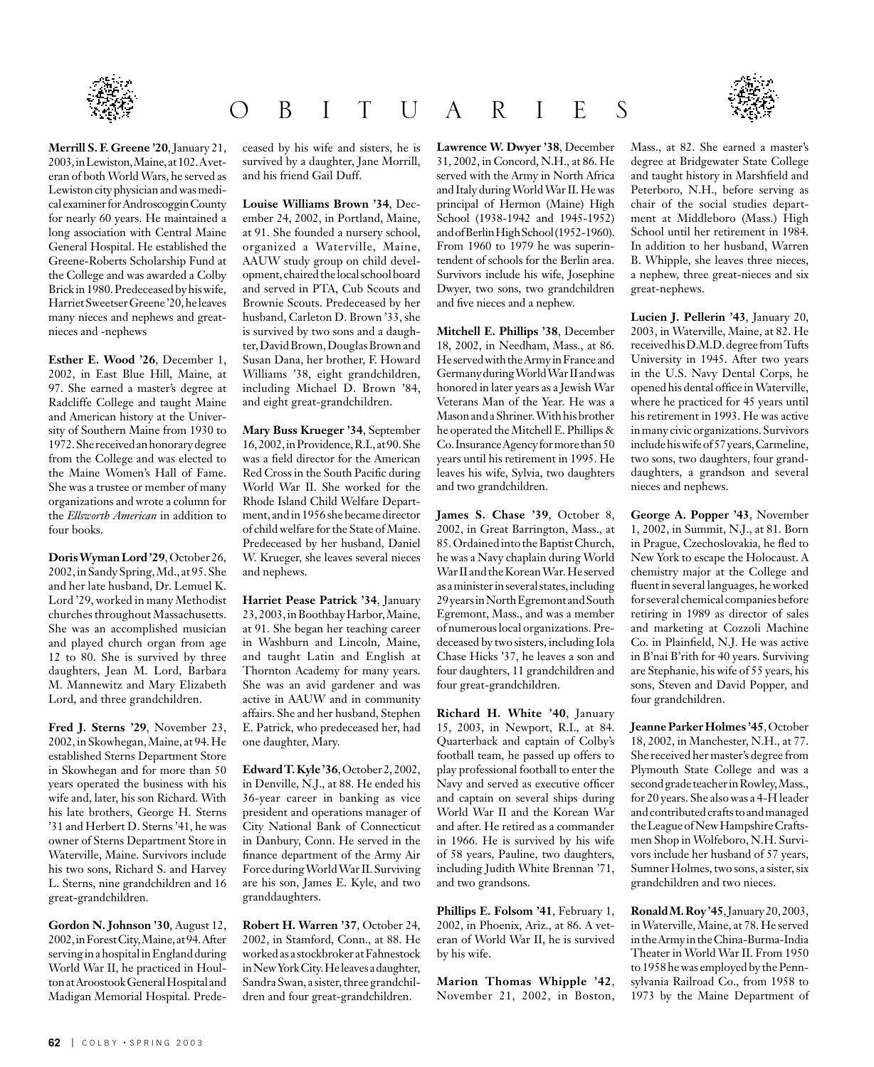# OBITUARIES

**Merrill S. F. Greene '20**, January 21, 2003, in Lewiston, Maine, at 102. A veteran of both World Wars, he served as Lewiston city physician and was medical examiner for Androscoggin County for nearly 60 years. He maintained a long association with Central Maine General Hospital. He established the Greene-Roberts Scholarship Fund at the College and was awarded a Colby Brick in 1980. Predeceased by his wife, Harriet Sweetser Greene '20, he leaves many nieces and nephews and great-nieces and -nephews

**Esther E. Wood '26**, December 1, 2002, in East Blue Hill, Maine, at 97. She earned a master's degree at Radcliffe College and taught Maine and American history at the University of Southern Maine from 1930 to 1972. She received an honorary degree from the College and was elected to the Maine Women's Hall of Fame. She was a trustee or member of many organizations and wrote a column for the *Ellsworth American* in addition to four books.

**Doris Wyman Lord '29**, October 26, 2002, in Sandy Spring, Md., at 95. She and her late husband, Dr. Lemuel K. Lord '29, worked in many Methodist churches throughout Massachusetts. She was an accomplished musician and played church organ from age 12 to 80. She is survived by three daughters, Jean M. Lord, Barbara M. Mannewitz and Mary Elizabeth Lord, and three grandchildren.

**Fred J. Sterns '29**, November 23, 2002, in Skowhegan, Maine, at 94. He established Sterns Department Store in Skowhegan and for more than 50 years operated the business with his wife and, later, his son Richard. With his late brothers, George H. Sterns '31 and Herbert D. Sterns '41, he was owner of Sterns Department Store in Waterville, Maine. Survivors include his two sons, Richard S. and Harvey L. Sterns, nine grandchildren and 16 great-grandchildren.

**Gordon N. Johnson '30**, August 12, 2002, in Forest City, Maine, at 94. After serving in a hospital in England during World War II, he practiced in Houlton at Aroostook General Hospital and Madigan Memorial Hospital. Predeceased by his wife and sisters, he is survived by a daughter, Jane Morrill, and his friend Gail Duff.

**Louise Williams Brown '34**, December 24, 2002, in Portland, Maine, at 91. She founded a nursery school, organized a Waterville, Maine, AAUW study group on child development, chaired the local school board and served in PTA, Cub Scouts and Brownie Scouts. Predeceased by her husband, Carleton D. Brown '33, she is survived by two sons and a daughter, David Brown, Douglas Brown and Susan Dana, her brother, F. Howard Williams '38, eight grandchildren, including Michael D. Brown '84, and eight great-grandchildren.

**Mary Buss Krueger '34**, September 16, 2002, in Providence, R.I., at 90. She was a field director for the American Red Cross in the South Pacific during World War II. She worked for the Rhode Island Child Welfare Department, and in 1956 she became director of child welfare for the State of Maine. Predeceased by her husband, Daniel W. Krueger, she leaves several nieces and nephews.

**Harriet Pease Patrick '34**, January 23, 2003, in Boothbay Harbor, Maine, at 91. She began her teaching career in Washburn and Lincoln, Maine, and taught Latin and English at Thornton Academy for many years. She was an avid gardener and was active in AAUW and in community affairs. She and her husband, Stephen E. Patrick, who predeceased her, had one daughter, Mary.

**Edward T. Kyle '36**, October 2, 2002, in Denville, N.J., at 88. He ended his 36-year career in banking as vice president and operations manager of City National Bank of Connecticut in Danbury, Conn. He served in the finance department of the Army Air Force during World War II. Surviving are his son, James E. Kyle, and two granddaughters.

**Robert H. Warren '37**, October 24, 2002, in Stamford, Conn., at 88. He worked as a stockbroker at Fahnestock in New York City. He leaves a daughter, Sandra Swan, a sister, three grandchildren and four great-grandchildren.

**Lawrence W. Dwyer '38**, December 31, 2002, in Concord, N.H., at 86. He served with the Army in North Africa and Italy during World War II. He was principal of Hermon (Maine) High School (1938-1942 and 1945-1952) and of Berlin High School (1952-1960). From 1960 to 1979 he was superintendent of schools for the Berlin area. Survivors include his wife, Josephine Dwyer, two sons, two grandchildren and five nieces and a nephew.

**Mitchell E. Phillips '38**, December 18, 2002, in Needham, Mass., at 86. He served with the Army in France and Germany during World War II and was honored in later years as a Jewish War Veterans Man of the Year. He was a Mason and a Shriner. With his brother he operated the Mitchell E. Phillips & Co. Insurance Agency for more than 50 years until his retirement in 1995. He leaves his wife, Sylvia, two daughters and two grandchildren.

**James S. Chase '39**, October 8, 2002, in Great Barrington, Mass., at 85. Ordained into the Baptist Church, he was a Navy chaplain during World War II and the Korean War. He served as a minister in several states, including 29 years in North Egremont and South Egremont, Mass., and was a member of numerous local organizations. Predeceased by two sisters, including Iola Chase Hicks '37, he leaves a son and four daughters, 11 grandchildren and four great-grandchildren.

**Richard H. White '40**, January 15, 2003, in Newport, R.I., at 84. Quarterback and captain of Colby's football team, he passed up offers to play professional football to enter the Navy and served as executive officer and captain on several ships during World War II and the Korean War and after. He retired as a commander in 1966. He is survived by his wife of 58 years, Pauline, two daughters, including Judith White Brennan '71, and two grandsons.

**Phillips E. Folsom '41**, February 1, 2002, in Phoenix, Ariz., at 86. A veteran of World War II, he is survived by his wife.

**Marion Thomas Whipple '42**, November 21, 2002, in Boston, Mass., at 82. She earned a master's degree at Bridgewater State College and taught history in Marshfield and Peterboro, N.H., before serving as chair of the social studies department at Middleboro (Mass.) High School until her retirement in 1984. In addition to her husband, Warren B. Whipple, she leaves three nieces, a nephew, three great-nieces and six great-nephews.

**Lucien J. Pellerin '43**, January 20, 2003, in Waterville, Maine, at 82. He received his D.M.D. degree from Tufts University in 1945. After two years in the U.S. Navy Dental Corps, he opened his dental office in Waterville, where he practiced for 45 years until his retirement in 1993. He was active in many civic organizations. Survivors include his wife of 57 years, Carmeline, two sons, two daughters, four granddaughters, a grandson and several nieces and nephews.

**George A. Popper '43**, November 1, 2002, in Summit, N.J., at 81. Born in Prague, Czechoslovakia, he fled to New York to escape the Holocaust. A chemistry major at the College and fluent in several languages, he worked for several chemical companies before retiring in 1989 as director of sales and marketing at Cozzoli Machine Co. in Plainfield, N.J. He was active in B'nai B'rith for 40 years. Surviving are Stephanie, his wife of 55 years, his sons, Steven and David Popper, and four grandchildren.

**Jeanne Parker Holmes '45**, October 18, 2002, in Manchester, N.H., at 77. She received her master's degree from Plymouth State College and was a second grade teacher in Rowley, Mass., for 20 years. She also was a 4-H leader and contributed crafts to and managed the League of New Hampshire Craftsmen Shop in Wolfeboro, N.H. Survivors include her husband of 57 years, Sumner Holmes, two sons, a sister, six grandchildren and two nieces.

**Ronald M. Roy '45**, January 20, 2003, in Waterville, Maine, at 78. He served in the Army in the China-Burma-India Theater in World War II. From 1950 to 1958 he was employed by the Pennsylvania Railroad Co., from 1958 to 1973 by the Maine Department of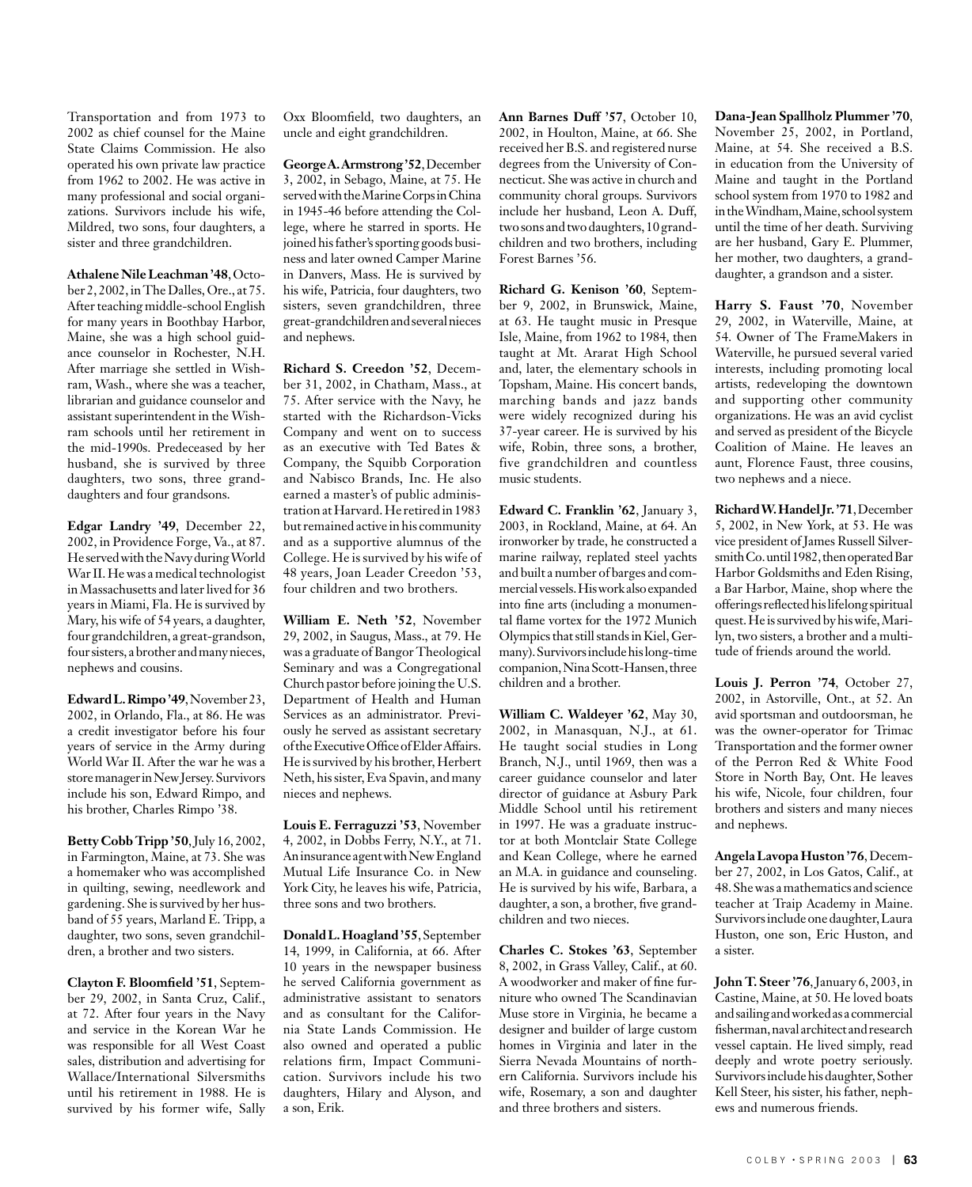Transportation and from 1973 to 2002 as chief counsel for the Maine State Claims Commission. He also operated his own private law practice from 1962 to 2002. He was active in many professional and social organizations. Survivors include his wife, Mildred, two sons, four daughters, a sister and three grandchildren.

**Athalene Nile Leachman '48**, October 2, 2002, in The Dalles, Ore., at 75. After teaching middle-school English for many years in Boothbay Harbor, Maine, she was a high school guidance counselor in Rochester, N.H. After marriage she settled in Wishram, Wash., where she was a teacher, librarian and guidance counselor and assistant superintendent in the Wishram schools until her retirement in the mid-1990s. Predeceased by her husband, she is survived by three daughters, two sons, three granddaughters and four grandsons.

**Edgar Landry '49**, December 22, 2002, in Providence Forge, Va., at 87. He served with the Navy during World War II. He was a medical technologist in Massachusetts and later lived for 36 years in Miami, Fla. He is survived by Mary, his wife of 54 years, a daughter, four grandchildren, a great-grandson, four sisters, a brother and many nieces, nephews and cousins.

**Edward L. Rimpo '49**, November 23, 2002, in Orlando, Fla., at 86. He was a credit investigator before his four years of service in the Army during World War II. After the war he was a store manager in New Jersey. Survivors include his son, Edward Rimpo, and his brother, Charles Rimpo '38.

**Betty Cobb Tripp '50**, July 16, 2002, in Farmington, Maine, at 73. She was a homemaker who was accomplished in quilting, sewing, needlework and gardening. She is survived by her husband of 55 years, Marland E. Tripp, a daughter, two sons, seven grandchildren, a brother and two sisters.

**Clayton F. Bloomfield '51**, September 29, 2002, in Santa Cruz, Calif., at 72. After four years in the Navy and service in the Korean War he was responsible for all West Coast sales, distribution and advertising for Wallace/International Silversmiths until his retirement in 1988. He is survived by his former wife, Sally Oxx Bloomfield, two daughters, an uncle and eight grandchildren.

**George A. Armstrong '52**, December 3, 2002, in Sebago, Maine, at 75. He served with the Marine Corps in China in 1945-46 before attending the College, where he starred in sports. He joined his father's sporting goods business and later owned Camper Marine in Danvers, Mass. He is survived by his wife, Patricia, four daughters, two sisters, seven grandchildren, three great-grandchildren and several nieces and nephews.

**Richard S. Creedon '52**, December 31, 2002, in Chatham, Mass., at 75. After service with the Navy, he started with the Richardson-Vicks Company and went on to success as an executive with Ted Bates & Company, the Squibb Corporation and Nabisco Brands, Inc. He also earned a master's of public administration at Harvard. He retired in 1983 but remained active in his community and as a supportive alumnus of the College. He is survived by his wife of 48 years, Joan Leader Creedon '53, four children and two brothers.

**William E. Neth '52**, November 29, 2002, in Saugus, Mass., at 79. He was a graduate of Bangor Theological Seminary and was a Congregational Church pastor before joining the U.S. Department of Health and Human Services as an administrator. Previously he served as assistant secretary of the Executive Office of Elder Affairs. He is survived by his brother, Herbert Neth, his sister, Eva Spavin, and many nieces and nephews.

**Louis E. Ferraguzzi '53**, November 4, 2002, in Dobbs Ferry, N.Y., at 71. An insurance agent with New England Mutual Life Insurance Co. in New York City, he leaves his wife, Patricia, three sons and two brothers.

**Donald L. Hoagland '55**, September 14, 1999, in California, at 66. After 10 years in the newspaper business he served California government as administrative assistant to senators and as consultant for the California State Lands Commission. He also owned and operated a public relations firm, Impact Communication. Survivors include his two daughters, Hilary and Alyson, and a son, Erik.

**Ann Barnes Duff '57**, October 10, 2002, in Houlton, Maine, at 66. She received her B.S. and registered nurse degrees from the University of Connecticut. She was active in church and community choral groups. Survivors include her husband, Leon A. Duff, two sons and two daughters, 10 grandchildren and two brothers, including Forest Barnes '56.

**Richard G. Kenison '60**, September 9, 2002, in Brunswick, Maine, at 63. He taught music in Presque Isle, Maine, from 1962 to 1984, then taught at Mt. Ararat High School and, later, the elementary schools in Topsham, Maine. His concert bands, marching bands and jazz bands were widely recognized during his 37-year career. He is survived by his wife, Robin, three sons, a brother, five grandchildren and countless music students.

**Edward C. Franklin '62**, January 3, 2003, in Rockland, Maine, at 64. An ironworker by trade, he constructed a marine railway, replated steel yachts and built a number of barges and commercial vessels. His work also expanded into fine arts (including a monumental flame vortex for the 1972 Munich Olympics that still stands in Kiel, Germany). Survivors include his long-time companion, Nina Scott-Hansen, three children and a brother.

**William C. Waldeyer '62**, May 30, 2002, in Manasquan, N.J., at 61. He taught social studies in Long Branch, N.J., until 1969, then was a career guidance counselor and later director of guidance at Asbury Park Middle School until his retirement in 1997. He was a graduate instructor at both Montclair State College and Kean College, where he earned an M.A. in guidance and counseling. He is survived by his wife, Barbara, a daughter, a son, a brother, five grandchildren and two nieces.

**Charles C. Stokes '63**, September 8, 2002, in Grass Valley, Calif., at 60. A woodworker and maker of fine furniture who owned The Scandinavian Muse store in Virginia, he became a designer and builder of large custom homes in Virginia and later in the Sierra Nevada Mountains of northern California. Survivors include his wife, Rosemary, a son and daughter and three brothers and sisters.

**Dana-Jean Spallholz Plummer '70**, November 25, 2002, in Portland, Maine, at 54. She received a B.S. in education from the University of Maine and taught in the Portland school system from 1970 to 1982 and in the Windham, Maine, school system until the time of her death. Surviving are her husband, Gary E. Plummer, her mother, two daughters, a granddaughter, a grandson and a sister.

**Harry S. Faust '70**, November 29, 2002, in Waterville, Maine, at 54. Owner of The FrameMakers in Waterville, he pursued several varied interests, including promoting local artists, redeveloping the downtown and supporting other community organizations. He was an avid cyclist and served as president of the Bicycle Coalition of Maine. He leaves an aunt, Florence Faust, three cousins, two nephews and a niece.

**Richard W. Handel Jr. '71**, December 5, 2002, in New York, at 53. He was vice president of James Russell Silversmith Co. until 1982, then operated Bar Harbor Goldsmiths and Eden Rising, a Bar Harbor, Maine, shop where the offerings reflected his lifelong spiritual quest. He is survived by his wife, Marilyn, two sisters, a brother and a multitude of friends around the world.

**Louis J. Perron '74**, October 27, 2002, in Astorville, Ont., at 52. An avid sportsman and outdoorsman, he was the owner-operator for Trimac Transportation and the former owner of the Perron Red & White Food Store in North Bay, Ont. He leaves his wife, Nicole, four children, four brothers and sisters and many nieces and nephews.

**Angela Lavopa Huston '76**, December 27, 2002, in Los Gatos, Calif., at 48. She was a mathematics and science teacher at Traip Academy in Maine. Survivors include one daughter, Laura Huston, one son, Eric Huston, and a sister.

**John T. Steer '76**, January 6, 2003, in Castine, Maine, at 50. He loved boats and sailing and worked as a commercial fisherman, naval architect and research vessel captain. He lived simply, read deeply and wrote poetry seriously. Survivors include his daughter, Sother Kell Steer, his sister, his father, nephews and numerous friends.